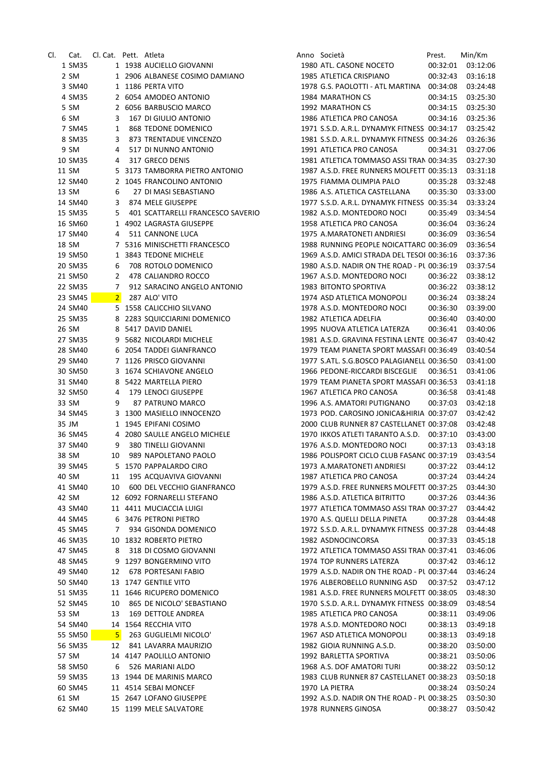| Cl. | Cat. | Cl. Cat. | Pett. | Atleta | Anno | Società | Prest. | Min/Km |
|---|---|---|---|---|---|---|---|---|
| 1 | SM35 | 1 | 1938 | AUCIELLO GIOVANNI | 1980 | ATL. CASONE NOCETO | 00:32:01 | 03:12:06 |
| 2 | SM | 1 | 2906 | ALBANESE COSIMO DAMIANO | 1985 | ATLETICA CRISPIANO | 00:32:43 | 03:16:18 |
| 3 | SM40 | 1 | 1186 | PERTA VITO | 1978 | G.S. PAOLOTTI - ATL MARTINA | 00:34:08 | 03:24:48 |
| 4 | SM35 | 2 | 6054 | AMODEO ANTONIO | 1984 | MARATHON CS | 00:34:15 | 03:25:30 |
| 5 | SM | 2 | 6056 | BARBUSCIO MARCO | 1992 | MARATHON CS | 00:34:15 | 03:25:30 |
| 6 | SM | 3 | 167 | DI GIULIO ANTONIO | 1986 | ATLETICA PRO CANOSA | 00:34:16 | 03:25:36 |
| 7 | SM45 | 1 | 868 | TEDONE DOMENICO | 1971 | S.S.D. A.R.L. DYNAMYK FITNESS | 00:34:17 | 03:25:42 |
| 8 | SM35 | 3 | 873 | TRENTADUE VINCENZO | 1981 | S.S.D. A.R.L. DYNAMYK FITNESS | 00:34:26 | 03:26:36 |
| 9 | SM | 4 | 517 | DI NUNNO ANTONIO | 1991 | ATLETICA PRO CANOSA | 00:34:31 | 03:27:06 |
| 10 | SM35 | 4 | 317 | GRECO DENIS | 1981 | ATLETICA TOMMASO ASSI TRAN | 00:34:35 | 03:27:30 |
| 11 | SM | 5 | 3173 | TAMBORRA PIETRO ANTONIO | 1987 | A.S.D. FREE RUNNERS MOLFETT | 00:35:13 | 03:31:18 |
| 12 | SM40 | 2 | 1045 | FRANCOLINO ANTONIO | 1975 | FIAMMA OLIMPIA PALO | 00:35:28 | 03:32:48 |
| 13 | SM | 6 | 27 | DI MASI SEBASTIANO | 1986 | A.S. ATLETICA CASTELLANA | 00:35:30 | 03:33:00 |
| 14 | SM40 | 3 | 874 | MELE GIUSEPPE | 1977 | S.S.D. A.R.L. DYNAMYK FITNESS | 00:35:34 | 03:33:24 |
| 15 | SM35 | 5 | 401 | SCATTARELLI FRANCESCO SAVERIO | 1982 | A.S.D. MONTEDORO NOCI | 00:35:49 | 03:34:54 |
| 16 | SM60 | 1 | 4902 | LAGRASTA GIUSEPPE | 1958 | ATLETICA PRO CANOSA | 00:36:04 | 03:36:24 |
| 17 | SM40 | 4 | 511 | CANNONE LUCA | 1975 | A.MARATONETI ANDRIESI | 00:36:09 | 03:36:54 |
| 18 | SM | 7 | 5316 | MINISCHETTI FRANCESCO | 1988 | RUNNING PEOPLE NOICATTARO | 00:36:09 | 03:36:54 |
| 19 | SM50 | 1 | 3843 | TEDONE MICHELE | 1969 | A.S.D. AMICI STRADA DEL TESOI | 00:36:16 | 03:37:36 |
| 20 | SM35 | 6 | 708 | ROTOLO DOMENICO | 1980 | A.S.D. NADIR ON THE ROAD - PU | 00:36:19 | 03:37:54 |
| 21 | SM50 | 2 | 478 | CALIANDRO ROCCO | 1967 | A.S.D. MONTEDORO NOCI | 00:36:22 | 03:38:12 |
| 22 | SM35 | 7 | 912 | SARACINO ANGELO ANTONIO | 1983 | BITONTO SPORTIVA | 00:36:22 | 03:38:12 |
| 23 | SM45 | 2 | 287 | ALO' VITO | 1974 | ASD ATLETICA MONOPOLI | 00:36:24 | 03:38:24 |
| 24 | SM40 | 5 | 1558 | CALICCHIO SILVANO | 1978 | A.S.D. MONTEDORO NOCI | 00:36:30 | 03:39:00 |
| 25 | SM35 | 8 | 2283 | SQUICCIARINI DOMENICO | 1982 | ATLETICA ADELFIA | 00:36:40 | 03:40:00 |
| 26 | SM | 8 | 5417 | DAVID DANIEL | 1995 | NUOVA ATLETICA LATERZA | 00:36:41 | 03:40:06 |
| 27 | SM35 | 9 | 5682 | NICOLARDI MICHELE | 1981 | A.S.D. GRAVINA FESTINA LENTE | 00:36:47 | 03:40:42 |
| 28 | SM40 | 6 | 2054 | TADDEI GIANFRANCO | 1979 | TEAM PIANETA SPORT MASSAFI | 00:36:49 | 03:40:54 |
| 29 | SM40 | 7 | 1126 | PRISCO GIOVANNI | 1977 | S.ATL. S.G.BOSCO PALAGIANELL | 00:36:50 | 03:41:00 |
| 30 | SM50 | 3 | 1674 | SCHIAVONE ANGELO | 1966 | PEDONE-RICCARDI BISCEGLIE | 00:36:51 | 03:41:06 |
| 31 | SM40 | 8 | 5422 | MARTELLA PIERO | 1979 | TEAM PIANETA SPORT MASSAFI | 00:36:53 | 03:41:18 |
| 32 | SM50 | 4 | 179 | LENOCI GIUSEPPE | 1967 | ATLETICA PRO CANOSA | 00:36:58 | 03:41:48 |
| 33 | SM | 9 | 87 | PATRUNO MARCO | 1996 | A.S. AMATORI PUTIGNANO | 00:37:03 | 03:42:18 |
| 34 | SM45 | 3 | 1300 | MASIELLO INNOCENZO | 1973 | POD. CAROSINO JONICA&HIRIA | 00:37:07 | 03:42:42 |
| 35 | JM | 1 | 1945 | EPIFANI COSIMO | 2000 | CLUB RUNNER 87 CASTELLANET | 00:37:08 | 03:42:48 |
| 36 | SM45 | 4 | 2080 | SAULLE ANGELO MICHELE | 1970 | IKKOS ATLETI TARANTO A.S.D. | 00:37:10 | 03:43:00 |
| 37 | SM40 | 9 | 380 | TINELLI GIOVANNI | 1976 | A.S.D. MONTEDORO NOCI | 00:37:13 | 03:43:18 |
| 38 | SM | 10 | 989 | NAPOLETANO PAOLO | 1986 | POLISPORT CICLO CLUB FASANC | 00:37:19 | 03:43:54 |
| 39 | SM45 | 5 | 1570 | PAPPALARDO CIRO | 1973 | A.MARATONETI ANDRIESI | 00:37:22 | 03:44:12 |
| 40 | SM | 11 | 195 | ACQUAVIVA GIOVANNI | 1987 | ATLETICA PRO CANOSA | 00:37:24 | 03:44:24 |
| 41 | SM40 | 10 | 600 | DEL VECCHIO GIANFRANCO | 1979 | A.S.D. FREE RUNNERS MOLFETT | 00:37:25 | 03:44:30 |
| 42 | SM | 12 | 6092 | FORNARELLI STEFANO | 1986 | A.S.D. ATLETICA BITRITTO | 00:37:26 | 03:44:36 |
| 43 | SM40 | 11 | 4411 | MUCIACCIA LUIGI | 1977 | ATLETICA TOMMASO ASSI TRAN | 00:37:27 | 03:44:42 |
| 44 | SM45 | 6 | 3476 | PETRONI PIETRO | 1970 | A.S. QUELLI DELLA PINETA | 00:37:28 | 03:44:48 |
| 45 | SM45 | 7 | 934 | GISONDA DOMENICO | 1972 | S.S.D. A.R.L. DYNAMYK FITNESS | 00:37:28 | 03:44:48 |
| 46 | SM35 | 10 | 1832 | ROBERTO PIETRO | 1982 | ASDNOCINCORSA | 00:37:33 | 03:45:18 |
| 47 | SM45 | 8 | 318 | DI COSMO GIOVANNI | 1972 | ATLETICA TOMMASO ASSI TRAN | 00:37:41 | 03:46:06 |
| 48 | SM45 | 9 | 1297 | BONGERMINO VITO | 1974 | TOP RUNNERS LATERZA | 00:37:42 | 03:46:12 |
| 49 | SM40 | 12 | 678 | PORTESANI FABIO | 1979 | A.S.D. NADIR ON THE ROAD - PU | 00:37:44 | 03:46:24 |
| 50 | SM40 | 13 | 1747 | GENTILE VITO | 1976 | ALBEROBELLO RUNNING ASD | 00:37:52 | 03:47:12 |
| 51 | SM35 | 11 | 1646 | RICUPERO DOMENICO | 1981 | A.S.D. FREE RUNNERS MOLFETT | 00:38:05 | 03:48:30 |
| 52 | SM45 | 10 | 865 | DE NICOLO' SEBASTIANO | 1970 | S.S.D. A.R.L. DYNAMYK FITNESS | 00:38:09 | 03:48:54 |
| 53 | SM | 13 | 169 | DETTOLE ANDREA | 1985 | ATLETICA PRO CANOSA | 00:38:11 | 03:49:06 |
| 54 | SM40 | 14 | 1564 | RECCHIA VITO | 1978 | A.S.D. MONTEDORO NOCI | 00:38:13 | 03:49:18 |
| 55 | SM50 | 5 | 263 | GUGLIELMI NICOLO' | 1967 | ASD ATLETICA MONOPOLI | 00:38:13 | 03:49:18 |
| 56 | SM35 | 12 | 841 | LAVARRA MAURIZIO | 1982 | GIOIA RUNNING A.S.D. | 00:38:20 | 03:50:00 |
| 57 | SM | 14 | 4147 | PAOLILLO ANTONIO | 1992 | BARLETTA SPORTIVA | 00:38:21 | 03:50:06 |
| 58 | SM50 | 6 | 526 | MARIANI ALDO | 1968 | A.S. DOF AMATORI TURI | 00:38:22 | 03:50:12 |
| 59 | SM35 | 13 | 1944 | DE MARINIS MARCO | 1983 | CLUB RUNNER 87 CASTELLANET | 00:38:23 | 03:50:18 |
| 60 | SM45 | 11 | 4514 | SEBAI MONCEF | 1970 | LA PIETRA | 00:38:24 | 03:50:24 |
| 61 | SM | 15 | 2647 | LOFANO GIUSEPPE | 1992 | A.S.D. NADIR ON THE ROAD - PU | 00:38:25 | 03:50:30 |
| 62 | SM40 | 15 | 1199 | MELE SALVATORE | 1978 | RUNNERS GINOSA | 00:38:27 | 03:50:42 |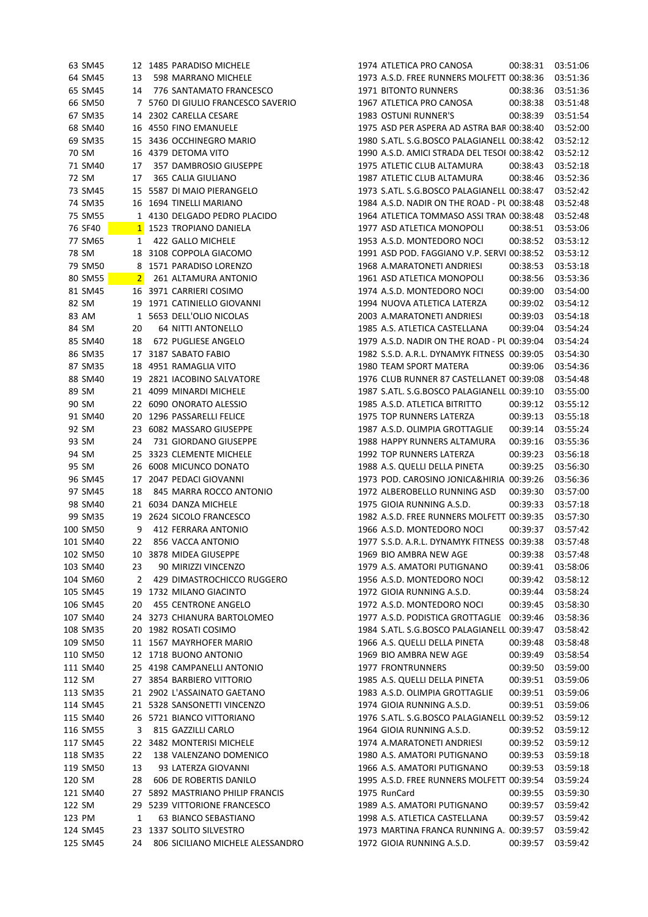| | | | | | | | | |
|---|---|---|---|---|---|---|---|---|
| 63 | SM45 | 12 | 1485 | PARADISO MICHELE | 1974 | ATLETICA PRO CANOSA | 00:38:31 | 03:51:06 |
| 64 | SM45 | 13 | 598 | MARRANO MICHELE | 1973 | A.S.D. FREE RUNNERS MOLFETT | 00:38:36 | 03:51:36 |
| 65 | SM45 | 14 | 776 | SANTAMATO FRANCESCO | 1971 | BITONTO RUNNERS | 00:38:36 | 03:51:36 |
| 66 | SM50 | 7 | 5760 | DI GIULIO FRANCESCO SAVERIO | 1967 | ATLETICA PRO CANOSA | 00:38:38 | 03:51:48 |
| 67 | SM35 | 14 | 2302 | CARELLA CESARE | 1983 | OSTUNI RUNNER'S | 00:38:39 | 03:51:54 |
| 68 | SM40 | 16 | 4550 | FINO EMANUELE | 1975 | ASD PER ASPERA AD ASTRA BAR | 00:38:40 | 03:52:00 |
| 69 | SM35 | 15 | 3436 | OCCHINEGRO MARIO | 1980 | S.ATL. S.G.BOSCO PALAGIANELL | 00:38:42 | 03:52:12 |
| 70 | SM | 16 | 4379 | DETOMA VITO | 1990 | A.S.D. AMICI STRADA DEL TESOI | 00:38:42 | 03:52:12 |
| 71 | SM40 | 17 | 357 | DAMBROSIO GIUSEPPE | 1975 | ATLETIC CLUB ALTAMURA | 00:38:43 | 03:52:18 |
| 72 | SM | 17 | 365 | CALIA GIULIANO | 1987 | ATLETIC CLUB ALTAMURA | 00:38:46 | 03:52:36 |
| 73 | SM45 | 15 | 5587 | DI MAIO PIERANGELO | 1973 | S.ATL. S.G.BOSCO PALAGIANELL | 00:38:47 | 03:52:42 |
| 74 | SM35 | 16 | 1694 | TINELLI MARIANO | 1984 | A.S.D. NADIR ON THE ROAD - PU | 00:38:48 | 03:52:48 |
| 75 | SM55 | 1 | 4130 | DELGADO PEDRO PLACIDO | 1964 | ATLETICA TOMMASO ASSI TRAN | 00:38:48 | 03:52:48 |
| 76 | SF40 | 1 | 1523 | TROPIANO DANIELA | 1977 | ASD ATLETICA MONOPOLI | 00:38:51 | 03:53:06 |
| 77 | SM65 | 1 | 422 | GALLO MICHELE | 1953 | A.S.D. MONTEDORO NOCI | 00:38:52 | 03:53:12 |
| 78 | SM | 18 | 3108 | COPPOLA GIACOMO | 1991 | ASD POD. FAGGIANO V.P. SERVI | 00:38:52 | 03:53:12 |
| 79 | SM50 | 8 | 1571 | PARADISO LORENZO | 1968 | A.MARATONETI ANDRIESI | 00:38:53 | 03:53:18 |
| 80 | SM55 | 2 | 261 | ALTAMURA ANTONIO | 1961 | ASD ATLETICA MONOPOLI | 00:38:56 | 03:53:36 |
| 81 | SM45 | 16 | 3971 | CARRIERI COSIMO | 1974 | A.S.D. MONTEDORO NOCI | 00:39:00 | 03:54:00 |
| 82 | SM | 19 | 1971 | CATINIELLO GIOVANNI | 1994 | NUOVA ATLETICA LATERZA | 00:39:02 | 03:54:12 |
| 83 | AM | 1 | 5653 | DELL'OLIO NICOLAS | 2003 | A.MARATONETI ANDRIESI | 00:39:03 | 03:54:18 |
| 84 | SM | 20 | 64 | NITTI ANTONELLO | 1985 | A.S. ATLETICA CASTELLANA | 00:39:04 | 03:54:24 |
| 85 | SM40 | 18 | 672 | PUGLIESE ANGELO | 1979 | A.S.D. NADIR ON THE ROAD - PU | 00:39:04 | 03:54:24 |
| 86 | SM35 | 17 | 3187 | SABATO FABIO | 1982 | S.S.D. A.R.L. DYNAMYK FITNESS | 00:39:05 | 03:54:30 |
| 87 | SM35 | 18 | 4951 | RAMAGLIA VITO | 1980 | TEAM SPORT MATERA | 00:39:06 | 03:54:36 |
| 88 | SM40 | 19 | 2821 | IACOBINO SALVATORE | 1976 | CLUB RUNNER 87 CASTELLANET | 00:39:08 | 03:54:48 |
| 89 | SM | 21 | 4099 | MINARDI MICHELE | 1987 | S.ATL. S.G.BOSCO PALAGIANELL | 00:39:10 | 03:55:00 |
| 90 | SM | 22 | 6090 | ONORATO ALESSIO | 1985 | A.S.D. ATLETICA BITRITTO | 00:39:12 | 03:55:12 |
| 91 | SM40 | 20 | 1296 | PASSARELLI FELICE | 1975 | TOP RUNNERS LATERZA | 00:39:13 | 03:55:18 |
| 92 | SM | 23 | 6082 | MASSARO GIUSEPPE | 1987 | A.S.D. OLIMPIA GROTTAGLIE | 00:39:14 | 03:55:24 |
| 93 | SM | 24 | 731 | GIORDANO GIUSEPPE | 1988 | HAPPY RUNNERS ALTAMURA | 00:39:16 | 03:55:36 |
| 94 | SM | 25 | 3323 | CLEMENTE MICHELE | 1992 | TOP RUNNERS LATERZA | 00:39:23 | 03:56:18 |
| 95 | SM | 26 | 6008 | MICUNCO DONATO | 1988 | A.S. QUELLI DELLA PINETA | 00:39:25 | 03:56:30 |
| 96 | SM45 | 17 | 2047 | PEDACI GIOVANNI | 1973 | POD. CAROSINO JONICA&HIRIA | 00:39:26 | 03:56:36 |
| 97 | SM45 | 18 | 845 | MARRA ROCCO ANTONIO | 1972 | ALBEROBELLO RUNNING ASD | 00:39:30 | 03:57:00 |
| 98 | SM40 | 21 | 6034 | DANZA MICHELE | 1975 | GIOIA RUNNING A.S.D. | 00:39:33 | 03:57:18 |
| 99 | SM35 | 19 | 2624 | SICOLO FRANCESCO | 1982 | A.S.D. FREE RUNNERS MOLFETT | 00:39:35 | 03:57:30 |
| 100 | SM50 | 9 | 412 | FERRARA ANTONIO | 1966 | A.S.D. MONTEDORO NOCI | 00:39:37 | 03:57:42 |
| 101 | SM40 | 22 | 856 | VACCA ANTONIO | 1977 | S.S.D. A.R.L. DYNAMYK FITNESS | 00:39:38 | 03:57:48 |
| 102 | SM50 | 10 | 3878 | MIDEA GIUSEPPE | 1969 | BIO AMBRA NEW AGE | 00:39:38 | 03:57:48 |
| 103 | SM40 | 23 | 90 | MIRIZZI VINCENZO | 1979 | A.S. AMATORI PUTIGNANO | 00:39:41 | 03:58:06 |
| 104 | SM60 | 2 | 429 | DIMASTROCHICCO RUGGERO | 1956 | A.S.D. MONTEDORO NOCI | 00:39:42 | 03:58:12 |
| 105 | SM45 | 19 | 1732 | MILANO GIACINTO | 1972 | GIOIA RUNNING A.S.D. | 00:39:44 | 03:58:24 |
| 106 | SM45 | 20 | 455 | CENTRONE ANGELO | 1972 | A.S.D. MONTEDORO NOCI | 00:39:45 | 03:58:30 |
| 107 | SM40 | 24 | 3273 | CHIANURA BARTOLOMEO | 1977 | A.S.D. PODISTICA GROTTAGLIE | 00:39:46 | 03:58:36 |
| 108 | SM35 | 20 | 1982 | ROSATI COSIMO | 1984 | S.ATL. S.G.BOSCO PALAGIANELL | 00:39:47 | 03:58:42 |
| 109 | SM50 | 11 | 1567 | MAYRHOFER MARIO | 1966 | A.S. QUELLI DELLA PINETA | 00:39:48 | 03:58:48 |
| 110 | SM50 | 12 | 1718 | BUONO ANTONIO | 1969 | BIO AMBRA NEW AGE | 00:39:49 | 03:58:54 |
| 111 | SM40 | 25 | 4198 | CAMPANELLI ANTONIO | 1977 | FRONTRUNNERS | 00:39:50 | 03:59:00 |
| 112 | SM | 27 | 3854 | BARBIERO VITTORIO | 1985 | A.S. QUELLI DELLA PINETA | 00:39:51 | 03:59:06 |
| 113 | SM35 | 21 | 2902 | L'ASSAINATO GAETANO | 1983 | A.S.D. OLIMPIA GROTTAGLIE | 00:39:51 | 03:59:06 |
| 114 | SM45 | 21 | 5328 | SANSONETTI VINCENZO | 1974 | GIOIA RUNNING A.S.D. | 00:39:51 | 03:59:06 |
| 115 | SM40 | 26 | 5721 | BIANCO VITTORIANO | 1976 | S.ATL. S.G.BOSCO PALAGIANELL | 00:39:52 | 03:59:12 |
| 116 | SM55 | 3 | 815 | GAZZILLI CARLO | 1964 | GIOIA RUNNING A.S.D. | 00:39:52 | 03:59:12 |
| 117 | SM45 | 22 | 3482 | MONTERISI MICHELE | 1974 | A.MARATONETI ANDRIESI | 00:39:52 | 03:59:12 |
| 118 | SM35 | 22 | 138 | VALENZANO DOMENICO | 1980 | A.S. AMATORI PUTIGNANO | 00:39:53 | 03:59:18 |
| 119 | SM50 | 13 | 93 | LATERZA GIOVANNI | 1966 | A.S. AMATORI PUTIGNANO | 00:39:53 | 03:59:18 |
| 120 | SM | 28 | 606 | DE ROBERTIS DANILO | 1995 | A.S.D. FREE RUNNERS MOLFETT | 00:39:54 | 03:59:24 |
| 121 | SM40 | 27 | 5892 | MASTRIANO PHILIP FRANCIS | 1975 | RunCard | 00:39:55 | 03:59:30 |
| 122 | SM | 29 | 5239 | VITTORIONE FRANCESCO | 1989 | A.S. AMATORI PUTIGNANO | 00:39:57 | 03:59:42 |
| 123 | PM | 1 | 63 | BIANCO SEBASTIANO | 1998 | A.S. ATLETICA CASTELLANA | 00:39:57 | 03:59:42 |
| 124 | SM45 | 23 | 1337 | SOLITO SILVESTRO | 1973 | MARTINA FRANCA RUNNING A. | 00:39:57 | 03:59:42 |
| 125 | SM45 | 24 | 806 | SICILIANO MICHELE ALESSANDRO | 1972 | GIOIA RUNNING A.S.D. | 00:39:57 | 03:59:42 |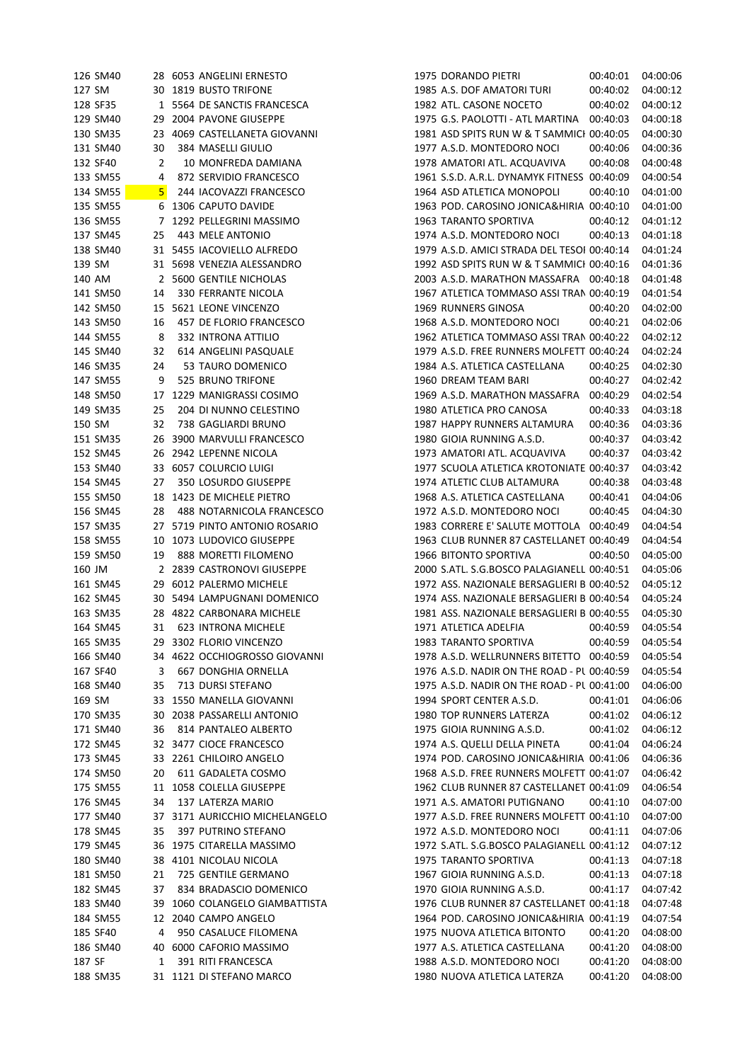| | | | | | | | | | |
|---|---|---|---|---|---|---|---|---|---|
| 126 | SM40 | 28 | 6053 | ANGELINI ERNESTO | 1975 | DORANDO PIETRI | 00:40:01 | 04:00:06 |
| 127 | SM | 30 | 1819 | BUSTO TRIFONE | 1985 | A.S. DOF AMATORI TURI | 00:40:02 | 04:00:12 |
| 128 | SF35 | 1 | 5564 | DE SANCTIS FRANCESCA | 1982 | ATL. CASONE NOCETO | 00:40:02 | 04:00:12 |
| 129 | SM40 | 29 | 2004 | PAVONE GIUSEPPE | 1975 | G.S. PAOLOTTI - ATL MARTINA | 00:40:03 | 04:00:18 |
| 130 | SM35 | 23 | 4069 | CASTELLANETA GIOVANNI | 1981 | ASD SPITS RUN W & T SAMMICI | 00:40:05 | 04:00:30 |
| 131 | SM40 | 30 | 384 | MASELLI GIULIO | 1977 | A.S.D. MONTEDORO NOCI | 00:40:06 | 04:00:36 |
| 132 | SF40 | 2 | 10 | MONFREDA DAMIANA | 1978 | AMATORI ATL. ACQUAVIVA | 00:40:08 | 04:00:48 |
| 133 | SM55 | 4 | 872 | SERVIDIO FRANCESCO | 1961 | S.S.D. A.R.L. DYNAMYK FITNESS | 00:40:09 | 04:00:54 |
| 134 | SM55 | 5 | 244 | IACOVAZZI FRANCESCO | 1964 | ASD ATLETICA MONOPOLI | 00:40:10 | 04:01:00 |
| 135 | SM55 | 6 | 1306 | CAPUTO DAVIDE | 1963 | POD. CAROSINO JONICA&HIRIA | 00:40:10 | 04:01:00 |
| 136 | SM55 | 7 | 1292 | PELLEGRINI MASSIMO | 1963 | TARANTO SPORTIVA | 00:40:12 | 04:01:12 |
| 137 | SM45 | 25 | 443 | MELE ANTONIO | 1974 | A.S.D. MONTEDORO NOCI | 00:40:13 | 04:01:18 |
| 138 | SM40 | 31 | 5455 | IACOVIELLO ALFREDO | 1979 | A.S.D. AMICI STRADA DEL TESOI | 00:40:14 | 04:01:24 |
| 139 | SM | 31 | 5698 | VENEZIA ALESSANDRO | 1992 | ASD SPITS RUN W & T SAMMICI | 00:40:16 | 04:01:36 |
| 140 | AM | 2 | 5600 | GENTILE NICHOLAS | 2003 | A.S.D. MARATHON MASSAFRA | 00:40:18 | 04:01:48 |
| 141 | SM50 | 14 | 330 | FERRANTE NICOLA | 1967 | ATLETICA TOMMASO ASSI TRAN | 00:40:19 | 04:01:54 |
| 142 | SM50 | 15 | 5621 | LEONE VINCENZO | 1969 | RUNNERS GINOSA | 00:40:20 | 04:02:00 |
| 143 | SM50 | 16 | 457 | DE FLORIO FRANCESCO | 1968 | A.S.D. MONTEDORO NOCI | 00:40:21 | 04:02:06 |
| 144 | SM55 | 8 | 332 | INTRONA ATTILIO | 1962 | ATLETICA TOMMASO ASSI TRAN | 00:40:22 | 04:02:12 |
| 145 | SM40 | 32 | 614 | ANGELINI PASQUALE | 1979 | A.S.D. FREE RUNNERS MOLFETT | 00:40:24 | 04:02:24 |
| 146 | SM35 | 24 | 53 | TAURO DOMENICO | 1984 | A.S. ATLETICA CASTELLANA | 00:40:25 | 04:02:30 |
| 147 | SM55 | 9 | 525 | BRUNO TRIFONE | 1960 | DREAM TEAM BARI | 00:40:27 | 04:02:42 |
| 148 | SM50 | 17 | 1229 | MANIGRASSI COSIMO | 1969 | A.S.D. MARATHON MASSAFRA | 00:40:29 | 04:02:54 |
| 149 | SM35 | 25 | 204 | DI NUNNO CELESTINO | 1980 | ATLETICA PRO CANOSA | 00:40:33 | 04:03:18 |
| 150 | SM | 32 | 738 | GAGLIARDI BRUNO | 1987 | HAPPY RUNNERS ALTAMURA | 00:40:36 | 04:03:36 |
| 151 | SM35 | 26 | 3900 | MARVULLI FRANCESCO | 1980 | GIOIA RUNNING A.S.D. | 00:40:37 | 04:03:42 |
| 152 | SM45 | 26 | 2942 | LEPENNE NICOLA | 1973 | AMATORI ATL. ACQUAVIVA | 00:40:37 | 04:03:42 |
| 153 | SM40 | 33 | 6057 | COLURCIO LUIGI | 1977 | SCUOLA ATLETICA KROTONIATE | 00:40:37 | 04:03:42 |
| 154 | SM45 | 27 | 350 | LOSURDO GIUSEPPE | 1974 | ATLETIC CLUB ALTAMURA | 00:40:38 | 04:03:48 |
| 155 | SM50 | 18 | 1423 | DE MICHELE PIETRO | 1968 | A.S. ATLETICA CASTELLANA | 00:40:41 | 04:04:06 |
| 156 | SM45 | 28 | 488 | NOTARNICOLA FRANCESCO | 1972 | A.S.D. MONTEDORO NOCI | 00:40:45 | 04:04:30 |
| 157 | SM35 | 27 | 5719 | PINTO ANTONIO ROSARIO | 1983 | CORRERE E' SALUTE MOTTOLA | 00:40:49 | 04:04:54 |
| 158 | SM55 | 10 | 1073 | LUDOVICO GIUSEPPE | 1963 | CLUB RUNNER 87 CASTELLANET | 00:40:49 | 04:04:54 |
| 159 | SM50 | 19 | 888 | MORETTI FILOMENO | 1966 | BITONTO SPORTIVA | 00:40:50 | 04:05:00 |
| 160 | JM | 2 | 2839 | CASTRONOVI GIUSEPPE | 2000 | S.ATL. S.G.BOSCO PALAGIANELL | 00:40:51 | 04:05:06 |
| 161 | SM45 | 29 | 6012 | PALERMO MICHELE | 1972 | ASS. NAZIONALE BERSAGLIERI B | 00:40:52 | 04:05:12 |
| 162 | SM45 | 30 | 5494 | LAMPUGNANI DOMENICO | 1974 | ASS. NAZIONALE BERSAGLIERI B | 00:40:54 | 04:05:24 |
| 163 | SM35 | 28 | 4822 | CARBONARA MICHELE | 1981 | ASS. NAZIONALE BERSAGLIERI B | 00:40:55 | 04:05:30 |
| 164 | SM45 | 31 | 623 | INTRONA MICHELE | 1971 | ATLETICA ADELFIA | 00:40:59 | 04:05:54 |
| 165 | SM35 | 29 | 3302 | FLORIO VINCENZO | 1983 | TARANTO SPORTIVA | 00:40:59 | 04:05:54 |
| 166 | SM40 | 34 | 4622 | OCCHIOGROSSO GIOVANNI | 1978 | A.S.D. WELLRUNNERS BITETTO | 00:40:59 | 04:05:54 |
| 167 | SF40 | 3 | 667 | DONGHIA ORNELLA | 1976 | A.S.D. NADIR ON THE ROAD - PU | 00:40:59 | 04:05:54 |
| 168 | SM40 | 35 | 713 | DURSI STEFANO | 1975 | A.S.D. NADIR ON THE ROAD - PU | 00:41:00 | 04:06:00 |
| 169 | SM | 33 | 1550 | MANELLA GIOVANNI | 1994 | SPORT CENTER A.S.D. | 00:41:01 | 04:06:06 |
| 170 | SM35 | 30 | 2038 | PASSARELLI ANTONIO | 1980 | TOP RUNNERS LATERZA | 00:41:02 | 04:06:12 |
| 171 | SM40 | 36 | 814 | PANTALEO ALBERTO | 1975 | GIOIA RUNNING A.S.D. | 00:41:02 | 04:06:12 |
| 172 | SM45 | 32 | 3477 | CIOCE FRANCESCO | 1974 | A.S. QUELLI DELLA PINETA | 00:41:04 | 04:06:24 |
| 173 | SM45 | 33 | 2261 | CHILOIRO ANGELO | 1974 | POD. CAROSINO JONICA&HIRIA | 00:41:06 | 04:06:36 |
| 174 | SM50 | 20 | 611 | GADALETA COSMO | 1968 | A.S.D. FREE RUNNERS MOLFETT | 00:41:07 | 04:06:42 |
| 175 | SM55 | 11 | 1058 | COLELLA GIUSEPPE | 1962 | CLUB RUNNER 87 CASTELLANET | 00:41:09 | 04:06:54 |
| 176 | SM45 | 34 | 137 | LATERZA MARIO | 1971 | A.S. AMATORI PUTIGNANO | 00:41:10 | 04:07:00 |
| 177 | SM40 | 37 | 3171 | AURICCHIO MICHELANGELO | 1977 | A.S.D. FREE RUNNERS MOLFETT | 00:41:10 | 04:07:00 |
| 178 | SM45 | 35 | 397 | PUTRINO STEFANO | 1972 | A.S.D. MONTEDORO NOCI | 00:41:11 | 04:07:06 |
| 179 | SM45 | 36 | 1975 | CITARELLA MASSIMO | 1972 | S.ATL. S.G.BOSCO PALAGIANELL | 00:41:12 | 04:07:12 |
| 180 | SM40 | 38 | 4101 | NICOLAU NICOLA | 1975 | TARANTO SPORTIVA | 00:41:13 | 04:07:18 |
| 181 | SM50 | 21 | 725 | GENTILE GERMANO | 1967 | GIOIA RUNNING A.S.D. | 00:41:13 | 04:07:18 |
| 182 | SM45 | 37 | 834 | BRADASCIO DOMENICO | 1970 | GIOIA RUNNING A.S.D. | 00:41:17 | 04:07:42 |
| 183 | SM40 | 39 | 1060 | COLANGELO GIAMBATTISTA | 1976 | CLUB RUNNER 87 CASTELLANET | 00:41:18 | 04:07:48 |
| 184 | SM55 | 12 | 2040 | CAMPO ANGELO | 1964 | POD. CAROSINO JONICA&HIRIA | 00:41:19 | 04:07:54 |
| 185 | SF40 | 4 | 950 | CASALUCE FILOMENA | 1975 | NUOVA ATLETICA BITONTO | 00:41:20 | 04:08:00 |
| 186 | SM40 | 40 | 6000 | CAFORIO MASSIMO | 1977 | A.S. ATLETICA CASTELLANA | 00:41:20 | 04:08:00 |
| 187 | SF | 1 | 391 | RITI FRANCESCA | 1988 | A.S.D. MONTEDORO NOCI | 00:41:20 | 04:08:00 |
| 188 | SM35 | 31 | 1121 | DI STEFANO MARCO | 1980 | NUOVA ATLETICA LATERZA | 00:41:20 | 04:08:00 |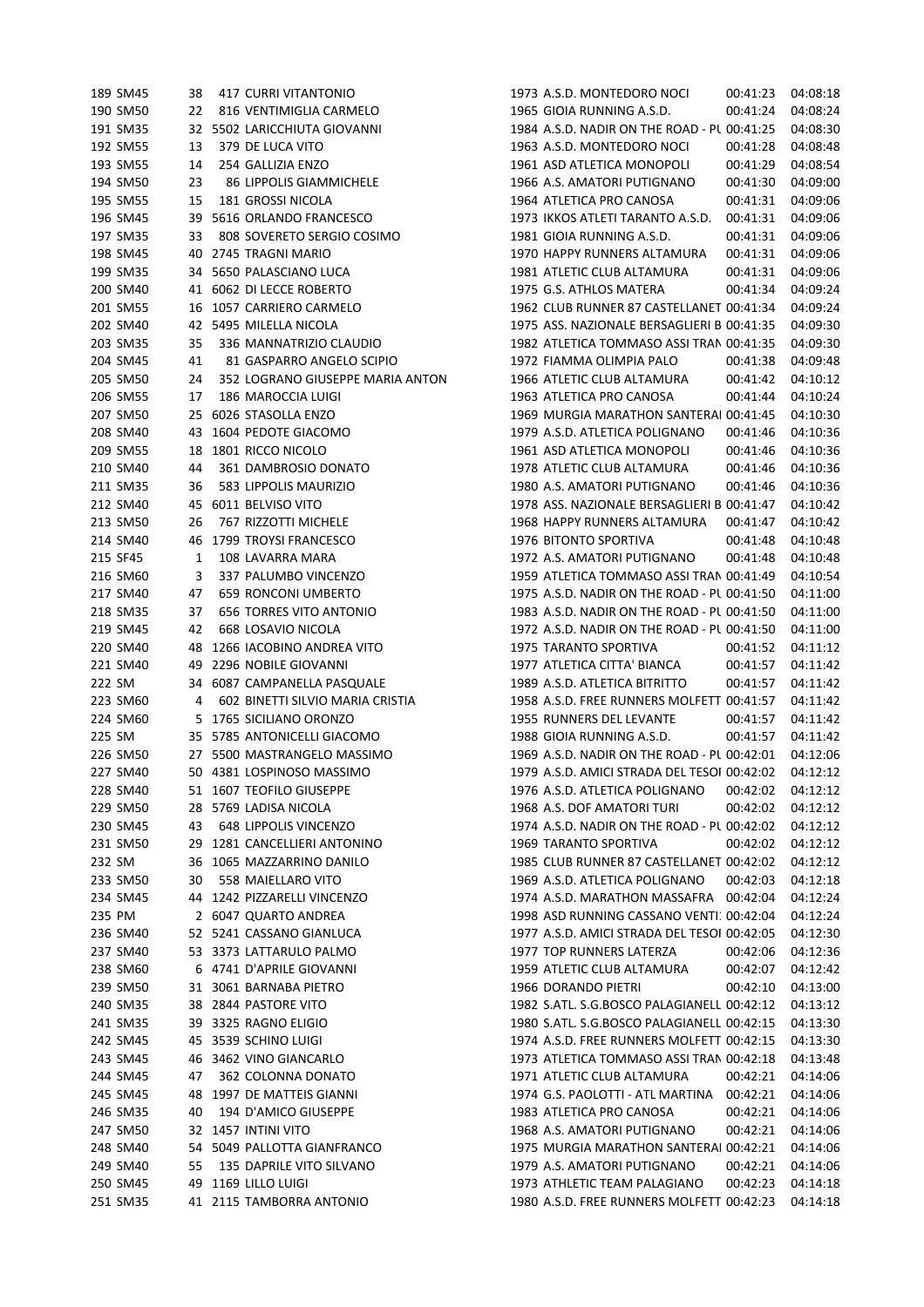| | | | | | | | | |
|---|---|---|---|---|---|---|---|---|
| 189 | SM45 | 38 | 417 | CURRI VITANTONIO | 1973 | A.S.D. MONTEDORO NOCI | 00:41:23 | 04:08:18 |
| 190 | SM50 | 22 | 816 | VENTIMIGLIA CARMELO | 1965 | GIOIA RUNNING A.S.D. | 00:41:24 | 04:08:24 |
| 191 | SM35 | 32 | 5502 | LARICCHIUTA GIOVANNI | 1984 | A.S.D. NADIR ON THE ROAD - PU | 00:41:25 | 04:08:30 |
| 192 | SM55 | 13 | 379 | DE LUCA VITO | 1963 | A.S.D. MONTEDORO NOCI | 00:41:28 | 04:08:48 |
| 193 | SM55 | 14 | 254 | GALLIZIA ENZO | 1961 | ASD ATLETICA MONOPOLI | 00:41:29 | 04:08:54 |
| 194 | SM50 | 23 | 86 | LIPPOLIS GIAMMICHELE | 1966 | A.S. AMATORI PUTIGNANO | 00:41:30 | 04:09:00 |
| 195 | SM55 | 15 | 181 | GROSSI NICOLA | 1964 | ATLETICA PRO CANOSA | 00:41:31 | 04:09:06 |
| 196 | SM45 | 39 | 5616 | ORLANDO FRANCESCO | 1973 | IKKOS ATLETI TARANTO A.S.D. | 00:41:31 | 04:09:06 |
| 197 | SM35 | 33 | 808 | SOVERETO SERGIO COSIMO | 1981 | GIOIA RUNNING A.S.D. | 00:41:31 | 04:09:06 |
| 198 | SM45 | 40 | 2745 | TRAGNI MARIO | 1970 | HAPPY RUNNERS ALTAMURA | 00:41:31 | 04:09:06 |
| 199 | SM35 | 34 | 5650 | PALASCIANO LUCA | 1981 | ATLETIC CLUB ALTAMURA | 00:41:31 | 04:09:06 |
| 200 | SM40 | 41 | 6062 | DI LECCE ROBERTO | 1975 | G.S. ATHLOS MATERA | 00:41:34 | 04:09:24 |
| 201 | SM55 | 16 | 1057 | CARRIERO CARMELO | 1962 | CLUB RUNNER 87 CASTELLANET | 00:41:34 | 04:09:24 |
| 202 | SM40 | 42 | 5495 | MILELLA NICOLA | 1975 | ASS. NAZIONALE BERSAGLIERI B | 00:41:35 | 04:09:30 |
| 203 | SM35 | 35 | 336 | MANNATRIZIO CLAUDIO | 1982 | ATLETICA TOMMASO ASSI TRAN | 00:41:35 | 04:09:30 |
| 204 | SM45 | 41 | 81 | GASPARRO ANGELO SCIPIO | 1972 | FIAMMA OLIMPIA PALO | 00:41:38 | 04:09:48 |
| 205 | SM50 | 24 | 352 | LOGRANO GIUSEPPE MARIA ANTON | 1966 | ATLETIC CLUB ALTAMURA | 00:41:42 | 04:10:12 |
| 206 | SM55 | 17 | 186 | MAROCCIA LUIGI | 1963 | ATLETICA PRO CANOSA | 00:41:44 | 04:10:24 |
| 207 | SM50 | 25 | 6026 | STASOLLA ENZO | 1969 | MURGIA MARATHON SANTERAI | 00:41:45 | 04:10:30 |
| 208 | SM40 | 43 | 1604 | PEDOTE GIACOMO | 1979 | A.S.D. ATLETICA POLIGNANO | 00:41:46 | 04:10:36 |
| 209 | SM55 | 18 | 1801 | RICCO NICOLO | 1961 | ASD ATLETICA MONOPOLI | 00:41:46 | 04:10:36 |
| 210 | SM40 | 44 | 361 | DAMBROSIO DONATO | 1978 | ATLETIC CLUB ALTAMURA | 00:41:46 | 04:10:36 |
| 211 | SM35 | 36 | 583 | LIPPOLIS MAURIZIO | 1980 | A.S. AMATORI PUTIGNANO | 00:41:46 | 04:10:36 |
| 212 | SM40 | 45 | 6011 | BELVISO VITO | 1978 | ASS. NAZIONALE BERSAGLIERI B | 00:41:47 | 04:10:42 |
| 213 | SM50 | 26 | 767 | RIZZOTTI MICHELE | 1968 | HAPPY RUNNERS ALTAMURA | 00:41:47 | 04:10:42 |
| 214 | SM40 | 46 | 1799 | TROYSI FRANCESCO | 1976 | BITONTO SPORTIVA | 00:41:48 | 04:10:48 |
| 215 | SF45 | 1 | 108 | LAVARRA MARA | 1972 | A.S. AMATORI PUTIGNANO | 00:41:48 | 04:10:48 |
| 216 | SM60 | 3 | 337 | PALUMBO VINCENZO | 1959 | ATLETICA TOMMASO ASSI TRAN | 00:41:49 | 04:10:54 |
| 217 | SM40 | 47 | 659 | RONCONI UMBERTO | 1975 | A.S.D. NADIR ON THE ROAD - PU | 00:41:50 | 04:11:00 |
| 218 | SM35 | 37 | 656 | TORRES VITO ANTONIO | 1983 | A.S.D. NADIR ON THE ROAD - PU | 00:41:50 | 04:11:00 |
| 219 | SM45 | 42 | 668 | LOSAVIO NICOLA | 1972 | A.S.D. NADIR ON THE ROAD - PU | 00:41:50 | 04:11:00 |
| 220 | SM40 | 48 | 1266 | IACOBINO ANDREA VITO | 1975 | TARANTO SPORTIVA | 00:41:52 | 04:11:12 |
| 221 | SM40 | 49 | 2296 | NOBILE GIOVANNI | 1977 | ATLETICA CITTA' BIANCA | 00:41:57 | 04:11:42 |
| 222 | SM | 34 | 6087 | CAMPANELLA PASQUALE | 1989 | A.S.D. ATLETICA BITRITTO | 00:41:57 | 04:11:42 |
| 223 | SM60 | 4 | 602 | BINETTI SILVIO MARIA CRISTIA | 1958 | A.S.D. FREE RUNNERS MOLFETT | 00:41:57 | 04:11:42 |
| 224 | SM60 | 5 | 1765 | SICILIANO ORONZO | 1955 | RUNNERS DEL LEVANTE | 00:41:57 | 04:11:42 |
| 225 | SM | 35 | 5785 | ANTONICELLI GIACOMO | 1988 | GIOIA RUNNING A.S.D. | 00:41:57 | 04:11:42 |
| 226 | SM50 | 27 | 5500 | MASTRANGELO MASSIMO | 1969 | A.S.D. NADIR ON THE ROAD - PU | 00:42:01 | 04:12:06 |
| 227 | SM40 | 50 | 4381 | LOSPINOSO MASSIMO | 1979 | A.S.D. AMICI STRADA DEL TESOI | 00:42:02 | 04:12:12 |
| 228 | SM40 | 51 | 1607 | TEOFILO GIUSEPPE | 1976 | A.S.D. ATLETICA POLIGNANO | 00:42:02 | 04:12:12 |
| 229 | SM50 | 28 | 5769 | LADISA NICOLA | 1968 | A.S. DOF AMATORI TURI | 00:42:02 | 04:12:12 |
| 230 | SM45 | 43 | 648 | LIPPOLIS VINCENZO | 1974 | A.S.D. NADIR ON THE ROAD - PU | 00:42:02 | 04:12:12 |
| 231 | SM50 | 29 | 1281 | CANCELLIERI ANTONINO | 1969 | TARANTO SPORTIVA | 00:42:02 | 04:12:12 |
| 232 | SM | 36 | 1065 | MAZZARRINO DANILO | 1985 | CLUB RUNNER 87 CASTELLANET | 00:42:02 | 04:12:12 |
| 233 | SM50 | 30 | 558 | MAIELLARO VITO | 1969 | A.S.D. ATLETICA POLIGNANO | 00:42:03 | 04:12:18 |
| 234 | SM45 | 44 | 1242 | PIZZARELLI VINCENZO | 1974 | A.S.D. MARATHON MASSAFRA | 00:42:04 | 04:12:24 |
| 235 | PM | 2 | 6047 | QUARTO ANDREA | 1998 | ASD RUNNING CASSANO VENTI | 00:42:04 | 04:12:24 |
| 236 | SM40 | 52 | 5241 | CASSANO GIANLUCA | 1977 | A.S.D. AMICI STRADA DEL TESOI | 00:42:05 | 04:12:30 |
| 237 | SM40 | 53 | 3373 | LATTARULO PALMO | 1977 | TOP RUNNERS LATERZA | 00:42:06 | 04:12:36 |
| 238 | SM60 | 6 | 4741 | D'APRILE GIOVANNI | 1959 | ATLETIC CLUB ALTAMURA | 00:42:07 | 04:12:42 |
| 239 | SM50 | 31 | 3061 | BARNABA PIETRO | 1966 | DORANDO PIETRI | 00:42:10 | 04:13:00 |
| 240 | SM35 | 38 | 2844 | PASTORE VITO | 1982 | S.ATL. S.G.BOSCO PALAGIANELL | 00:42:12 | 04:13:12 |
| 241 | SM35 | 39 | 3325 | RAGNO ELIGIO | 1980 | S.ATL. S.G.BOSCO PALAGIANELL | 00:42:15 | 04:13:30 |
| 242 | SM45 | 45 | 3539 | SCHINO LUIGI | 1974 | A.S.D. FREE RUNNERS MOLFETT | 00:42:15 | 04:13:30 |
| 243 | SM45 | 46 | 3462 | VINO GIANCARLO | 1973 | ATLETICA TOMMASO ASSI TRAN | 00:42:18 | 04:13:48 |
| 244 | SM45 | 47 | 362 | COLONNA DONATO | 1971 | ATLETIC CLUB ALTAMURA | 00:42:21 | 04:14:06 |
| 245 | SM45 | 48 | 1997 | DE MATTEIS GIANNI | 1974 | G.S. PAOLOTTI - ATL MARTINA | 00:42:21 | 04:14:06 |
| 246 | SM35 | 40 | 194 | D'AMICO GIUSEPPE | 1983 | ATLETICA PRO CANOSA | 00:42:21 | 04:14:06 |
| 247 | SM50 | 32 | 1457 | INTINI VITO | 1968 | A.S. AMATORI PUTIGNANO | 00:42:21 | 04:14:06 |
| 248 | SM40 | 54 | 5049 | PALLOTTA GIANFRANCO | 1975 | MURGIA MARATHON SANTERAI | 00:42:21 | 04:14:06 |
| 249 | SM40 | 55 | 135 | DAPRILE VITO SILVANO | 1979 | A.S. AMATORI PUTIGNANO | 00:42:21 | 04:14:06 |
| 250 | SM45 | 49 | 1169 | LILLO LUIGI | 1973 | ATHLETIC TEAM PALAGIANO | 00:42:23 | 04:14:18 |
| 251 | SM35 | 41 | 2115 | TAMBORRA ANTONIO | 1980 | A.S.D. FREE RUNNERS MOLFETT | 00:42:23 | 04:14:18 |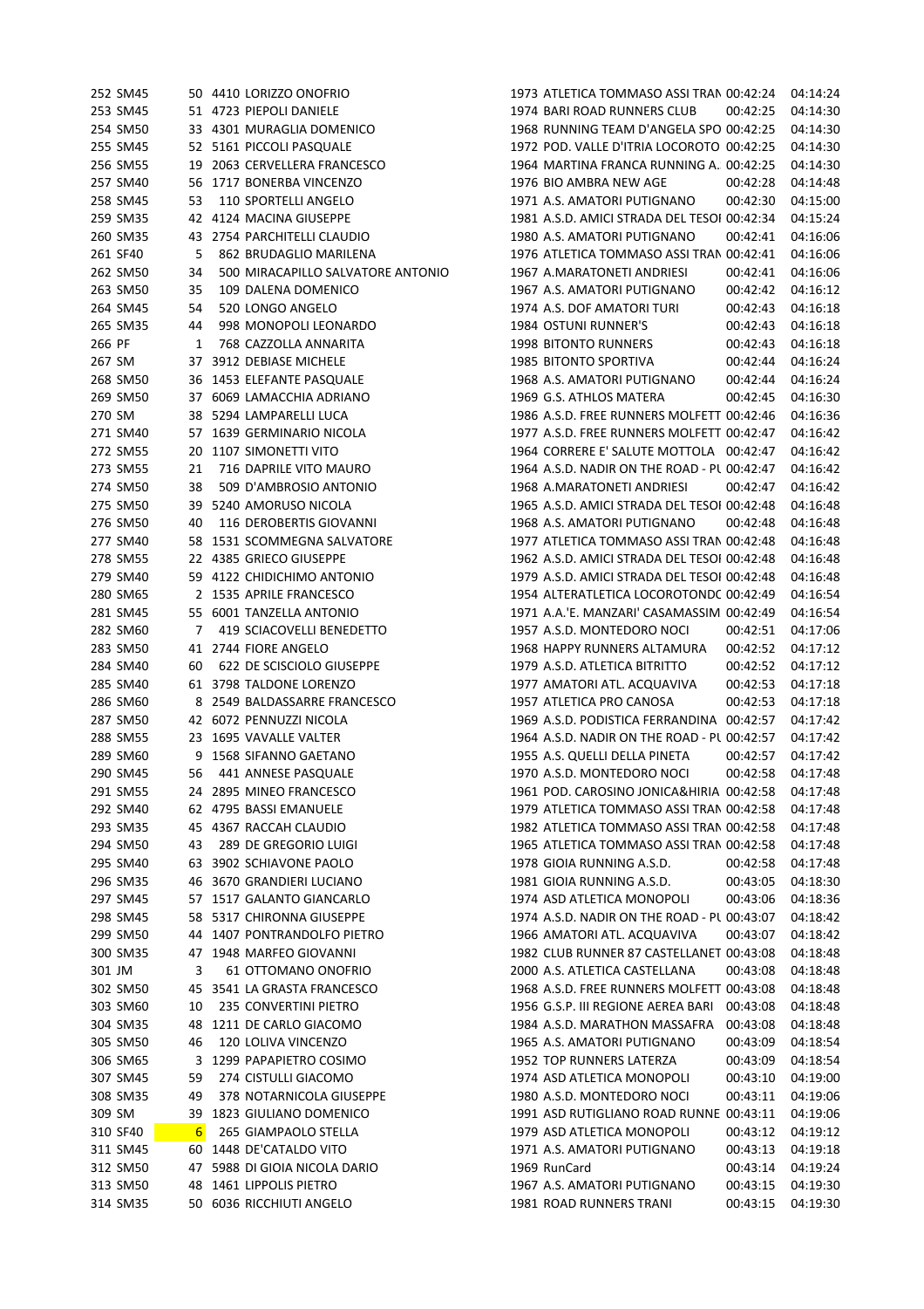| | | | | | | | | |
|---|---|---|---|---|---|---|---|---|
| 252 | SM45 | 50 | 4410 | LORIZZO ONOFRIO | 1973 | ATLETICA TOMMASO ASSI TRAN | 00:42:24 | 04:14:24 |
| 253 | SM45 | 51 | 4723 | PIEPOLI DANIELE | 1974 | BARI ROAD RUNNERS CLUB | 00:42:25 | 04:14:30 |
| 254 | SM50 | 33 | 4301 | MURAGLIA DOMENICO | 1968 | RUNNING TEAM D'ANGELA SPO | 00:42:25 | 04:14:30 |
| 255 | SM45 | 52 | 5161 | PICCOLI PASQUALE | 1972 | POD. VALLE D'ITRIA LOCOROTO | 00:42:25 | 04:14:30 |
| 256 | SM55 | 19 | 2063 | CERVELLERA FRANCESCO | 1964 | MARTINA FRANCA RUNNING A. | 00:42:25 | 04:14:30 |
| 257 | SM40 | 56 | 1717 | BONERBA VINCENZO | 1976 | BIO AMBRA NEW AGE | 00:42:28 | 04:14:48 |
| 258 | SM45 | 53 | 110 | SPORTELLI ANGELO | 1971 | A.S. AMATORI PUTIGNANO | 00:42:30 | 04:15:00 |
| 259 | SM35 | 42 | 4124 | MACINA GIUSEPPE | 1981 | A.S.D. AMICI STRADA DEL TESOI | 00:42:34 | 04:15:24 |
| 260 | SM35 | 43 | 2754 | PARCHITELLI CLAUDIO | 1980 | A.S. AMATORI PUTIGNANO | 00:42:41 | 04:16:06 |
| 261 | SF40 | 5 | 862 | BRUDAGLIO MARILENA | 1976 | ATLETICA TOMMASO ASSI TRAN | 00:42:41 | 04:16:06 |
| 262 | SM50 | 34 | 500 | MIRACAPILLO SALVATORE ANTONIO | 1967 | A.MARATONETI ANDRIESI | 00:42:41 | 04:16:06 |
| 263 | SM50 | 35 | 109 | DALENA DOMENICO | 1967 | A.S. AMATORI PUTIGNANO | 00:42:42 | 04:16:12 |
| 264 | SM45 | 54 | 520 | LONGO ANGELO | 1974 | A.S. DOF AMATORI TURI | 00:42:43 | 04:16:18 |
| 265 | SM35 | 44 | 998 | MONOPOLI LEONARDO | 1984 | OSTUNI RUNNER'S | 00:42:43 | 04:16:18 |
| 266 | PF | 1 | 768 | CAZZOLLA ANNARITA | 1998 | BITONTO RUNNERS | 00:42:43 | 04:16:18 |
| 267 | SM | 37 | 3912 | DEBIASE MICHELE | 1985 | BITONTO SPORTIVA | 00:42:44 | 04:16:24 |
| 268 | SM50 | 36 | 1453 | ELEFANTE PASQUALE | 1968 | A.S. AMATORI PUTIGNANO | 00:42:44 | 04:16:24 |
| 269 | SM50 | 37 | 6069 | LAMACCHIA ADRIANO | 1969 | G.S. ATHLOS MATERA | 00:42:45 | 04:16:30 |
| 270 | SM | 38 | 5294 | LAMPARELLI LUCA | 1986 | A.S.D. FREE RUNNERS MOLFETT | 00:42:46 | 04:16:36 |
| 271 | SM40 | 57 | 1639 | GERMINARIO NICOLA | 1977 | A.S.D. FREE RUNNERS MOLFETT | 00:42:47 | 04:16:42 |
| 272 | SM55 | 20 | 1107 | SIMONETTI VITO | 1964 | CORRERE E' SALUTE MOTTOLA | 00:42:47 | 04:16:42 |
| 273 | SM55 | 21 | 716 | DAPRILE VITO MAURO | 1964 | A.S.D. NADIR ON THE ROAD - PU | 00:42:47 | 04:16:42 |
| 274 | SM50 | 38 | 509 | D'AMBROSIO ANTONIO | 1968 | A.MARATONETI ANDRIESI | 00:42:47 | 04:16:42 |
| 275 | SM50 | 39 | 5240 | AMORUSO NICOLA | 1965 | A.S.D. AMICI STRADA DEL TESOI | 00:42:48 | 04:16:48 |
| 276 | SM50 | 40 | 116 | DEROBERTIS GIOVANNI | 1968 | A.S. AMATORI PUTIGNANO | 00:42:48 | 04:16:48 |
| 277 | SM40 | 58 | 1531 | SCOMMEGNA SALVATORE | 1977 | ATLETICA TOMMASO ASSI TRAN | 00:42:48 | 04:16:48 |
| 278 | SM55 | 22 | 4385 | GRIECO GIUSEPPE | 1962 | A.S.D. AMICI STRADA DEL TESOI | 00:42:48 | 04:16:48 |
| 279 | SM40 | 59 | 4122 | CHIDICHIMO ANTONIO | 1979 | A.S.D. AMICI STRADA DEL TESOI | 00:42:48 | 04:16:48 |
| 280 | SM65 | 2 | 1535 | APRILE FRANCESCO | 1954 | ALTERATLETICA LOCOROTONDO | 00:42:49 | 04:16:54 |
| 281 | SM45 | 55 | 6001 | TANZELLA ANTONIO | 1971 | A.A.'E. MANZARI' CASAMASSIM | 00:42:49 | 04:16:54 |
| 282 | SM60 | 7 | 419 | SCIACOVELLI BENEDETTO | 1957 | A.S.D. MONTEDORO NOCI | 00:42:51 | 04:17:06 |
| 283 | SM50 | 41 | 2744 | FIORE ANGELO | 1968 | HAPPY RUNNERS ALTAMURA | 00:42:52 | 04:17:12 |
| 284 | SM40 | 60 | 622 | DE SCISCIOLO GIUSEPPE | 1979 | A.S.D. ATLETICA BITRITTO | 00:42:52 | 04:17:12 |
| 285 | SM40 | 61 | 3798 | TALDONE LORENZO | 1977 | AMATORI ATL. ACQUAVIVA | 00:42:53 | 04:17:18 |
| 286 | SM60 | 8 | 2549 | BALDASSARRE FRANCESCO | 1957 | ATLETICA PRO CANOSA | 00:42:53 | 04:17:18 |
| 287 | SM50 | 42 | 6072 | PENNUZZI NICOLA | 1969 | A.S.D. PODISTICA FERRANDINA | 00:42:57 | 04:17:42 |
| 288 | SM55 | 23 | 1695 | VAVALLE VALTER | 1964 | A.S.D. NADIR ON THE ROAD - PU | 00:42:57 | 04:17:42 |
| 289 | SM60 | 9 | 1568 | SIFANNO GAETANO | 1955 | A.S. QUELLI DELLA PINETA | 00:42:57 | 04:17:42 |
| 290 | SM45 | 56 | 441 | ANNESE PASQUALE | 1970 | A.S.D. MONTEDORO NOCI | 00:42:58 | 04:17:48 |
| 291 | SM55 | 24 | 2895 | MINEO FRANCESCO | 1961 | POD. CAROSINO JONICA&HIRIA | 00:42:58 | 04:17:48 |
| 292 | SM40 | 62 | 4795 | BASSI EMANUELE | 1979 | ATLETICA TOMMASO ASSI TRAN | 00:42:58 | 04:17:48 |
| 293 | SM35 | 45 | 4367 | RACCAH CLAUDIO | 1982 | ATLETICA TOMMASO ASSI TRAN | 00:42:58 | 04:17:48 |
| 294 | SM50 | 43 | 289 | DE GREGORIO LUIGI | 1965 | ATLETICA TOMMASO ASSI TRAN | 00:42:58 | 04:17:48 |
| 295 | SM40 | 63 | 3902 | SCHIAVONE PAOLO | 1978 | GIOIA RUNNING A.S.D. | 00:42:58 | 04:17:48 |
| 296 | SM35 | 46 | 3670 | GRANDIERI LUCIANO | 1981 | GIOIA RUNNING A.S.D. | 00:43:05 | 04:18:30 |
| 297 | SM45 | 57 | 1517 | GALANTO GIANCARLO | 1974 | ASD ATLETICA MONOPOLI | 00:43:06 | 04:18:36 |
| 298 | SM45 | 58 | 5317 | CHIRONNA GIUSEPPE | 1974 | A.S.D. NADIR ON THE ROAD - PU | 00:43:07 | 04:18:42 |
| 299 | SM50 | 44 | 1407 | PONTRANDOLFO PIETRO | 1966 | AMATORI ATL. ACQUAVIVA | 00:43:07 | 04:18:42 |
| 300 | SM35 | 47 | 1948 | MARFEO GIOVANNI | 1982 | CLUB RUNNER 87 CASTELLANET | 00:43:08 | 04:18:48 |
| 301 | JM | 3 | 61 | OTTOMANO ONOFRIO | 2000 | A.S. ATLETICA CASTELLANA | 00:43:08 | 04:18:48 |
| 302 | SM50 | 45 | 3541 | LA GRASTA FRANCESCO | 1968 | A.S.D. FREE RUNNERS MOLFETT | 00:43:08 | 04:18:48 |
| 303 | SM60 | 10 | 235 | CONVERTINI PIETRO | 1956 | G.S.P. III REGIONE AEREA BARI | 00:43:08 | 04:18:48 |
| 304 | SM35 | 48 | 1211 | DE CARLO GIACOMO | 1984 | A.S.D. MARATHON MASSAFRA | 00:43:08 | 04:18:48 |
| 305 | SM50 | 46 | 120 | LOLIVA VINCENZO | 1965 | A.S. AMATORI PUTIGNANO | 00:43:09 | 04:18:54 |
| 306 | SM65 | 3 | 1299 | PAPAPIETRO COSIMO | 1952 | TOP RUNNERS LATERZA | 00:43:09 | 04:18:54 |
| 307 | SM45 | 59 | 274 | CISTULLI GIACOMO | 1974 | ASD ATLETICA MONOPOLI | 00:43:10 | 04:19:00 |
| 308 | SM35 | 49 | 378 | NOTARNICOLA GIUSEPPE | 1980 | A.S.D. MONTEDORO NOCI | 00:43:11 | 04:19:06 |
| 309 | SM | 39 | 1823 | GIULIANO DOMENICO | 1991 | ASD RUTIGLIANO ROAD RUNNE | 00:43:11 | 04:19:06 |
| 310 | SF40 | 6 | 265 | GIAMPAOLO STELLA | 1979 | ASD ATLETICA MONOPOLI | 00:43:12 | 04:19:12 |
| 311 | SM45 | 60 | 1448 | DE'CATALDO VITO | 1971 | A.S. AMATORI PUTIGNANO | 00:43:13 | 04:19:18 |
| 312 | SM50 | 47 | 5988 | DI GIOIA NICOLA DARIO | 1969 | RunCard | 00:43:14 | 04:19:24 |
| 313 | SM50 | 48 | 1461 | LIPPOLIS PIETRO | 1967 | A.S. AMATORI PUTIGNANO | 00:43:15 | 04:19:30 |
| 314 | SM35 | 50 | 6036 | RICCHIUTI ANGELO | 1981 | ROAD RUNNERS TRANI | 00:43:15 | 04:19:30 |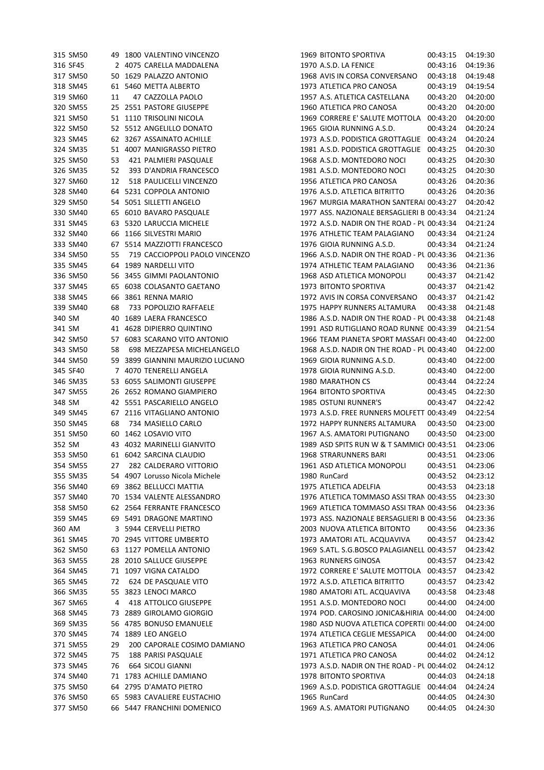| | | | | | | | | |
|---|---|---|---|---|---|---|---|---|
| 315 | SM50 | 49 | 1800 | VALENTINO VINCENZO | 1969 | BITONTO SPORTIVA | 00:43:15 | 04:19:30 |
| 316 | SF45 | 2 | 4075 | CARELLA MADDALENA | 1970 | A.S.D. LA FENICE | 00:43:16 | 04:19:36 |
| 317 | SM50 | 50 | 1629 | PALAZZO ANTONIO | 1968 | AVIS IN CORSA CONVERSANO | 00:43:18 | 04:19:48 |
| 318 | SM45 | 61 | 5460 | METTA ALBERTO | 1973 | ATLETICA PRO CANOSA | 00:43:19 | 04:19:54 |
| 319 | SM60 | 11 | 47 | CAZZOLLA PAOLO | 1957 | A.S. ATLETICA CASTELLANA | 00:43:20 | 04:20:00 |
| 320 | SM55 | 25 | 2551 | PASTORE GIUSEPPE | 1960 | ATLETICA PRO CANOSA | 00:43:20 | 04:20:00 |
| 321 | SM50 | 51 | 1110 | TRISOLINI NICOLA | 1969 | CORRERE E' SALUTE MOTTOLA | 00:43:20 | 04:20:00 |
| 322 | SM50 | 52 | 5512 | ANGELILLO DONATO | 1965 | GIOIA RUNNING A.S.D. | 00:43:24 | 04:20:24 |
| 323 | SM45 | 62 | 3267 | ASSAINATO ACHILLE | 1973 | A.S.D. PODISTICA GROTTAGLIE | 00:43:24 | 04:20:24 |
| 324 | SM35 | 51 | 4007 | MANIGRASSO PIETRO | 1981 | A.S.D. PODISTICA GROTTAGLIE | 00:43:25 | 04:20:30 |
| 325 | SM50 | 53 | 421 | PALMIERI PASQUALE | 1968 | A.S.D. MONTEDORO NOCI | 00:43:25 | 04:20:30 |
| 326 | SM35 | 52 | 393 | D'ANDRIA FRANCESCO | 1981 | A.S.D. MONTEDORO NOCI | 00:43:25 | 04:20:30 |
| 327 | SM60 | 12 | 518 | PAULICELLI VINCENZO | 1956 | ATLETICA PRO CANOSA | 00:43:26 | 04:20:36 |
| 328 | SM40 | 64 | 5231 | COPPOLA ANTONIO | 1976 | A.S.D. ATLETICA BITRITTO | 00:43:26 | 04:20:36 |
| 329 | SM50 | 54 | 5051 | SILLETTI ANGELO | 1967 | MURGIA MARATHON SANTERAI | 00:43:27 | 04:20:42 |
| 330 | SM40 | 65 | 6010 | BAVARO PASQUALE | 1977 | ASS. NAZIONALE BERSAGLIERI B | 00:43:34 | 04:21:24 |
| 331 | SM45 | 63 | 5320 | LARUCCIA MICHELE | 1972 | A.S.D. NADIR ON THE ROAD - PU | 00:43:34 | 04:21:24 |
| 332 | SM40 | 66 | 1166 | SILVESTRI MARIO | 1976 | ATHLETIC TEAM PALAGIANO | 00:43:34 | 04:21:24 |
| 333 | SM40 | 67 | 5514 | MAZZIOTTI FRANCESCO | 1976 | GIOIA RUNNING A.S.D. | 00:43:34 | 04:21:24 |
| 334 | SM50 | 55 | 719 | CACCIOPPOLI PAOLO VINCENZO | 1966 | A.S.D. NADIR ON THE ROAD - PU | 00:43:36 | 04:21:36 |
| 335 | SM45 | 64 | 1989 | NARDELLI VITO | 1974 | ATHLETIC TEAM PALAGIANO | 00:43:36 | 04:21:36 |
| 336 | SM50 | 56 | 3455 | GIMMI PAOLANTONIO | 1968 | ASD ATLETICA MONOPOLI | 00:43:37 | 04:21:42 |
| 337 | SM45 | 65 | 6038 | COLASANTO GAETANO | 1973 | BITONTO SPORTIVA | 00:43:37 | 04:21:42 |
| 338 | SM45 | 66 | 3861 | RENNA MARIO | 1972 | AVIS IN CORSA CONVERSANO | 00:43:37 | 04:21:42 |
| 339 | SM40 | 68 | 733 | POPOLIZIO RAFFAELE | 1975 | HAPPY RUNNERS ALTAMURA | 00:43:38 | 04:21:48 |
| 340 | SM | 40 | 1689 | LAERA FRANCESCO | 1986 | A.S.D. NADIR ON THE ROAD - PU | 00:43:38 | 04:21:48 |
| 341 | SM | 41 | 4628 | DIPIERRO QUINTINO | 1991 | ASD RUTIGLIANO ROAD RUNNE | 00:43:39 | 04:21:54 |
| 342 | SM50 | 57 | 6083 | SCARANO VITO ANTONIO | 1966 | TEAM PIANETA SPORT MASSAFI | 00:43:40 | 04:22:00 |
| 343 | SM50 | 58 | 698 | MEZZAPESA MICHELANGELO | 1968 | A.S.D. NADIR ON THE ROAD - PU | 00:43:40 | 04:22:00 |
| 344 | SM50 | 59 | 3899 | GIANNINI MAURIZIO LUCIANO | 1969 | GIOIA RUNNING A.S.D. | 00:43:40 | 04:22:00 |
| 345 | SF40 | 7 | 4070 | TENERELLI ANGELA | 1978 | GIOIA RUNNING A.S.D. | 00:43:40 | 04:22:00 |
| 346 | SM35 | 53 | 6055 | SALIMONTI GIUSEPPE | 1980 | MARATHON CS | 00:43:44 | 04:22:24 |
| 347 | SM55 | 26 | 2652 | ROMANO GIAMPIERO | 1964 | BITONTO SPORTIVA | 00:43:45 | 04:22:30 |
| 348 | SM | 42 | 5551 | PASCARIELLO ANGELO | 1985 | OSTUNI RUNNER'S | 00:43:47 | 04:22:42 |
| 349 | SM45 | 67 | 2116 | VITAGLIANO ANTONIO | 1973 | A.S.D. FREE RUNNERS MOLFETT | 00:43:49 | 04:22:54 |
| 350 | SM45 | 68 | 734 | MASIELLO CARLO | 1972 | HAPPY RUNNERS ALTAMURA | 00:43:50 | 04:23:00 |
| 351 | SM50 | 60 | 1462 | LOSAVIO VITO | 1967 | A.S. AMATORI PUTIGNANO | 00:43:50 | 04:23:00 |
| 352 | SM | 43 | 4032 | MARINELLI GIANVITO | 1989 | ASD SPITS RUN W & T SAMMICI | 00:43:51 | 04:23:06 |
| 353 | SM50 | 61 | 6042 | SARCINA CLAUDIO | 1968 | STRARUNNERS BARI | 00:43:51 | 04:23:06 |
| 354 | SM55 | 27 | 282 | CALDERARO VITTORIO | 1961 | ASD ATLETICA MONOPOLI | 00:43:51 | 04:23:06 |
| 355 | SM35 | 54 | 4907 | Lorusso Nicola Michele | 1980 | RunCard | 00:43:52 | 04:23:12 |
| 356 | SM40 | 69 | 3862 | BELLUCCI MATTIA | 1975 | ATLETICA ADELFIA | 00:43:53 | 04:23:18 |
| 357 | SM40 | 70 | 1534 | VALENTE ALESSANDRO | 1976 | ATLETICA TOMMASO ASSI TRAN | 00:43:55 | 04:23:30 |
| 358 | SM50 | 62 | 2564 | FERRANTE FRANCESCO | 1969 | ATLETICA TOMMASO ASSI TRAN | 00:43:56 | 04:23:36 |
| 359 | SM45 | 69 | 5491 | DRAGONE MARTINO | 1973 | ASS. NAZIONALE BERSAGLIERI B | 00:43:56 | 04:23:36 |
| 360 | AM | 3 | 5944 | CERVELLI PIETRO | 2003 | NUOVA ATLETICA BITONTO | 00:43:56 | 04:23:36 |
| 361 | SM45 | 70 | 2945 | VITTORE UMBERTO | 1973 | AMATORI ATL. ACQUAVIVA | 00:43:57 | 04:23:42 |
| 362 | SM50 | 63 | 1127 | POMELLA ANTONIO | 1969 | S.ATL. S.G.BOSCO PALAGIANELL | 00:43:57 | 04:23:42 |
| 363 | SM55 | 28 | 2010 | SALLUCE GIUSEPPE | 1963 | RUNNERS GINOSA | 00:43:57 | 04:23:42 |
| 364 | SM45 | 71 | 1097 | VIGNA CATALDO | 1972 | CORRERE E' SALUTE MOTTOLA | 00:43:57 | 04:23:42 |
| 365 | SM45 | 72 | 624 | DE PASQUALE VITO | 1972 | A.S.D. ATLETICA BITRITTO | 00:43:57 | 04:23:42 |
| 366 | SM35 | 55 | 3823 | LENOCI MARCO | 1980 | AMATORI ATL. ACQUAVIVA | 00:43:58 | 04:23:48 |
| 367 | SM65 | 4 | 418 | ATTOLICO GIUSEPPE | 1951 | A.S.D. MONTEDORO NOCI | 00:44:00 | 04:24:00 |
| 368 | SM45 | 73 | 2889 | GIROLAMO GIORGIO | 1974 | POD. CAROSINO JONICA&HIRIA | 00:44:00 | 04:24:00 |
| 369 | SM35 | 56 | 4785 | BONUSO EMANUELE | 1980 | ASD NUOVA ATLETICA COPERTI | 00:44:00 | 04:24:00 |
| 370 | SM45 | 74 | 1889 | LEO ANGELO | 1974 | ATLETICA CEGLIE MESSAPICA | 00:44:00 | 04:24:00 |
| 371 | SM55 | 29 | 200 | CAPORALE COSIMO DAMIANO | 1963 | ATLETICA PRO CANOSA | 00:44:01 | 04:24:06 |
| 372 | SM45 | 75 | 188 | PARISI PASQUALE | 1971 | ATLETICA PRO CANOSA | 00:44:02 | 04:24:12 |
| 373 | SM45 | 76 | 664 | SICOLI GIANNI | 1973 | A.S.D. NADIR ON THE ROAD - PU | 00:44:02 | 04:24:12 |
| 374 | SM40 | 71 | 1783 | ACHILLE DAMIANO | 1978 | BITONTO SPORTIVA | 00:44:03 | 04:24:18 |
| 375 | SM50 | 64 | 2795 | D'AMATO PIETRO | 1969 | A.S.D. PODISTICA GROTTAGLIE | 00:44:04 | 04:24:24 |
| 376 | SM50 | 65 | 5983 | CAVALIERE EUSTACHIO | 1965 | RunCard | 00:44:05 | 04:24:30 |
| 377 | SM50 | 66 | 5447 | FRANCHINI DOMENICO | 1969 | A.S. AMATORI PUTIGNANO | 00:44:05 | 04:24:30 |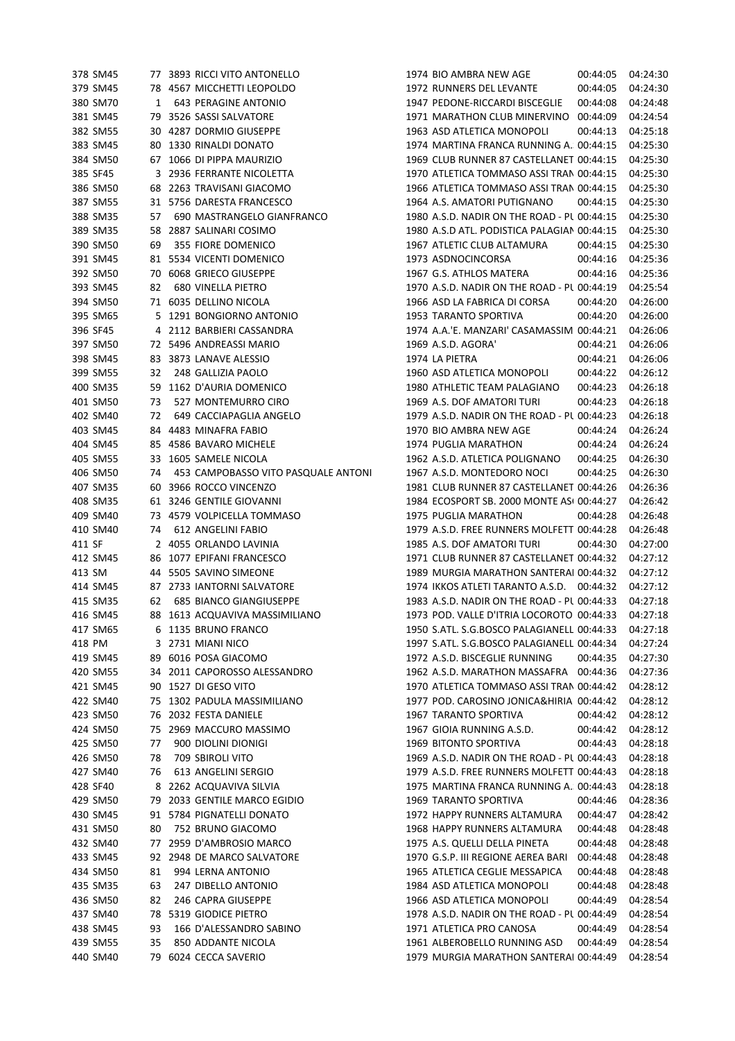| | | | | | | | | |
|---|---|---|---|---|---|---|---|---|
| 378 | SM45 | 77 | 3893 | RICCI VITO ANTONELLO | 1974 | BIO AMBRA NEW AGE | 00:44:05 | 04:24:30 |
| 379 | SM45 | 78 | 4567 | MICCHETTI LEOPOLDO | 1972 | RUNNERS DEL LEVANTE | 00:44:05 | 04:24:30 |
| 380 | SM70 | 1 | 643 | PERAGINE ANTONIO | 1947 | PEDONE-RICCARDI BISCEGLIE | 00:44:08 | 04:24:48 |
| 381 | SM45 | 79 | 3526 | SASSI SALVATORE | 1971 | MARATHON CLUB MINERVINO | 00:44:09 | 04:24:54 |
| 382 | SM55 | 30 | 4287 | DORMIO GIUSEPPE | 1963 | ASD ATLETICA MONOPOLI | 00:44:13 | 04:25:18 |
| 383 | SM45 | 80 | 1330 | RINALDI DONATO | 1974 | MARTINA FRANCA RUNNING A. | 00:44:15 | 04:25:30 |
| 384 | SM50 | 67 | 1066 | DI PIPPA MAURIZIO | 1969 | CLUB RUNNER 87 CASTELLANET | 00:44:15 | 04:25:30 |
| 385 | SF45 | 3 | 2936 | FERRANTE NICOLETTA | 1970 | ATLETICA TOMMASO ASSI TRAN | 00:44:15 | 04:25:30 |
| 386 | SM50 | 68 | 2263 | TRAVISANI GIACOMO | 1966 | ATLETICA TOMMASO ASSI TRAN | 00:44:15 | 04:25:30 |
| 387 | SM55 | 31 | 5756 | DARESTA FRANCESCO | 1964 | A.S. AMATORI PUTIGNANO | 00:44:15 | 04:25:30 |
| 388 | SM35 | 57 | 690 | MASTRANGELO GIANFRANCO | 1980 | A.S.D. NADIR ON THE ROAD - PU | 00:44:15 | 04:25:30 |
| 389 | SM35 | 58 | 2887 | SALINARI COSIMO | 1980 | A.S.D ATL. PODISTICA PALAGIAN | 00:44:15 | 04:25:30 |
| 390 | SM50 | 69 | 355 | FIORE DOMENICO | 1967 | ATLETIC CLUB ALTAMURA | 00:44:15 | 04:25:30 |
| 391 | SM45 | 81 | 5534 | VICENTI DOMENICO | 1973 | ASDNOCINCORSA | 00:44:16 | 04:25:36 |
| 392 | SM50 | 70 | 6068 | GRIECO GIUSEPPE | 1967 | G.S. ATHLOS MATERA | 00:44:16 | 04:25:36 |
| 393 | SM45 | 82 | 680 | VINELLA PIETRO | 1970 | A.S.D. NADIR ON THE ROAD - PU | 00:44:19 | 04:25:54 |
| 394 | SM50 | 71 | 6035 | DELLINO NICOLA | 1966 | ASD LA FABRICA DI CORSA | 00:44:20 | 04:26:00 |
| 395 | SM65 | 5 | 1291 | BONGIORNO ANTONIO | 1953 | TARANTO SPORTIVA | 00:44:20 | 04:26:00 |
| 396 | SF45 | 4 | 2112 | BARBIERI CASSANDRA | 1974 | A.A.'E. MANZARI' CASAMASSIM | 00:44:21 | 04:26:06 |
| 397 | SM50 | 72 | 5496 | ANDREASSI MARIO | 1969 | A.S.D. AGORA' | 00:44:21 | 04:26:06 |
| 398 | SM45 | 83 | 3873 | LANAVE ALESSIO | 1974 | LA PIETRA | 00:44:21 | 04:26:06 |
| 399 | SM55 | 32 | 248 | GALLIZIA PAOLO | 1960 | ASD ATLETICA MONOPOLI | 00:44:22 | 04:26:12 |
| 400 | SM35 | 59 | 1162 | D'AURIA DOMENICO | 1980 | ATHLETIC TEAM PALAGIANO | 00:44:23 | 04:26:18 |
| 401 | SM50 | 73 | 527 | MONTEMURRO CIRO | 1969 | A.S. DOF AMATORI TURI | 00:44:23 | 04:26:18 |
| 402 | SM40 | 72 | 649 | CACCIAPAGLIA ANGELO | 1979 | A.S.D. NADIR ON THE ROAD - PU | 00:44:23 | 04:26:18 |
| 403 | SM45 | 84 | 4483 | MINAFRA FABIO | 1970 | BIO AMBRA NEW AGE | 00:44:24 | 04:26:24 |
| 404 | SM45 | 85 | 4586 | BAVARO MICHELE | 1974 | PUGLIA MARATHON | 00:44:24 | 04:26:24 |
| 405 | SM55 | 33 | 1605 | SAMELE NICOLA | 1962 | A.S.D. ATLETICA POLIGNANO | 00:44:25 | 04:26:30 |
| 406 | SM50 | 74 | 453 | CAMPOBASSO VITO PASQUALE ANTONI | 1967 | A.S.D. MONTEDORO NOCI | 00:44:25 | 04:26:30 |
| 407 | SM35 | 60 | 3966 | ROCCO VINCENZO | 1981 | CLUB RUNNER 87 CASTELLANET | 00:44:26 | 04:26:36 |
| 408 | SM35 | 61 | 3246 | GENTILE GIOVANNI | 1984 | ECOSPORT SB. 2000 MONTE AS | 00:44:27 | 04:26:42 |
| 409 | SM40 | 73 | 4579 | VOLPICELLA TOMMASO | 1975 | PUGLIA MARATHON | 00:44:28 | 04:26:48 |
| 410 | SM40 | 74 | 612 | ANGELINI FABIO | 1979 | A.S.D. FREE RUNNERS MOLFETT | 00:44:28 | 04:26:48 |
| 411 | SF | 2 | 4055 | ORLANDO LAVINIA | 1985 | A.S. DOF AMATORI TURI | 00:44:30 | 04:27:00 |
| 412 | SM45 | 86 | 1077 | EPIFANI FRANCESCO | 1971 | CLUB RUNNER 87 CASTELLANET | 00:44:32 | 04:27:12 |
| 413 | SM | 44 | 5505 | SAVINO SIMEONE | 1989 | MURGIA MARATHON SANTERAI | 00:44:32 | 04:27:12 |
| 414 | SM45 | 87 | 2733 | IANTORNI SALVATORE | 1974 | IKKOS ATLETI TARANTO A.S.D. | 00:44:32 | 04:27:12 |
| 415 | SM35 | 62 | 685 | BIANCO GIANGIUSEPPE | 1983 | A.S.D. NADIR ON THE ROAD - PU | 00:44:33 | 04:27:18 |
| 416 | SM45 | 88 | 1613 | ACQUAVIVA MASSIMILIANO | 1973 | POD. VALLE D'ITRIA LOCOROTO | 00:44:33 | 04:27:18 |
| 417 | SM65 | 6 | 1135 | BRUNO FRANCO | 1950 | S.ATL. S.G.BOSCO PALAGIANELL | 00:44:33 | 04:27:18 |
| 418 | PM | 3 | 2731 | MIANI NICO | 1997 | S.ATL. S.G.BOSCO PALAGIANELL | 00:44:34 | 04:27:24 |
| 419 | SM45 | 89 | 6016 | POSA GIACOMO | 1972 | A.S.D. BISCEGLIE RUNNING | 00:44:35 | 04:27:30 |
| 420 | SM55 | 34 | 2011 | CAPOROSSO ALESSANDRO | 1962 | A.S.D. MARATHON MASSAFRA | 00:44:36 | 04:27:36 |
| 421 | SM45 | 90 | 1527 | DI GESO VITO | 1970 | ATLETICA TOMMASO ASSI TRAN | 00:44:42 | 04:28:12 |
| 422 | SM40 | 75 | 1302 | PADULA MASSIMILIANO | 1977 | POD. CAROSINO JONICA&HIRIA | 00:44:42 | 04:28:12 |
| 423 | SM50 | 76 | 2032 | FESTA DANIELE | 1967 | TARANTO SPORTIVA | 00:44:42 | 04:28:12 |
| 424 | SM50 | 75 | 2969 | MACCURO MASSIMO | 1967 | GIOIA RUNNING A.S.D. | 00:44:42 | 04:28:12 |
| 425 | SM50 | 77 | 900 | DIOLINI DIONIGI | 1969 | BITONTO SPORTIVA | 00:44:43 | 04:28:18 |
| 426 | SM50 | 78 | 709 | SBIROLI VITO | 1969 | A.S.D. NADIR ON THE ROAD - PU | 00:44:43 | 04:28:18 |
| 427 | SM40 | 76 | 613 | ANGELINI SERGIO | 1979 | A.S.D. FREE RUNNERS MOLFETT | 00:44:43 | 04:28:18 |
| 428 | SF40 | 8 | 2262 | ACQUAVIVA SILVIA | 1975 | MARTINA FRANCA RUNNING A. | 00:44:43 | 04:28:18 |
| 429 | SM50 | 79 | 2033 | GENTILE MARCO EGIDIO | 1969 | TARANTO SPORTIVA | 00:44:46 | 04:28:36 |
| 430 | SM45 | 91 | 5784 | PIGNATELLI DONATO | 1972 | HAPPY RUNNERS ALTAMURA | 00:44:47 | 04:28:42 |
| 431 | SM50 | 80 | 752 | BRUNO GIACOMO | 1968 | HAPPY RUNNERS ALTAMURA | 00:44:48 | 04:28:48 |
| 432 | SM40 | 77 | 2959 | D'AMBROSIO MARCO | 1975 | A.S. QUELLI DELLA PINETA | 00:44:48 | 04:28:48 |
| 433 | SM45 | 92 | 2948 | DE MARCO SALVATORE | 1970 | G.S.P. III REGIONE AEREA BARI | 00:44:48 | 04:28:48 |
| 434 | SM50 | 81 | 994 | LERNA ANTONIO | 1965 | ATLETICA CEGLIE MESSAPICA | 00:44:48 | 04:28:48 |
| 435 | SM35 | 63 | 247 | DIBELLO ANTONIO | 1984 | ASD ATLETICA MONOPOLI | 00:44:48 | 04:28:48 |
| 436 | SM50 | 82 | 246 | CAPRA GIUSEPPE | 1966 | ASD ATLETICA MONOPOLI | 00:44:49 | 04:28:54 |
| 437 | SM40 | 78 | 5319 | GIODICE PIETRO | 1978 | A.S.D. NADIR ON THE ROAD - PU | 00:44:49 | 04:28:54 |
| 438 | SM45 | 93 | 166 | D'ALESSANDRO SABINO | 1971 | ATLETICA PRO CANOSA | 00:44:49 | 04:28:54 |
| 439 | SM55 | 35 | 850 | ADDANTE NICOLA | 1961 | ALBEROBELLO RUNNING ASD | 00:44:49 | 04:28:54 |
| 440 | SM40 | 79 | 6024 | CECCA SAVERIO | 1979 | MURGIA MARATHON SANTERAI | 00:44:49 | 04:28:54 |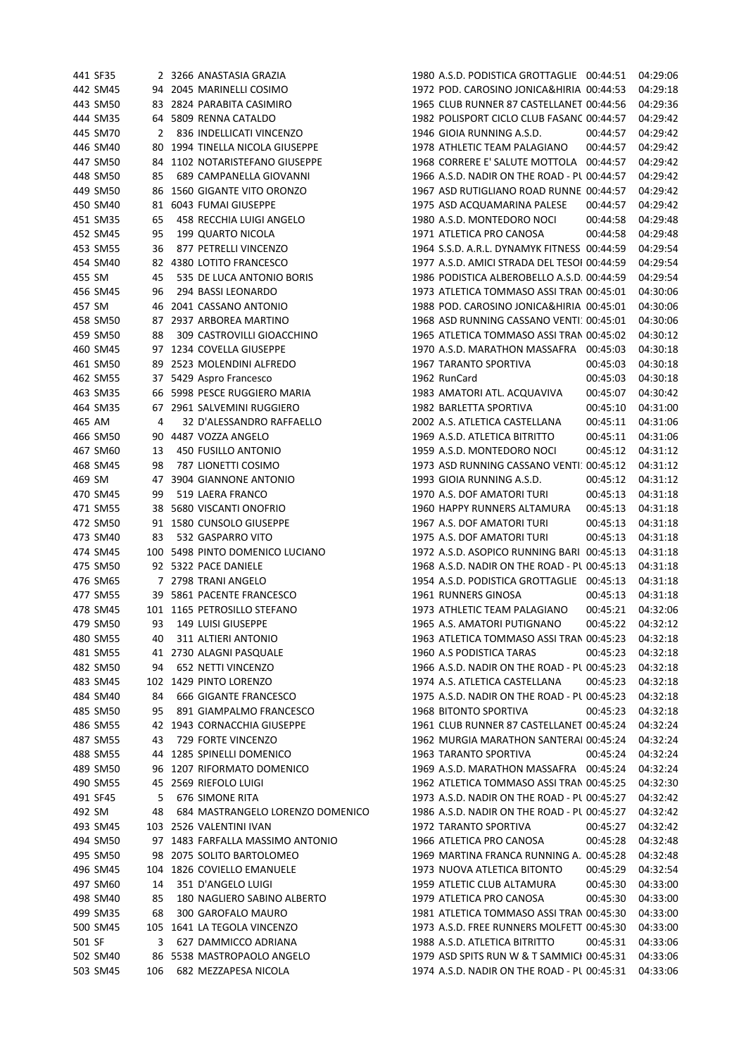| | | | | | | | | | |
|---|---|---|---|---|---|---|---|---|---|
| 441 | SF35 | 2 | 3266 | ANASTASIA GRAZIA | 1980 | A.S.D. PODISTICA GROTTAGLIE | 00:44:51 | 04:29:06 |
| 442 | SM45 | 94 | 2045 | MARINELLI COSIMO | 1972 | POD. CAROSINO JONICA&HIRIA | 00:44:53 | 04:29:18 |
| 443 | SM50 | 83 | 2824 | PARABITA CASIMIRO | 1965 | CLUB RUNNER 87 CASTELLANET | 00:44:56 | 04:29:36 |
| 444 | SM35 | 64 | 5809 | RENNA CATALDO | 1982 | POLISPORT CICLO CLUB FASANC | 00:44:57 | 04:29:42 |
| 445 | SM70 | 2 | 836 | INDELLICATI VINCENZO | 1946 | GIOIA RUNNING A.S.D. | 00:44:57 | 04:29:42 |
| 446 | SM40 | 80 | 1994 | TINELLA NICOLA GIUSEPPE | 1978 | ATHLETIC TEAM PALAGIANO | 00:44:57 | 04:29:42 |
| 447 | SM50 | 84 | 1102 | NOTARISTEFANO GIUSEPPE | 1968 | CORRERE E' SALUTE MOTTOLA | 00:44:57 | 04:29:42 |
| 448 | SM50 | 85 | 689 | CAMPANELLA GIOVANNI | 1966 | A.S.D. NADIR ON THE ROAD - PL | 00:44:57 | 04:29:42 |
| 449 | SM50 | 86 | 1560 | GIGANTE VITO ORONZO | 1967 | ASD RUTIGLIANO ROAD RUNNE | 00:44:57 | 04:29:42 |
| 450 | SM40 | 81 | 6043 | FUMAI GIUSEPPE | 1975 | ASD ACQUAMARINA PALESE | 00:44:57 | 04:29:42 |
| 451 | SM35 | 65 | 458 | RECCHIA LUIGI ANGELO | 1980 | A.S.D. MONTEDORO NOCI | 00:44:58 | 04:29:48 |
| 452 | SM45 | 95 | 199 | QUARTO NICOLA | 1971 | ATLETICA PRO CANOSA | 00:44:58 | 04:29:48 |
| 453 | SM55 | 36 | 877 | PETRELLI VINCENZO | 1964 | S.S.D. A.R.L. DYNAMYK FITNESS | 00:44:59 | 04:29:54 |
| 454 | SM40 | 82 | 4380 | LOTITO FRANCESCO | 1977 | A.S.D. AMICI STRADA DEL TESOI | 00:44:59 | 04:29:54 |
| 455 | SM | 45 | 535 | DE LUCA ANTONIO BORIS | 1986 | PODISTICA ALBEROBELLO A.S.D. | 00:44:59 | 04:29:54 |
| 456 | SM45 | 96 | 294 | BASSI LEONARDO | 1973 | ATLETICA TOMMASO ASSI TRAN | 00:45:01 | 04:30:06 |
| 457 | SM | 46 | 2041 | CASSANO ANTONIO | 1988 | POD. CAROSINO JONICA&HIRIA | 00:45:01 | 04:30:06 |
| 458 | SM50 | 87 | 2937 | ARBOREA MARTINO | 1968 | ASD RUNNING CASSANO VENTI | 00:45:01 | 04:30:06 |
| 459 | SM50 | 88 | 309 | CASTROVILLI GIOACCHINO | 1965 | ATLETICA TOMMASO ASSI TRAN | 00:45:02 | 04:30:12 |
| 460 | SM45 | 97 | 1234 | COVELLA GIUSEPPE | 1970 | A.S.D. MARATHON MASSAFRA | 00:45:03 | 04:30:18 |
| 461 | SM50 | 89 | 2523 | MOLENDINI ALFREDO | 1967 | TARANTO SPORTIVA | 00:45:03 | 04:30:18 |
| 462 | SM55 | 37 | 5429 | Aspro Francesco | 1962 | RunCard | 00:45:03 | 04:30:18 |
| 463 | SM35 | 66 | 5998 | PESCE RUGGIERO MARIA | 1983 | AMATORI ATL. ACQUAVIVA | 00:45:07 | 04:30:42 |
| 464 | SM35 | 67 | 2961 | SALVEMINI RUGGIERO | 1982 | BARLETTA SPORTIVA | 00:45:10 | 04:31:00 |
| 465 | AM | 4 | 32 | D'ALESSANDRO RAFFAELLO | 2002 | A.S. ATLETICA CASTELLANA | 00:45:11 | 04:31:06 |
| 466 | SM50 | 90 | 4487 | VOZZA ANGELO | 1969 | A.S.D. ATLETICA BITRITTO | 00:45:11 | 04:31:06 |
| 467 | SM60 | 13 | 450 | FUSILLO ANTONIO | 1959 | A.S.D. MONTEDORO NOCI | 00:45:12 | 04:31:12 |
| 468 | SM45 | 98 | 787 | LIONETTI COSIMO | 1973 | ASD RUNNING CASSANO VENTI | 00:45:12 | 04:31:12 |
| 469 | SM | 47 | 3904 | GIANNONE ANTONIO | 1993 | GIOIA RUNNING A.S.D. | 00:45:12 | 04:31:12 |
| 470 | SM45 | 99 | 519 | LAERA FRANCO | 1970 | A.S. DOF AMATORI TURI | 00:45:13 | 04:31:18 |
| 471 | SM55 | 38 | 5680 | VISCANTI ONOFRIO | 1960 | HAPPY RUNNERS ALTAMURA | 00:45:13 | 04:31:18 |
| 472 | SM50 | 91 | 1580 | CUNSOLO GIUSEPPE | 1967 | A.S. DOF AMATORI TURI | 00:45:13 | 04:31:18 |
| 473 | SM40 | 83 | 532 | GASPARRO VITO | 1975 | A.S. DOF AMATORI TURI | 00:45:13 | 04:31:18 |
| 474 | SM45 | 100 | 5498 | PINTO DOMENICO LUCIANO | 1972 | A.S.D. ASOPICO RUNNING BARI | 00:45:13 | 04:31:18 |
| 475 | SM50 | 92 | 5322 | PACE DANIELE | 1968 | A.S.D. NADIR ON THE ROAD - PL | 00:45:13 | 04:31:18 |
| 476 | SM65 | 7 | 2798 | TRANI ANGELO | 1954 | A.S.D. PODISTICA GROTTAGLIE | 00:45:13 | 04:31:18 |
| 477 | SM55 | 39 | 5861 | PACENTE FRANCESCO | 1961 | RUNNERS GINOSA | 00:45:13 | 04:31:18 |
| 478 | SM45 | 101 | 1165 | PETROSILLO STEFANO | 1973 | ATHLETIC TEAM PALAGIANO | 00:45:21 | 04:32:06 |
| 479 | SM50 | 93 | 149 | LUISI GIUSEPPE | 1965 | A.S. AMATORI PUTIGNANO | 00:45:22 | 04:32:12 |
| 480 | SM55 | 40 | 311 | ALTIERI ANTONIO | 1963 | ATLETICA TOMMASO ASSI TRAN | 00:45:23 | 04:32:18 |
| 481 | SM55 | 41 | 2730 | ALAGNI PASQUALE | 1960 | A.S PODISTICA TARAS | 00:45:23 | 04:32:18 |
| 482 | SM50 | 94 | 652 | NETTI VINCENZO | 1966 | A.S.D. NADIR ON THE ROAD - PL | 00:45:23 | 04:32:18 |
| 483 | SM45 | 102 | 1429 | PINTO LORENZO | 1974 | A.S. ATLETICA CASTELLANA | 00:45:23 | 04:32:18 |
| 484 | SM40 | 84 | 666 | GIGANTE FRANCESCO | 1975 | A.S.D. NADIR ON THE ROAD - PL | 00:45:23 | 04:32:18 |
| 485 | SM50 | 95 | 891 | GIAMPALMO FRANCESCO | 1968 | BITONTO SPORTIVA | 00:45:23 | 04:32:18 |
| 486 | SM55 | 42 | 1943 | CORNACCHIA GIUSEPPE | 1961 | CLUB RUNNER 87 CASTELLANET | 00:45:24 | 04:32:24 |
| 487 | SM55 | 43 | 729 | FORTE VINCENZO | 1962 | MURGIA MARATHON SANTERAI | 00:45:24 | 04:32:24 |
| 488 | SM55 | 44 | 1285 | SPINELLI DOMENICO | 1963 | TARANTO SPORTIVA | 00:45:24 | 04:32:24 |
| 489 | SM50 | 96 | 1207 | RIFORMATO DOMENICO | 1969 | A.S.D. MARATHON MASSAFRA | 00:45:24 | 04:32:24 |
| 490 | SM55 | 45 | 2569 | RIEFOLO LUIGI | 1962 | ATLETICA TOMMASO ASSI TRAN | 00:45:25 | 04:32:30 |
| 491 | SF45 | 5 | 676 | SIMONE RITA | 1973 | A.S.D. NADIR ON THE ROAD - PL | 00:45:27 | 04:32:42 |
| 492 | SM | 48 | 684 | MASTRANGELO LORENZO DOMENICO | 1986 | A.S.D. NADIR ON THE ROAD - PL | 00:45:27 | 04:32:42 |
| 493 | SM45 | 103 | 2526 | VALENTINI IVAN | 1972 | TARANTO SPORTIVA | 00:45:27 | 04:32:42 |
| 494 | SM50 | 97 | 1483 | FARFALLA MASSIMO ANTONIO | 1966 | ATLETICA PRO CANOSA | 00:45:28 | 04:32:48 |
| 495 | SM50 | 98 | 2075 | SOLITO BARTOLOMEO | 1969 | MARTINA FRANCA RUNNING A. | 00:45:28 | 04:32:48 |
| 496 | SM45 | 104 | 1826 | COVIELLO EMANUELE | 1973 | NUOVA ATLETICA BITONTO | 00:45:29 | 04:32:54 |
| 497 | SM60 | 14 | 351 | D'ANGELO LUIGI | 1959 | ATLETIC CLUB ALTAMURA | 00:45:30 | 04:33:00 |
| 498 | SM40 | 85 | 180 | NAGLIERO SABINO ALBERTO | 1979 | ATLETICA PRO CANOSA | 00:45:30 | 04:33:00 |
| 499 | SM35 | 68 | 300 | GAROFALO MAURO | 1981 | ATLETICA TOMMASO ASSI TRAN | 00:45:30 | 04:33:00 |
| 500 | SM45 | 105 | 1641 | LA TEGOLA VINCENZO | 1973 | A.S.D. FREE RUNNERS MOLFETT | 00:45:30 | 04:33:00 |
| 501 | SF | 3 | 627 | DAMMICCO ADRIANA | 1988 | A.S.D. ATLETICA BITRITTO | 00:45:31 | 04:33:06 |
| 502 | SM40 | 86 | 5538 | MASTROPAOLO ANGELO | 1979 | ASD SPITS RUN W & T SAMMICI | 00:45:31 | 04:33:06 |
| 503 | SM45 | 106 | 682 | MEZZAPESA NICOLA | 1974 | A.S.D. NADIR ON THE ROAD - PL | 00:45:31 | 04:33:06 |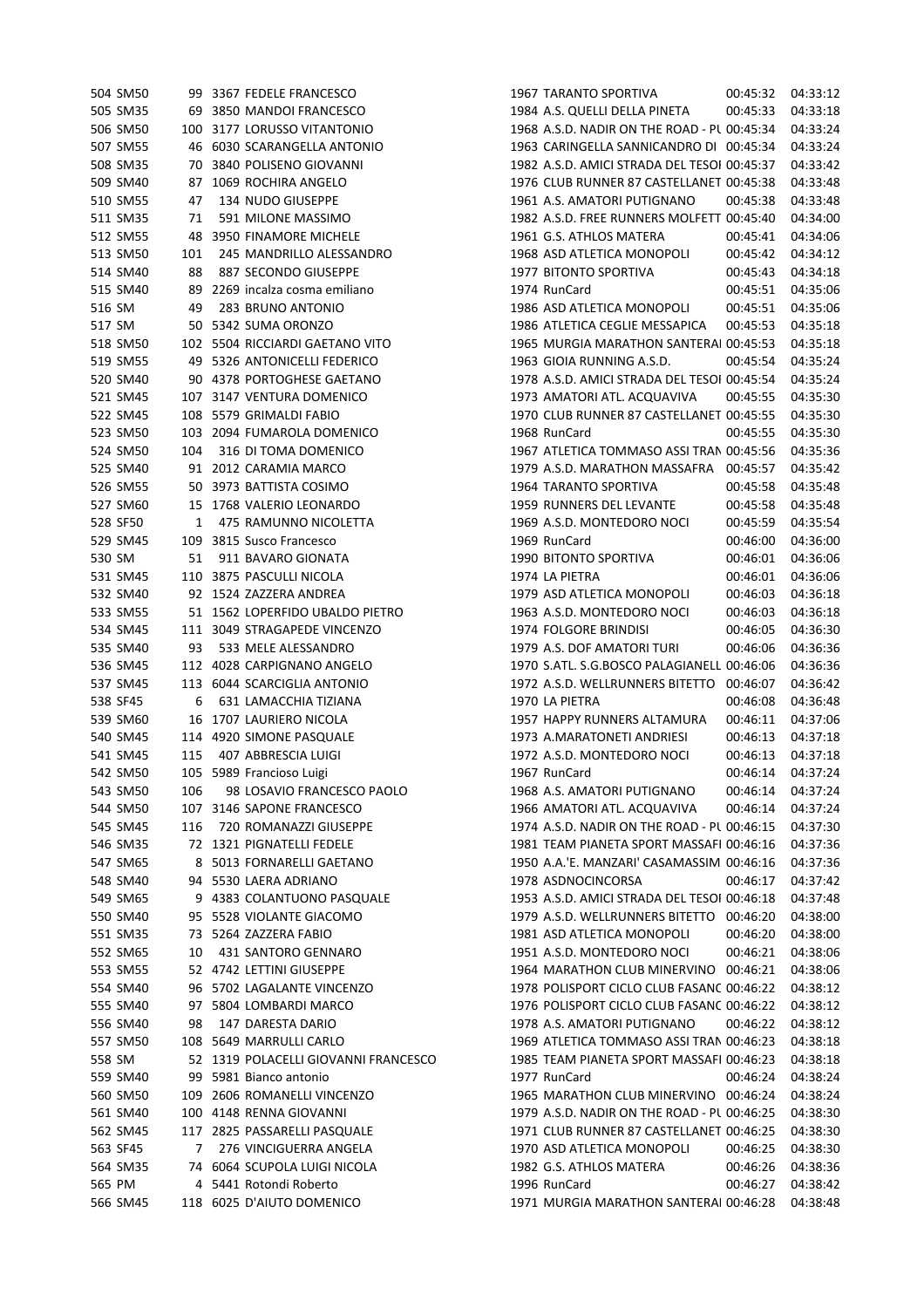| | | | | | | | | |
|---|---|---|---|---|---|---|---|---|
| 504 | SM50 | 99 | 3367 | FEDELE FRANCESCO | 1967 | TARANTO SPORTIVA | 00:45:32 | 04:33:12 |
| 505 | SM35 | 69 | 3850 | MANDOI FRANCESCO | 1984 | A.S. QUELLI DELLA PINETA | 00:45:33 | 04:33:18 |
| 506 | SM50 | 100 | 3177 | LORUSSO VITANTONIO | 1968 | A.S.D. NADIR ON THE ROAD - PU | 00:45:34 | 04:33:24 |
| 507 | SM55 | 46 | 6030 | SCARANGELLA ANTONIO | 1963 | CARINGELLA SANNICANDRO DI | 00:45:34 | 04:33:24 |
| 508 | SM35 | 70 | 3840 | POLISENO GIOVANNI | 1982 | A.S.D. AMICI STRADA DEL TESOI | 00:45:37 | 04:33:42 |
| 509 | SM40 | 87 | 1069 | ROCHIRA ANGELO | 1976 | CLUB RUNNER 87 CASTELLANET | 00:45:38 | 04:33:48 |
| 510 | SM55 | 47 | 134 | NUDO GIUSEPPE | 1961 | A.S. AMATORI PUTIGNANO | 00:45:38 | 04:33:48 |
| 511 | SM35 | 71 | 591 | MILONE MASSIMO | 1982 | A.S.D. FREE RUNNERS MOLFETT | 00:45:40 | 04:34:00 |
| 512 | SM55 | 48 | 3950 | FINAMORE MICHELE | 1961 | G.S. ATHLOS MATERA | 00:45:41 | 04:34:06 |
| 513 | SM50 | 101 | 245 | MANDRILLO ALESSANDRO | 1968 | ASD ATLETICA MONOPOLI | 00:45:42 | 04:34:12 |
| 514 | SM40 | 88 | 887 | SECONDO GIUSEPPE | 1977 | BITONTO SPORTIVA | 00:45:43 | 04:34:18 |
| 515 | SM40 | 89 | 2269 | incalza cosma emiliano | 1974 | RunCard | 00:45:51 | 04:35:06 |
| 516 | SM | 49 | 283 | BRUNO ANTONIO | 1986 | ASD ATLETICA MONOPOLI | 00:45:51 | 04:35:06 |
| 517 | SM | 50 | 5342 | SUMA ORONZO | 1986 | ATLETICA CEGLIE MESSAPICA | 00:45:53 | 04:35:18 |
| 518 | SM50 | 102 | 5504 | RICCIARDI GAETANO VITO | 1965 | MURGIA MARATHON SANTERAI | 00:45:53 | 04:35:18 |
| 519 | SM55 | 49 | 5326 | ANTONICELLI FEDERICO | 1963 | GIOIA RUNNING A.S.D. | 00:45:54 | 04:35:24 |
| 520 | SM40 | 90 | 4378 | PORTOGHESE GAETANO | 1978 | A.S.D. AMICI STRADA DEL TESOI | 00:45:54 | 04:35:24 |
| 521 | SM45 | 107 | 3147 | VENTURA DOMENICO | 1973 | AMATORI ATL. ACQUAVIVA | 00:45:55 | 04:35:30 |
| 522 | SM45 | 108 | 5579 | GRIMALDI FABIO | 1970 | CLUB RUNNER 87 CASTELLANET | 00:45:55 | 04:35:30 |
| 523 | SM50 | 103 | 2094 | FUMAROLA DOMENICO | 1968 | RunCard | 00:45:55 | 04:35:30 |
| 524 | SM50 | 104 | 316 | DI TOMA DOMENICO | 1967 | ATLETICA TOMMASO ASSI TRAN | 00:45:56 | 04:35:36 |
| 525 | SM40 | 91 | 2012 | CARAMIA MARCO | 1979 | A.S.D. MARATHON MASSAFRA | 00:45:57 | 04:35:42 |
| 526 | SM55 | 50 | 3973 | BATTISTA COSIMO | 1964 | TARANTO SPORTIVA | 00:45:58 | 04:35:48 |
| 527 | SM60 | 15 | 1768 | VALERIO LEONARDO | 1959 | RUNNERS DEL LEVANTE | 00:45:58 | 04:35:48 |
| 528 | SF50 | 1 | 475 | RAMUNNO NICOLETTA | 1969 | A.S.D. MONTEDORO NOCI | 00:45:59 | 04:35:54 |
| 529 | SM45 | 109 | 3815 | Susco Francesco | 1969 | RunCard | 00:46:00 | 04:36:00 |
| 530 | SM | 51 | 911 | BAVARO GIONATA | 1990 | BITONTO SPORTIVA | 00:46:01 | 04:36:06 |
| 531 | SM45 | 110 | 3875 | PASCULLI NICOLA | 1974 | LA PIETRA | 00:46:01 | 04:36:06 |
| 532 | SM40 | 92 | 1524 | ZAZZERA ANDREA | 1979 | ASD ATLETICA MONOPOLI | 00:46:03 | 04:36:18 |
| 533 | SM55 | 51 | 1562 | LOPERFIDO UBALDO PIETRO | 1963 | A.S.D. MONTEDORO NOCI | 00:46:03 | 04:36:18 |
| 534 | SM45 | 111 | 3049 | STRAGAPEDE VINCENZO | 1974 | FOLGORE BRINDISI | 00:46:05 | 04:36:30 |
| 535 | SM40 | 93 | 533 | MELE ALESSANDRO | 1979 | A.S. DOF AMATORI TURI | 00:46:06 | 04:36:36 |
| 536 | SM45 | 112 | 4028 | CARPIGNANO ANGELO | 1970 | S.ATL. S.G.BOSCO PALAGIANELL | 00:46:06 | 04:36:36 |
| 537 | SM45 | 113 | 6044 | SCARCIGLIA ANTONIO | 1972 | A.S.D. WELLRUNNERS BITETTO | 00:46:07 | 04:36:42 |
| 538 | SF45 | 6 | 631 | LAMACCHIA TIZIANA | 1970 | LA PIETRA | 00:46:08 | 04:36:48 |
| 539 | SM60 | 16 | 1707 | LAURIERO NICOLA | 1957 | HAPPY RUNNERS ALTAMURA | 00:46:11 | 04:37:06 |
| 540 | SM45 | 114 | 4920 | SIMONE PASQUALE | 1973 | A.MARATONETI ANDRIESI | 00:46:13 | 04:37:18 |
| 541 | SM45 | 115 | 407 | ABBRESCIA LUIGI | 1972 | A.S.D. MONTEDORO NOCI | 00:46:13 | 04:37:18 |
| 542 | SM50 | 105 | 5989 | Francioso Luigi | 1967 | RunCard | 00:46:14 | 04:37:24 |
| 543 | SM50 | 106 | 98 | LOSAVIO FRANCESCO PAOLO | 1968 | A.S. AMATORI PUTIGNANO | 00:46:14 | 04:37:24 |
| 544 | SM50 | 107 | 3146 | SAPONE FRANCESCO | 1966 | AMATORI ATL. ACQUAVIVA | 00:46:14 | 04:37:24 |
| 545 | SM45 | 116 | 720 | ROMANAZZI GIUSEPPE | 1974 | A.S.D. NADIR ON THE ROAD - PU | 00:46:15 | 04:37:30 |
| 546 | SM35 | 72 | 1321 | PIGNATELLI FEDELE | 1981 | TEAM PIANETA SPORT MASSAFI | 00:46:16 | 04:37:36 |
| 547 | SM65 | 8 | 5013 | FORNARELLI GAETANO | 1950 | A.A.'E. MANZARI' CASAMASSIM | 00:46:16 | 04:37:36 |
| 548 | SM40 | 94 | 5530 | LAERA ADRIANO | 1978 | ASDNOCINCORSA | 00:46:17 | 04:37:42 |
| 549 | SM65 | 9 | 4383 | COLANTUONO PASQUALE | 1953 | A.S.D. AMICI STRADA DEL TESOI | 00:46:18 | 04:37:48 |
| 550 | SM40 | 95 | 5528 | VIOLANTE GIACOMO | 1979 | A.S.D. WELLRUNNERS BITETTO | 00:46:20 | 04:38:00 |
| 551 | SM35 | 73 | 5264 | ZAZZERA FABIO | 1981 | ASD ATLETICA MONOPOLI | 00:46:20 | 04:38:00 |
| 552 | SM65 | 10 | 431 | SANTORO GENNARO | 1951 | A.S.D. MONTEDORO NOCI | 00:46:21 | 04:38:06 |
| 553 | SM55 | 52 | 4742 | LETTINI GIUSEPPE | 1964 | MARATHON CLUB MINERVINO | 00:46:21 | 04:38:06 |
| 554 | SM40 | 96 | 5702 | LAGALANTE VINCENZO | 1978 | POLISPORT CICLO CLUB FASANC | 00:46:22 | 04:38:12 |
| 555 | SM40 | 97 | 5804 | LOMBARDI MARCO | 1976 | POLISPORT CICLO CLUB FASANC | 00:46:22 | 04:38:12 |
| 556 | SM40 | 98 | 147 | DARESTA DARIO | 1978 | A.S. AMATORI PUTIGNANO | 00:46:22 | 04:38:12 |
| 557 | SM50 | 108 | 5649 | MARRULLI CARLO | 1969 | ATLETICA TOMMASO ASSI TRAN | 00:46:23 | 04:38:18 |
| 558 | SM | 52 | 1319 | POLACELLI GIOVANNI FRANCESCO | 1985 | TEAM PIANETA SPORT MASSAFI | 00:46:23 | 04:38:18 |
| 559 | SM40 | 99 | 5981 | Bianco antonio | 1977 | RunCard | 00:46:24 | 04:38:24 |
| 560 | SM50 | 109 | 2606 | ROMANELLI VINCENZO | 1965 | MARATHON CLUB MINERVINO | 00:46:24 | 04:38:24 |
| 561 | SM40 | 100 | 4148 | RENNA GIOVANNI | 1979 | A.S.D. NADIR ON THE ROAD - PU | 00:46:25 | 04:38:30 |
| 562 | SM45 | 117 | 2825 | PASSARELLI PASQUALE | 1971 | CLUB RUNNER 87 CASTELLANET | 00:46:25 | 04:38:30 |
| 563 | SF45 | 7 | 276 | VINCIGUERRA ANGELA | 1970 | ASD ATLETICA MONOPOLI | 00:46:25 | 04:38:30 |
| 564 | SM35 | 74 | 6064 | SCUPOLA LUIGI NICOLA | 1982 | G.S. ATHLOS MATERA | 00:46:26 | 04:38:36 |
| 565 | PM | 4 | 5441 | Rotondi Roberto | 1996 | RunCard | 00:46:27 | 04:38:42 |
| 566 | SM45 | 118 | 6025 | D'AIUTO DOMENICO | 1971 | MURGIA MARATHON SANTERAI | 00:46:28 | 04:38:48 |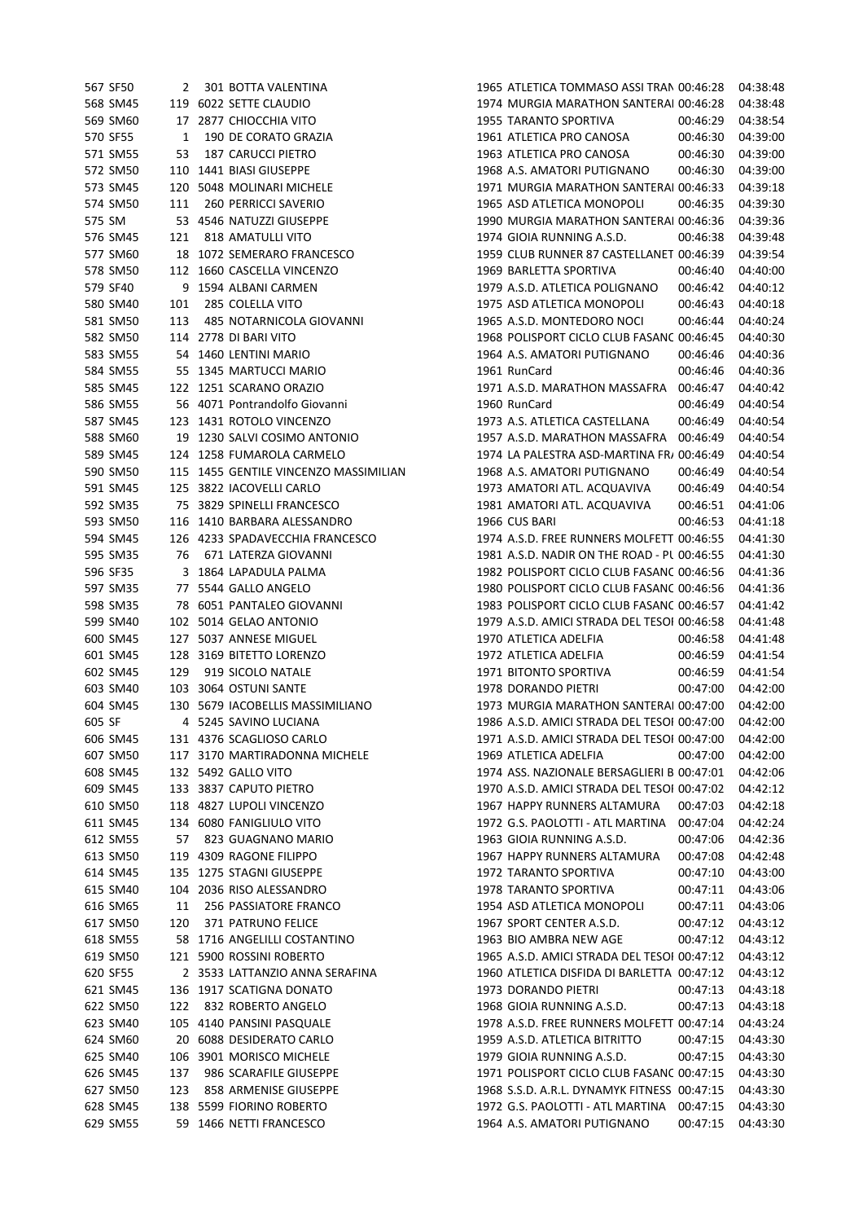| | | | | | | | | |
|---|---|---|---|---|---|---|---|---|
| 567 | SF50 | 2 | 301 | BOTTA VALENTINA | 1965 | ATLETICA TOMMASO ASSI TRAN | 00:46:28 | 04:38:48 |
| 568 | SM45 | 119 | 6022 | SETTE CLAUDIO | 1974 | MURGIA MARATHON SANTERAI | 00:46:28 | 04:38:48 |
| 569 | SM60 | 17 | 2877 | CHIOCCHIA VITO | 1955 | TARANTO SPORTIVA | 00:46:29 | 04:38:54 |
| 570 | SF55 | 1 | 190 | DE CORATO GRAZIA | 1961 | ATLETICA PRO CANOSA | 00:46:30 | 04:39:00 |
| 571 | SM55 | 53 | 187 | CARUCCI PIETRO | 1963 | ATLETICA PRO CANOSA | 00:46:30 | 04:39:00 |
| 572 | SM50 | 110 | 1441 | BIASI GIUSEPPE | 1968 | A.S. AMATORI PUTIGNANO | 00:46:30 | 04:39:00 |
| 573 | SM45 | 120 | 5048 | MOLINARI MICHELE | 1971 | MURGIA MARATHON SANTERAI | 00:46:33 | 04:39:18 |
| 574 | SM50 | 111 | 260 | PERRICCI SAVERIO | 1965 | ASD ATLETICA MONOPOLI | 00:46:35 | 04:39:30 |
| 575 | SM | 53 | 4546 | NATUZZI GIUSEPPE | 1990 | MURGIA MARATHON SANTERAI | 00:46:36 | 04:39:36 |
| 576 | SM45 | 121 | 818 | AMATULLI VITO | 1974 | GIOIA RUNNING A.S.D. | 00:46:38 | 04:39:48 |
| 577 | SM60 | 18 | 1072 | SEMERARO FRANCESCO | 1959 | CLUB RUNNER 87 CASTELLANET | 00:46:39 | 04:39:54 |
| 578 | SM50 | 112 | 1660 | CASCELLA VINCENZO | 1969 | BARLETTA SPORTIVA | 00:46:40 | 04:40:00 |
| 579 | SF40 | 9 | 1594 | ALBANI CARMEN | 1979 | A.S.D. ATLETICA POLIGNANO | 00:46:42 | 04:40:12 |
| 580 | SM40 | 101 | 285 | COLELLA VITO | 1975 | ASD ATLETICA MONOPOLI | 00:46:43 | 04:40:18 |
| 581 | SM50 | 113 | 485 | NOTARNICOLA GIOVANNI | 1965 | A.S.D. MONTEDORO NOCI | 00:46:44 | 04:40:24 |
| 582 | SM50 | 114 | 2778 | DI BARI VITO | 1968 | POLISPORT CICLO CLUB FASANC | 00:46:45 | 04:40:30 |
| 583 | SM55 | 54 | 1460 | LENTINI MARIO | 1964 | A.S. AMATORI PUTIGNANO | 00:46:46 | 04:40:36 |
| 584 | SM55 | 55 | 1345 | MARTUCCI MARIO | 1961 | RunCard | 00:46:46 | 04:40:36 |
| 585 | SM45 | 122 | 1251 | SCARANO ORAZIO | 1971 | A.S.D. MARATHON MASSAFRA | 00:46:47 | 04:40:42 |
| 586 | SM55 | 56 | 4071 | Pontrandolfo Giovanni | 1960 | RunCard | 00:46:49 | 04:40:54 |
| 587 | SM45 | 123 | 1431 | ROTOLO VINCENZO | 1973 | A.S. ATLETICA CASTELLANA | 00:46:49 | 04:40:54 |
| 588 | SM60 | 19 | 1230 | SALVI COSIMO ANTONIO | 1957 | A.S.D. MARATHON MASSAFRA | 00:46:49 | 04:40:54 |
| 589 | SM45 | 124 | 1258 | FUMAROLA CARMELO | 1974 | LA PALESTRA ASD-MARTINA FR/ | 00:46:49 | 04:40:54 |
| 590 | SM50 | 115 | 1455 | GENTILE VINCENZO MASSIMILIAN | 1968 | A.S. AMATORI PUTIGNANO | 00:46:49 | 04:40:54 |
| 591 | SM45 | 125 | 3822 | IACOVELLI CARLO | 1973 | AMATORI ATL. ACQUAVIVA | 00:46:49 | 04:40:54 |
| 592 | SM35 | 75 | 3829 | SPINELLI FRANCESCO | 1981 | AMATORI ATL. ACQUAVIVA | 00:46:51 | 04:41:06 |
| 593 | SM50 | 116 | 1410 | BARBARA ALESSANDRO | 1966 | CUS BARI | 00:46:53 | 04:41:18 |
| 594 | SM45 | 126 | 4233 | SPADAVECCHIA FRANCESCO | 1974 | A.S.D. FREE RUNNERS MOLFETT | 00:46:55 | 04:41:30 |
| 595 | SM35 | 76 | 671 | LATERZA GIOVANNI | 1981 | A.S.D. NADIR ON THE ROAD - PL | 00:46:55 | 04:41:30 |
| 596 | SF35 | 3 | 1864 | LAPADULA PALMA | 1982 | POLISPORT CICLO CLUB FASANC | 00:46:56 | 04:41:36 |
| 597 | SM35 | 77 | 5544 | GALLO ANGELO | 1980 | POLISPORT CICLO CLUB FASANC | 00:46:56 | 04:41:36 |
| 598 | SM35 | 78 | 6051 | PANTALEO GIOVANNI | 1983 | POLISPORT CICLO CLUB FASANC | 00:46:57 | 04:41:42 |
| 599 | SM40 | 102 | 5014 | GELAO ANTONIO | 1979 | A.S.D. AMICI STRADA DEL TESOI | 00:46:58 | 04:41:48 |
| 600 | SM45 | 127 | 5037 | ANNESE MIGUEL | 1970 | ATLETICA ADELFIA | 00:46:58 | 04:41:48 |
| 601 | SM45 | 128 | 3169 | BITETTO LORENZO | 1972 | ATLETICA ADELFIA | 00:46:59 | 04:41:54 |
| 602 | SM45 | 129 | 919 | SICOLO NATALE | 1971 | BITONTO SPORTIVA | 00:46:59 | 04:41:54 |
| 603 | SM40 | 103 | 3064 | OSTUNI SANTE | 1978 | DORANDO PIETRI | 00:47:00 | 04:42:00 |
| 604 | SM45 | 130 | 5679 | IACOBELLIS MASSIMILIANO | 1973 | MURGIA MARATHON SANTERAI | 00:47:00 | 04:42:00 |
| 605 | SF | 4 | 5245 | SAVINO LUCIANA | 1986 | A.S.D. AMICI STRADA DEL TESOI | 00:47:00 | 04:42:00 |
| 606 | SM45 | 131 | 4376 | SCAGLIOSO CARLO | 1971 | A.S.D. AMICI STRADA DEL TESOI | 00:47:00 | 04:42:00 |
| 607 | SM50 | 117 | 3170 | MARTIRADONNA MICHELE | 1969 | ATLETICA ADELFIA | 00:47:00 | 04:42:00 |
| 608 | SM45 | 132 | 5492 | GALLO VITO | 1974 | ASS. NAZIONALE BERSAGLIERI B | 00:47:01 | 04:42:06 |
| 609 | SM45 | 133 | 3837 | CAPUTO PIETRO | 1970 | A.S.D. AMICI STRADA DEL TESOI | 00:47:02 | 04:42:12 |
| 610 | SM50 | 118 | 4827 | LUPOLI VINCENZO | 1967 | HAPPY RUNNERS ALTAMURA | 00:47:03 | 04:42:18 |
| 611 | SM45 | 134 | 6080 | FANIGLIULO VITO | 1972 | G.S. PAOLOTTI - ATL MARTINA | 00:47:04 | 04:42:24 |
| 612 | SM55 | 57 | 823 | GUAGNANO MARIO | 1963 | GIOIA RUNNING A.S.D. | 00:47:06 | 04:42:36 |
| 613 | SM50 | 119 | 4309 | RAGONE FILIPPO | 1967 | HAPPY RUNNERS ALTAMURA | 00:47:08 | 04:42:48 |
| 614 | SM45 | 135 | 1275 | STAGNI GIUSEPPE | 1972 | TARANTO SPORTIVA | 00:47:10 | 04:43:00 |
| 615 | SM40 | 104 | 2036 | RISO ALESSANDRO | 1978 | TARANTO SPORTIVA | 00:47:11 | 04:43:06 |
| 616 | SM65 | 11 | 256 | PASSIATORE FRANCO | 1954 | ASD ATLETICA MONOPOLI | 00:47:11 | 04:43:06 |
| 617 | SM50 | 120 | 371 | PATRUNO FELICE | 1967 | SPORT CENTER A.S.D. | 00:47:12 | 04:43:12 |
| 618 | SM55 | 58 | 1716 | ANGELILLI COSTANTINO | 1963 | BIO AMBRA NEW AGE | 00:47:12 | 04:43:12 |
| 619 | SM50 | 121 | 5900 | ROSSINI ROBERTO | 1965 | A.S.D. AMICI STRADA DEL TESOI | 00:47:12 | 04:43:12 |
| 620 | SF55 | 2 | 3533 | LATTANZIO ANNA SERAFINA | 1960 | ATLETICA DISFIDA DI BARLETTA | 00:47:12 | 04:43:12 |
| 621 | SM45 | 136 | 1917 | SCATIGNA DONATO | 1973 | DORANDO PIETRI | 00:47:13 | 04:43:18 |
| 622 | SM50 | 122 | 832 | ROBERTO ANGELO | 1968 | GIOIA RUNNING A.S.D. | 00:47:13 | 04:43:18 |
| 623 | SM40 | 105 | 4140 | PANSINI PASQUALE | 1978 | A.S.D. FREE RUNNERS MOLFETT | 00:47:14 | 04:43:24 |
| 624 | SM60 | 20 | 6088 | DESIDERATO CARLO | 1959 | A.S.D. ATLETICA BITRITTO | 00:47:15 | 04:43:30 |
| 625 | SM40 | 106 | 3901 | MORISCO MICHELE | 1979 | GIOIA RUNNING A.S.D. | 00:47:15 | 04:43:30 |
| 626 | SM45 | 137 | 986 | SCARAFILE GIUSEPPE | 1971 | POLISPORT CICLO CLUB FASANC | 00:47:15 | 04:43:30 |
| 627 | SM50 | 123 | 858 | ARMENISE GIUSEPPE | 1968 | S.S.D. A.R.L. DYNAMYK FITNESS | 00:47:15 | 04:43:30 |
| 628 | SM45 | 138 | 5599 | FIORINO ROBERTO | 1972 | G.S. PAOLOTTI - ATL MARTINA | 00:47:15 | 04:43:30 |
| 629 | SM55 | 59 | 1466 | NETTI FRANCESCO | 1964 | A.S. AMATORI PUTIGNANO | 00:47:15 | 04:43:30 |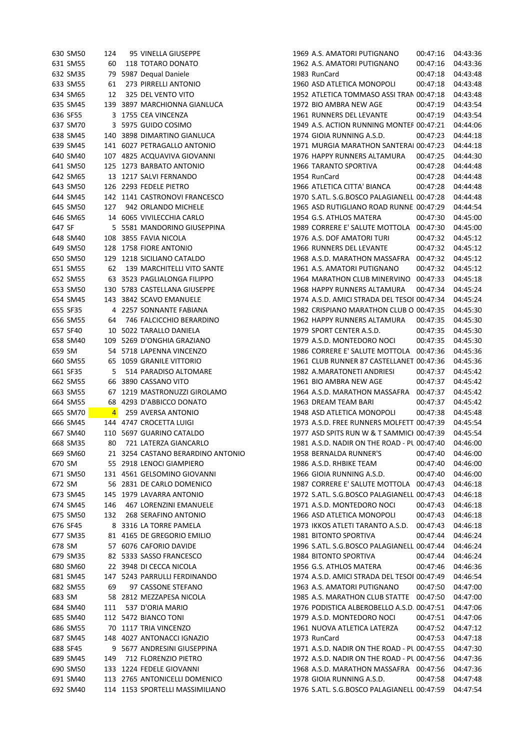| | | | | | | | | |
|---|---|---|---|---|---|---|---|---|
| 630 | SM50 | 124 | 95 | VINELLA GIUSEPPE | 1969 | A.S. AMATORI PUTIGNANO | 00:47:16 | 04:43:36 |
| 631 | SM55 | 60 | 118 | TOTARO DONATO | 1962 | A.S. AMATORI PUTIGNANO | 00:47:16 | 04:43:36 |
| 632 | SM35 | 79 | 5987 | Dequal Daniele | 1983 | RunCard | 00:47:18 | 04:43:48 |
| 633 | SM55 | 61 | 273 | PIRRELLI ANTONIO | 1960 | ASD ATLETICA MONOPOLI | 00:47:18 | 04:43:48 |
| 634 | SM65 | 12 | 325 | DEL VENTO VITO | 1952 | ATLETICA TOMMASO ASSI TRAN | 00:47:18 | 04:43:48 |
| 635 | SM45 | 139 | 3897 | MARCHIONNA GIANLUCA | 1972 | BIO AMBRA NEW AGE | 00:47:19 | 04:43:54 |
| 636 | SF55 | 3 | 1755 | CEA VINCENZA | 1961 | RUNNERS DEL LEVANTE | 00:47:19 | 04:43:54 |
| 637 | SM70 | 3 | 5975 | GUIDO COSIMO | 1949 | A.S. ACTION RUNNING MONTEF | 00:47:21 | 04:44:06 |
| 638 | SM45 | 140 | 3898 | DIMARTINO GIANLUCA | 1974 | GIOIA RUNNING A.S.D. | 00:47:23 | 04:44:18 |
| 639 | SM45 | 141 | 6027 | PETRAGALLO ANTONIO | 1971 | MURGIA MARATHON SANTERAI | 00:47:23 | 04:44:18 |
| 640 | SM40 | 107 | 4825 | ACQUAVIVA GIOVANNI | 1976 | HAPPY RUNNERS ALTAMURA | 00:47:25 | 04:44:30 |
| 641 | SM50 | 125 | 1273 | BARBATO ANTONIO | 1966 | TARANTO SPORTIVA | 00:47:28 | 04:44:48 |
| 642 | SM65 | 13 | 1217 | SALVI FERNANDO | 1954 | RunCard | 00:47:28 | 04:44:48 |
| 643 | SM50 | 126 | 2293 | FEDELE PIETRO | 1966 | ATLETICA CITTA' BIANCA | 00:47:28 | 04:44:48 |
| 644 | SM45 | 142 | 1141 | CASTRONOVI FRANCESCO | 1970 | S.ATL. S.G.BOSCO PALAGIANELL | 00:47:28 | 04:44:48 |
| 645 | SM50 | 127 | 942 | ORLANDO MICHELE | 1965 | ASD RUTIGLIANO ROAD RUNNE | 00:47:29 | 04:44:54 |
| 646 | SM65 | 14 | 6065 | VIVILECCHIA CARLO | 1954 | G.S. ATHLOS MATERA | 00:47:30 | 04:45:00 |
| 647 | SF | 5 | 5581 | MANDORINO GIUSEPPINA | 1989 | CORRERE E' SALUTE MOTTOLA | 00:47:30 | 04:45:00 |
| 648 | SM40 | 108 | 3855 | FAVIA NICOLA | 1976 | A.S. DOF AMATORI TURI | 00:47:32 | 04:45:12 |
| 649 | SM50 | 128 | 1758 | FIORE ANTONIO | 1966 | RUNNERS DEL LEVANTE | 00:47:32 | 04:45:12 |
| 650 | SM50 | 129 | 1218 | SICILIANO CATALDO | 1968 | A.S.D. MARATHON MASSAFRA | 00:47:32 | 04:45:12 |
| 651 | SM55 | 62 | 139 | MARCHITELLI VITO SANTE | 1961 | A.S. AMATORI PUTIGNANO | 00:47:32 | 04:45:12 |
| 652 | SM55 | 63 | 3523 | PAGLIALONGA FILIPPO | 1964 | MARATHON CLUB MINERVINO | 00:47:33 | 04:45:18 |
| 653 | SM50 | 130 | 5783 | CASTELLANA GIUSEPPE | 1968 | HAPPY RUNNERS ALTAMURA | 00:47:34 | 04:45:24 |
| 654 | SM45 | 143 | 3842 | SCAVO EMANUELE | 1974 | A.S.D. AMICI STRADA DEL TESOI | 00:47:34 | 04:45:24 |
| 655 | SF35 | 4 | 2257 | SONNANTE FABIANA | 1982 | CRISPIANO MARATHON CLUB O | 00:47:35 | 04:45:30 |
| 656 | SM55 | 64 | 746 | FALCICCHIO BERARDINO | 1962 | HAPPY RUNNERS ALTAMURA | 00:47:35 | 04:45:30 |
| 657 | SF40 | 10 | 5022 | TARALLO DANIELA | 1979 | SPORT CENTER A.S.D. | 00:47:35 | 04:45:30 |
| 658 | SM40 | 109 | 5269 | D'ONGHIA GRAZIANO | 1979 | A.S.D. MONTEDORO NOCI | 00:47:35 | 04:45:30 |
| 659 | SM | 54 | 5718 | LAPENNA VINCENZO | 1986 | CORRERE E' SALUTE MOTTOLA | 00:47:36 | 04:45:36 |
| 660 | SM55 | 65 | 1059 | GRANILE VITTORIO | 1961 | CLUB RUNNER 87 CASTELLANET | 00:47:36 | 04:45:36 |
| 661 | SF35 | 5 | 514 | PARADISO ALTOMARE | 1982 | A.MARATONETI ANDRIESI | 00:47:37 | 04:45:42 |
| 662 | SM55 | 66 | 3890 | CASSANO VITO | 1961 | BIO AMBRA NEW AGE | 00:47:37 | 04:45:42 |
| 663 | SM55 | 67 | 1219 | MASTRONUZZI GIROLAMO | 1964 | A.S.D. MARATHON MASSAFRA | 00:47:37 | 04:45:42 |
| 664 | SM55 | 68 | 4293 | D'ABBICCO DONATO | 1963 | DREAM TEAM BARI | 00:47:37 | 04:45:42 |
| 665 | SM70 | 4 | 259 | AVERSA ANTONIO | 1948 | ASD ATLETICA MONOPOLI | 00:47:38 | 04:45:48 |
| 666 | SM45 | 144 | 4747 | CROCETTA LUIGI | 1973 | A.S.D. FREE RUNNERS MOLFETT | 00:47:39 | 04:45:54 |
| 667 | SM40 | 110 | 5697 | GUARINO CATALDO | 1977 | ASD SPITS RUN W & T SAMMICI | 00:47:39 | 04:45:54 |
| 668 | SM35 | 80 | 721 | LATERZA GIANCARLO | 1981 | A.S.D. NADIR ON THE ROAD - PU | 00:47:40 | 04:46:00 |
| 669 | SM60 | 21 | 3254 | CASTANO BERARDINO ANTONIO | 1958 | BERNALDA RUNNER'S | 00:47:40 | 04:46:00 |
| 670 | SM | 55 | 2918 | LENOCI GIAMPIERO | 1986 | A.S.D. RHBIKE TEAM | 00:47:40 | 04:46:00 |
| 671 | SM50 | 131 | 4561 | GELSOMINO GIOVANNI | 1966 | GIOIA RUNNING A.S.D. | 00:47:40 | 04:46:00 |
| 672 | SM | 56 | 2831 | DE CARLO DOMENICO | 1987 | CORRERE E' SALUTE MOTTOLA | 00:47:43 | 04:46:18 |
| 673 | SM45 | 145 | 1979 | LAVARRA ANTONIO | 1972 | S.ATL. S.G.BOSCO PALAGIANELL | 00:47:43 | 04:46:18 |
| 674 | SM45 | 146 | 467 | LORENZINI EMANUELE | 1971 | A.S.D. MONTEDORO NOCI | 00:47:43 | 04:46:18 |
| 675 | SM50 | 132 | 268 | SERAFINO ANTONIO | 1966 | ASD ATLETICA MONOPOLI | 00:47:43 | 04:46:18 |
| 676 | SF45 | 8 | 3316 | LA TORRE PAMELA | 1973 | IKKOS ATLETI TARANTO A.S.D. | 00:47:43 | 04:46:18 |
| 677 | SM35 | 81 | 4165 | DE GREGORIO EMILIO | 1981 | BITONTO SPORTIVA | 00:47:44 | 04:46:24 |
| 678 | SM | 57 | 6076 | CAFORIO DAVIDE | 1996 | S.ATL. S.G.BOSCO PALAGIANELL | 00:47:44 | 04:46:24 |
| 679 | SM35 | 82 | 5333 | SASSO FRANCESCO | 1984 | BITONTO SPORTIVA | 00:47:44 | 04:46:24 |
| 680 | SM60 | 22 | 3948 | DI CECCA NICOLA | 1956 | G.S. ATHLOS MATERA | 00:47:46 | 04:46:36 |
| 681 | SM45 | 147 | 5243 | PARRULLI FERDINANDO | 1974 | A.S.D. AMICI STRADA DEL TESOI | 00:47:49 | 04:46:54 |
| 682 | SM55 | 69 | 97 | CASSONE STEFANO | 1963 | A.S. AMATORI PUTIGNANO | 00:47:50 | 04:47:00 |
| 683 | SM | 58 | 2812 | MEZZAPESA NICOLA | 1985 | A.S. MARATHON CLUB STATTE | 00:47:50 | 04:47:00 |
| 684 | SM40 | 111 | 537 | D'ORIA MARIO | 1976 | PODISTICA ALBEROBELLO A.S.D. | 00:47:51 | 04:47:06 |
| 685 | SM40 | 112 | 5472 | BIANCO TONI | 1979 | A.S.D. MONTEDORO NOCI | 00:47:51 | 04:47:06 |
| 686 | SM55 | 70 | 1117 | TRIA VINCENZO | 1961 | NUOVA ATLETICA LATERZA | 00:47:52 | 04:47:12 |
| 687 | SM45 | 148 | 4027 | ANTONACCI IGNAZIO | 1973 | RunCard | 00:47:53 | 04:47:18 |
| 688 | SF45 | 9 | 5677 | ANDRESINI GIUSEPPINA | 1971 | A.S.D. NADIR ON THE ROAD - PU | 00:47:55 | 04:47:30 |
| 689 | SM45 | 149 | 712 | FLORENZIO PIETRO | 1972 | A.S.D. NADIR ON THE ROAD - PU | 00:47:56 | 04:47:36 |
| 690 | SM50 | 133 | 1224 | FEDELE GIOVANNI | 1968 | A.S.D. MARATHON MASSAFRA | 00:47:56 | 04:47:36 |
| 691 | SM40 | 113 | 2765 | ANTONICELLI DOMENICO | 1978 | GIOIA RUNNING A.S.D. | 00:47:58 | 04:47:48 |
| 692 | SM40 | 114 | 1153 | SPORTELLI MASSIMILIANO | 1976 | S.ATL. S.G.BOSCO PALAGIANELL | 00:47:59 | 04:47:54 |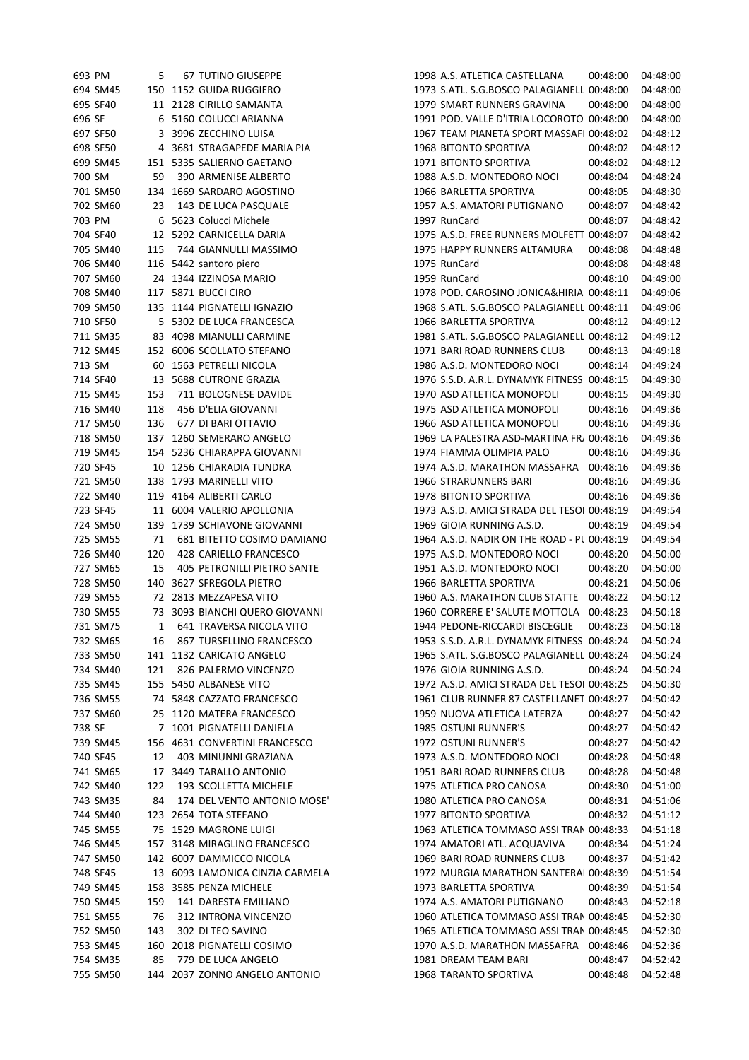| | | | | | | | | |
|---|---|---|---|---|---|---|---|---|
| 693 | PM | 5 | 67 | TUTINO GIUSEPPE | 1998 | A.S. ATLETICA CASTELLANA | 00:48:00 | 04:48:00 |
| 694 | SM45 | 150 | 1152 | GUIDA RUGGIERO | 1973 | S.ATL. S.G.BOSCO PALAGIANELL | 00:48:00 | 04:48:00 |
| 695 | SF40 | 11 | 2128 | CIRILLO SAMANTA | 1979 | SMART RUNNERS GRAVINA | 00:48:00 | 04:48:00 |
| 696 | SF | 6 | 5160 | COLUCCI ARIANNA | 1991 | POD. VALLE D'ITRIA LOCOROTO | 00:48:00 | 04:48:00 |
| 697 | SF50 | 3 | 3996 | ZECCHINO LUISA | 1967 | TEAM PIANETA SPORT MASSAFI | 00:48:02 | 04:48:12 |
| 698 | SF50 | 4 | 3681 | STRAGAPEDE MARIA PIA | 1968 | BITONTO SPORTIVA | 00:48:02 | 04:48:12 |
| 699 | SM45 | 151 | 5335 | SALIERNO GAETANO | 1971 | BITONTO SPORTIVA | 00:48:02 | 04:48:12 |
| 700 | SM | 59 | 390 | ARMENISE ALBERTO | 1988 | A.S.D. MONTEDORO NOCI | 00:48:04 | 04:48:24 |
| 701 | SM50 | 134 | 1669 | SARDARO AGOSTINO | 1966 | BARLETTA SPORTIVA | 00:48:05 | 04:48:30 |
| 702 | SM60 | 23 | 143 | DE LUCA PASQUALE | 1957 | A.S. AMATORI PUTIGNANO | 00:48:07 | 04:48:42 |
| 703 | PM | 6 | 5623 | Colucci Michele | 1997 | RunCard | 00:48:07 | 04:48:42 |
| 704 | SF40 | 12 | 5292 | CARNICELLA DARIA | 1975 | A.S.D. FREE RUNNERS MOLFETT | 00:48:07 | 04:48:42 |
| 705 | SM40 | 115 | 744 | GIANNULLI MASSIMO | 1975 | HAPPY RUNNERS ALTAMURA | 00:48:08 | 04:48:48 |
| 706 | SM40 | 116 | 5442 | santoro piero | 1975 | RunCard | 00:48:08 | 04:48:48 |
| 707 | SM60 | 24 | 1344 | IZZINOSA MARIO | 1959 | RunCard | 00:48:10 | 04:49:00 |
| 708 | SM40 | 117 | 5871 | BUCCI CIRO | 1978 | POD. CAROSINO JONICA&HIRIA | 00:48:11 | 04:49:06 |
| 709 | SM50 | 135 | 1144 | PIGNATELLI IGNAZIO | 1968 | S.ATL. S.G.BOSCO PALAGIANELL | 00:48:11 | 04:49:06 |
| 710 | SF50 | 5 | 5302 | DE LUCA FRANCESCA | 1966 | BARLETTA SPORTIVA | 00:48:12 | 04:49:12 |
| 711 | SM35 | 83 | 4098 | MIANULLI CARMINE | 1981 | S.ATL. S.G.BOSCO PALAGIANELL | 00:48:12 | 04:49:12 |
| 712 | SM45 | 152 | 6006 | SCOLLATO STEFANO | 1971 | BARI ROAD RUNNERS CLUB | 00:48:13 | 04:49:18 |
| 713 | SM | 60 | 1563 | PETRELLI NICOLA | 1986 | A.S.D. MONTEDORO NOCI | 00:48:14 | 04:49:24 |
| 714 | SF40 | 13 | 5688 | CUTRONE GRAZIA | 1976 | S.S.D. A.R.L. DYNAMYK FITNESS | 00:48:15 | 04:49:30 |
| 715 | SM45 | 153 | 711 | BOLOGNESE DAVIDE | 1970 | ASD ATLETICA MONOPOLI | 00:48:15 | 04:49:30 |
| 716 | SM40 | 118 | 456 | D'ELIA GIOVANNI | 1975 | ASD ATLETICA MONOPOLI | 00:48:16 | 04:49:36 |
| 717 | SM50 | 136 | 677 | DI BARI OTTAVIO | 1966 | ASD ATLETICA MONOPOLI | 00:48:16 | 04:49:36 |
| 718 | SM50 | 137 | 1260 | SEMERARO ANGELO | 1969 | LA PALESTRA ASD-MARTINA FR/ | 00:48:16 | 04:49:36 |
| 719 | SM45 | 154 | 5236 | CHIARAPPA GIOVANNI | 1974 | FIAMMA OLIMPIA PALO | 00:48:16 | 04:49:36 |
| 720 | SF45 | 10 | 1256 | CHIARADIA TUNDRA | 1974 | A.S.D. MARATHON MASSAFRA | 00:48:16 | 04:49:36 |
| 721 | SM50 | 138 | 1793 | MARINELLI VITO | 1966 | STRARUNNERS BARI | 00:48:16 | 04:49:36 |
| 722 | SM40 | 119 | 4164 | ALIBERTI CARLO | 1978 | BITONTO SPORTIVA | 00:48:16 | 04:49:36 |
| 723 | SF45 | 11 | 6004 | VALERIO APOLLONIA | 1973 | A.S.D. AMICI STRADA DEL TESOI | 00:48:19 | 04:49:54 |
| 724 | SM50 | 139 | 1739 | SCHIAVONE GIOVANNI | 1969 | GIOIA RUNNING A.S.D. | 00:48:19 | 04:49:54 |
| 725 | SM55 | 71 | 681 | BITETTO COSIMO DAMIANO | 1964 | A.S.D. NADIR ON THE ROAD - PU | 00:48:19 | 04:49:54 |
| 726 | SM40 | 120 | 428 | CARIELLO FRANCESCO | 1975 | A.S.D. MONTEDORO NOCI | 00:48:20 | 04:50:00 |
| 727 | SM65 | 15 | 405 | PETRONILLI PIETRO SANTE | 1951 | A.S.D. MONTEDORO NOCI | 00:48:20 | 04:50:00 |
| 728 | SM50 | 140 | 3627 | SFREGOLA PIETRO | 1966 | BARLETTA SPORTIVA | 00:48:21 | 04:50:06 |
| 729 | SM55 | 72 | 2813 | MEZZAPESA VITO | 1960 | A.S. MARATHON CLUB STATTE | 00:48:22 | 04:50:12 |
| 730 | SM55 | 73 | 3093 | BIANCHI QUERO GIOVANNI | 1960 | CORRERE E' SALUTE MOTTOLA | 00:48:23 | 04:50:18 |
| 731 | SM75 | 1 | 641 | TRAVERSA NICOLA VITO | 1944 | PEDONE-RICCARDI BISCEGLIE | 00:48:23 | 04:50:18 |
| 732 | SM65 | 16 | 867 | TURSELLINO FRANCESCO | 1953 | S.S.D. A.R.L. DYNAMYK FITNESS | 00:48:24 | 04:50:24 |
| 733 | SM50 | 141 | 1132 | CARICATO ANGELO | 1965 | S.ATL. S.G.BOSCO PALAGIANELL | 00:48:24 | 04:50:24 |
| 734 | SM40 | 121 | 826 | PALERMO VINCENZO | 1976 | GIOIA RUNNING A.S.D. | 00:48:24 | 04:50:24 |
| 735 | SM45 | 155 | 5450 | ALBANESE VITO | 1972 | A.S.D. AMICI STRADA DEL TESOI | 00:48:25 | 04:50:30 |
| 736 | SM55 | 74 | 5848 | CAZZATO FRANCESCO | 1961 | CLUB RUNNER 87 CASTELLANET | 00:48:27 | 04:50:42 |
| 737 | SM60 | 25 | 1120 | MATERA FRANCESCO | 1959 | NUOVA ATLETICA LATERZA | 00:48:27 | 04:50:42 |
| 738 | SF | 7 | 1001 | PIGNATELLI DANIELA | 1985 | OSTUNI RUNNER'S | 00:48:27 | 04:50:42 |
| 739 | SM45 | 156 | 4631 | CONVERTINI FRANCESCO | 1972 | OSTUNI RUNNER'S | 00:48:27 | 04:50:42 |
| 740 | SF45 | 12 | 403 | MINUNNI GRAZIANA | 1973 | A.S.D. MONTEDORO NOCI | 00:48:28 | 04:50:48 |
| 741 | SM65 | 17 | 3449 | TARALLO ANTONIO | 1951 | BARI ROAD RUNNERS CLUB | 00:48:28 | 04:50:48 |
| 742 | SM40 | 122 | 193 | SCOLLETTA MICHELE | 1975 | ATLETICA PRO CANOSA | 00:48:30 | 04:51:00 |
| 743 | SM35 | 84 | 174 | DEL VENTO ANTONIO MOSE' | 1980 | ATLETICA PRO CANOSA | 00:48:31 | 04:51:06 |
| 744 | SM40 | 123 | 2654 | TOTA STEFANO | 1977 | BITONTO SPORTIVA | 00:48:32 | 04:51:12 |
| 745 | SM55 | 75 | 1529 | MAGRONE LUIGI | 1963 | ATLETICA TOMMASO ASSI TRAN | 00:48:33 | 04:51:18 |
| 746 | SM45 | 157 | 3148 | MIRAGLINO FRANCESCO | 1974 | AMATORI ATL. ACQUAVIVA | 00:48:34 | 04:51:24 |
| 747 | SM50 | 142 | 6007 | DAMMICCO NICOLA | 1969 | BARI ROAD RUNNERS CLUB | 00:48:37 | 04:51:42 |
| 748 | SF45 | 13 | 6093 | LAMONICA CINZIA CARMELA | 1972 | MURGIA MARATHON SANTERAI | 00:48:39 | 04:51:54 |
| 749 | SM45 | 158 | 3585 | PENZA MICHELE | 1973 | BARLETTA SPORTIVA | 00:48:39 | 04:51:54 |
| 750 | SM45 | 159 | 141 | DARESTA EMILIANO | 1974 | A.S. AMATORI PUTIGNANO | 00:48:43 | 04:52:18 |
| 751 | SM55 | 76 | 312 | INTRONA VINCENZO | 1960 | ATLETICA TOMMASO ASSI TRAN | 00:48:45 | 04:52:30 |
| 752 | SM50 | 143 | 302 | DI TEO SAVINO | 1965 | ATLETICA TOMMASO ASSI TRAN | 00:48:45 | 04:52:30 |
| 753 | SM45 | 160 | 2018 | PIGNATELLI COSIMO | 1970 | A.S.D. MARATHON MASSAFRA | 00:48:46 | 04:52:36 |
| 754 | SM35 | 85 | 779 | DE LUCA ANGELO | 1981 | DREAM TEAM BARI | 00:48:47 | 04:52:42 |
| 755 | SM50 | 144 | 2037 | ZONNO ANGELO ANTONIO | 1968 | TARANTO SPORTIVA | 00:48:48 | 04:52:48 |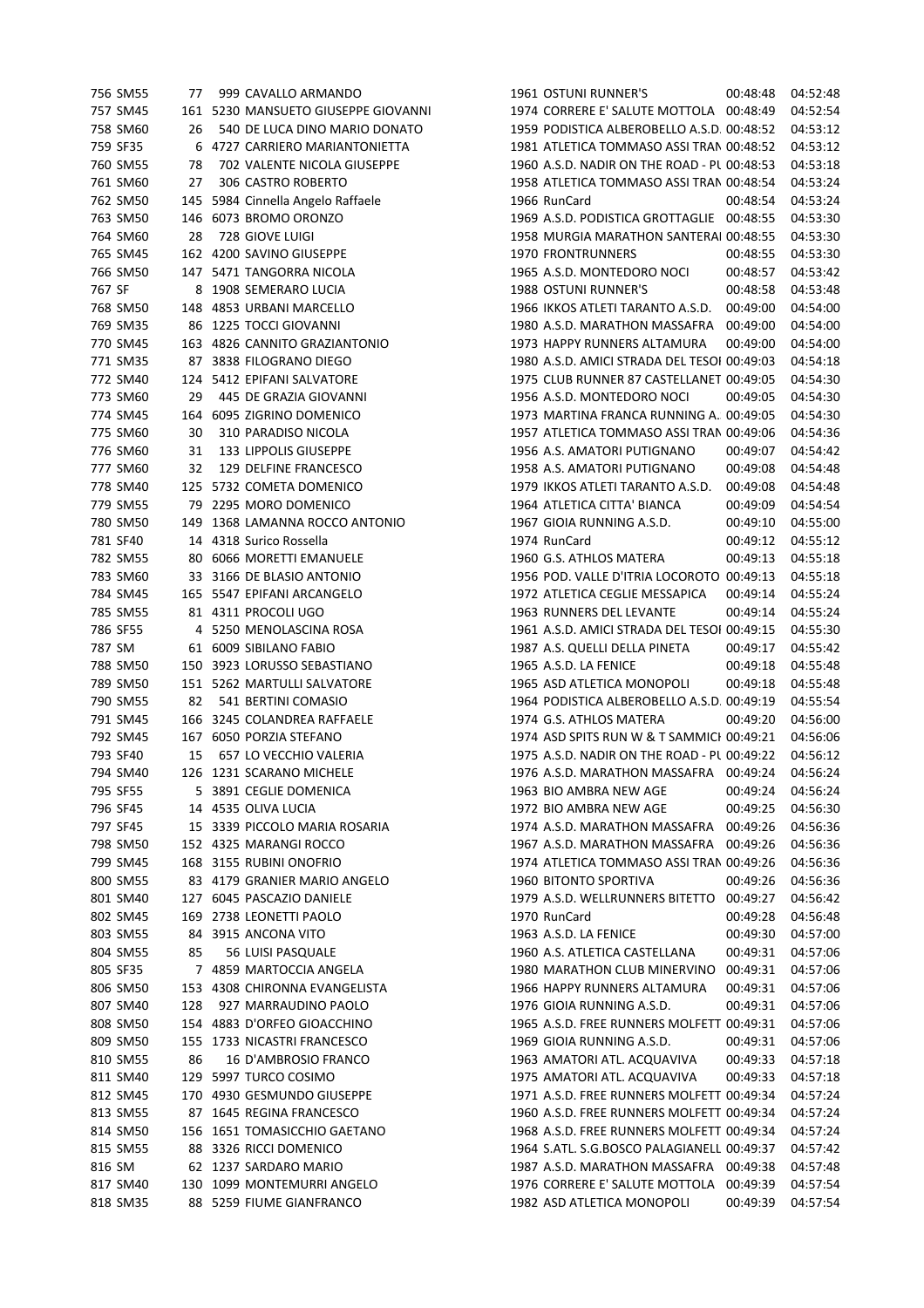| | | | | | | | | | |
|---|---|---|---|---|---|---|---|---|---|
| 756 | SM55 | 77 | 999 | CAVALLO ARMANDO | 1961 | OSTUNI RUNNER'S | 00:48:48 | 04:52:48 |
| 757 | SM45 | 161 | 5230 | MANSUETO GIUSEPPE GIOVANNI | 1974 | CORRERE E' SALUTE MOTTOLA | 00:48:49 | 04:52:54 |
| 758 | SM60 | 26 | 540 | DE LUCA DINO MARIO DONATO | 1959 | PODISTICA ALBEROBELLO A.S.D. | 00:48:52 | 04:53:12 |
| 759 | SF35 | 6 | 4727 | CARRIERO MARIANTONIETTA | 1981 | ATLETICA TOMMASO ASSI TRAN | 00:48:52 | 04:53:12 |
| 760 | SM55 | 78 | 702 | VALENTE NICOLA GIUSEPPE | 1960 | A.S.D. NADIR ON THE ROAD - PU | 00:48:53 | 04:53:18 |
| 761 | SM60 | 27 | 306 | CASTRO ROBERTO | 1958 | ATLETICA TOMMASO ASSI TRAN | 00:48:54 | 04:53:24 |
| 762 | SM50 | 145 | 5984 | Cinnella Angelo Raffaele | 1966 | RunCard | 00:48:54 | 04:53:24 |
| 763 | SM50 | 146 | 6073 | BROMO ORONZO | 1969 | A.S.D. PODISTICA GROTTAGLIE | 00:48:55 | 04:53:30 |
| 764 | SM60 | 28 | 728 | GIOVE LUIGI | 1958 | MURGIA MARATHON SANTERAI | 00:48:55 | 04:53:30 |
| 765 | SM45 | 162 | 4200 | SAVINO GIUSEPPE | 1970 | FRONTRUNNERS | 00:48:55 | 04:53:30 |
| 766 | SM50 | 147 | 5471 | TANGORRA NICOLA | 1965 | A.S.D. MONTEDORO NOCI | 00:48:57 | 04:53:42 |
| 767 | SF | 8 | 1908 | SEMERARO LUCIA | 1988 | OSTUNI RUNNER'S | 00:48:58 | 04:53:48 |
| 768 | SM50 | 148 | 4853 | URBANI MARCELLO | 1966 | IKKOS ATLETI TARANTO A.S.D. | 00:49:00 | 04:54:00 |
| 769 | SM35 | 86 | 1225 | TOCCI GIOVANNI | 1980 | A.S.D. MARATHON MASSAFRA | 00:49:00 | 04:54:00 |
| 770 | SM45 | 163 | 4826 | CANNITO GRAZIANTONIO | 1973 | HAPPY RUNNERS ALTAMURA | 00:49:00 | 04:54:00 |
| 771 | SM35 | 87 | 3838 | FILOGRANO DIEGO | 1980 | A.S.D. AMICI STRADA DEL TESOI | 00:49:03 | 04:54:18 |
| 772 | SM40 | 124 | 5412 | EPIFANI SALVATORE | 1975 | CLUB RUNNER 87 CASTELLANET | 00:49:05 | 04:54:30 |
| 773 | SM60 | 29 | 445 | DE GRAZIA GIOVANNI | 1956 | A.S.D. MONTEDORO NOCI | 00:49:05 | 04:54:30 |
| 774 | SM45 | 164 | 6095 | ZIGRINO DOMENICO | 1973 | MARTINA FRANCA RUNNING A. | 00:49:05 | 04:54:30 |
| 775 | SM60 | 30 | 310 | PARADISO NICOLA | 1957 | ATLETICA TOMMASO ASSI TRAN | 00:49:06 | 04:54:36 |
| 776 | SM60 | 31 | 133 | LIPPOLIS GIUSEPPE | 1956 | A.S. AMATORI PUTIGNANO | 00:49:07 | 04:54:42 |
| 777 | SM60 | 32 | 129 | DELFINE FRANCESCO | 1958 | A.S. AMATORI PUTIGNANO | 00:49:08 | 04:54:48 |
| 778 | SM40 | 125 | 5732 | COMETA DOMENICO | 1979 | IKKOS ATLETI TARANTO A.S.D. | 00:49:08 | 04:54:48 |
| 779 | SM55 | 79 | 2295 | MORO DOMENICO | 1964 | ATLETICA CITTA' BIANCA | 00:49:09 | 04:54:54 |
| 780 | SM50 | 149 | 1368 | LAMANNA ROCCO ANTONIO | 1967 | GIOIA RUNNING A.S.D. | 00:49:10 | 04:55:00 |
| 781 | SF40 | 14 | 4318 | Surico Rossella | 1974 | RunCard | 00:49:12 | 04:55:12 |
| 782 | SM55 | 80 | 6066 | MORETTI EMANUELE | 1960 | G.S. ATHLOS MATERA | 00:49:13 | 04:55:18 |
| 783 | SM60 | 33 | 3166 | DE BLASIO ANTONIO | 1956 | POD. VALLE D'ITRIA LOCOROTO | 00:49:13 | 04:55:18 |
| 784 | SM45 | 165 | 5547 | EPIFANI ARCANGELO | 1972 | ATLETICA CEGLIE MESSAPICA | 00:49:14 | 04:55:24 |
| 785 | SM55 | 81 | 4311 | PROCOLI UGO | 1963 | RUNNERS DEL LEVANTE | 00:49:14 | 04:55:24 |
| 786 | SF55 | 4 | 5250 | MENOLASCINA ROSA | 1961 | A.S.D. AMICI STRADA DEL TESOI | 00:49:15 | 04:55:30 |
| 787 | SM | 61 | 6009 | SIBILANO FABIO | 1987 | A.S. QUELLI DELLA PINETA | 00:49:17 | 04:55:42 |
| 788 | SM50 | 150 | 3923 | LORUSSO SEBASTIANO | 1965 | A.S.D. LA FENICE | 00:49:18 | 04:55:48 |
| 789 | SM50 | 151 | 5262 | MARTULLI SALVATORE | 1965 | ASD ATLETICA MONOPOLI | 00:49:18 | 04:55:48 |
| 790 | SM55 | 82 | 541 | BERTINI COMASIO | 1964 | PODISTICA ALBEROBELLO A.S.D. | 00:49:19 | 04:55:54 |
| 791 | SM45 | 166 | 3245 | COLANDREA RAFFAELE | 1974 | G.S. ATHLOS MATERA | 00:49:20 | 04:56:00 |
| 792 | SM45 | 167 | 6050 | PORZIA STEFANO | 1974 | ASD SPITS RUN W & T SAMMICI | 00:49:21 | 04:56:06 |
| 793 | SF40 | 15 | 657 | LO VECCHIO VALERIA | 1975 | A.S.D. NADIR ON THE ROAD - PU | 00:49:22 | 04:56:12 |
| 794 | SM40 | 126 | 1231 | SCARANO MICHELE | 1976 | A.S.D. MARATHON MASSAFRA | 00:49:24 | 04:56:24 |
| 795 | SF55 | 5 | 3891 | CEGLIE DOMENICA | 1963 | BIO AMBRA NEW AGE | 00:49:24 | 04:56:24 |
| 796 | SF45 | 14 | 4535 | OLIVA LUCIA | 1972 | BIO AMBRA NEW AGE | 00:49:25 | 04:56:30 |
| 797 | SF45 | 15 | 3339 | PICCOLO MARIA ROSARIA | 1974 | A.S.D. MARATHON MASSAFRA | 00:49:26 | 04:56:36 |
| 798 | SM50 | 152 | 4325 | MARANGI ROCCO | 1967 | A.S.D. MARATHON MASSAFRA | 00:49:26 | 04:56:36 |
| 799 | SM45 | 168 | 3155 | RUBINI ONOFRIO | 1974 | ATLETICA TOMMASO ASSI TRAN | 00:49:26 | 04:56:36 |
| 800 | SM55 | 83 | 4179 | GRANIER MARIO ANGELO | 1960 | BITONTO SPORTIVA | 00:49:26 | 04:56:36 |
| 801 | SM40 | 127 | 6045 | PASCAZIO DANIELE | 1979 | A.S.D. WELLRUNNERS BITETTO | 00:49:27 | 04:56:42 |
| 802 | SM45 | 169 | 2738 | LEONETTI PAOLO | 1970 | RunCard | 00:49:28 | 04:56:48 |
| 803 | SM55 | 84 | 3915 | ANCONA VITO | 1963 | A.S.D. LA FENICE | 00:49:30 | 04:57:00 |
| 804 | SM55 | 85 | 56 | LUISI PASQUALE | 1960 | A.S. ATLETICA CASTELLANA | 00:49:31 | 04:57:06 |
| 805 | SF35 | 7 | 4859 | MARTOCCIA ANGELA | 1980 | MARATHON CLUB MINERVINO | 00:49:31 | 04:57:06 |
| 806 | SM50 | 153 | 4308 | CHIRONNA EVANGELISTA | 1966 | HAPPY RUNNERS ALTAMURA | 00:49:31 | 04:57:06 |
| 807 | SM40 | 128 | 927 | MARRAUDINO PAOLO | 1976 | GIOIA RUNNING A.S.D. | 00:49:31 | 04:57:06 |
| 808 | SM50 | 154 | 4883 | D'ORFEO GIOACCHINO | 1965 | A.S.D. FREE RUNNERS MOLFETT | 00:49:31 | 04:57:06 |
| 809 | SM50 | 155 | 1733 | NICASTRI FRANCESCO | 1969 | GIOIA RUNNING A.S.D. | 00:49:31 | 04:57:06 |
| 810 | SM55 | 86 | 16 | D'AMBROSIO FRANCO | 1963 | AMATORI ATL. ACQUAVIVA | 00:49:33 | 04:57:18 |
| 811 | SM40 | 129 | 5997 | TURCO COSIMO | 1975 | AMATORI ATL. ACQUAVIVA | 00:49:33 | 04:57:18 |
| 812 | SM45 | 170 | 4930 | GESMUNDO GIUSEPPE | 1971 | A.S.D. FREE RUNNERS MOLFETT | 00:49:34 | 04:57:24 |
| 813 | SM55 | 87 | 1645 | REGINA FRANCESCO | 1960 | A.S.D. FREE RUNNERS MOLFETT | 00:49:34 | 04:57:24 |
| 814 | SM50 | 156 | 1651 | TOMASICCHIO GAETANO | 1968 | A.S.D. FREE RUNNERS MOLFETT | 00:49:34 | 04:57:24 |
| 815 | SM55 | 88 | 3326 | RICCI DOMENICO | 1964 | S.ATL. S.G.BOSCO PALAGIANELL | 00:49:37 | 04:57:42 |
| 816 | SM | 62 | 1237 | SARDARO MARIO | 1987 | A.S.D. MARATHON MASSAFRA | 00:49:38 | 04:57:48 |
| 817 | SM40 | 130 | 1099 | MONTEMURRI ANGELO | 1976 | CORRERE E' SALUTE MOTTOLA | 00:49:39 | 04:57:54 |
| 818 | SM35 | 88 | 5259 | FIUME GIANFRANCO | 1982 | ASD ATLETICA MONOPOLI | 00:49:39 | 04:57:54 |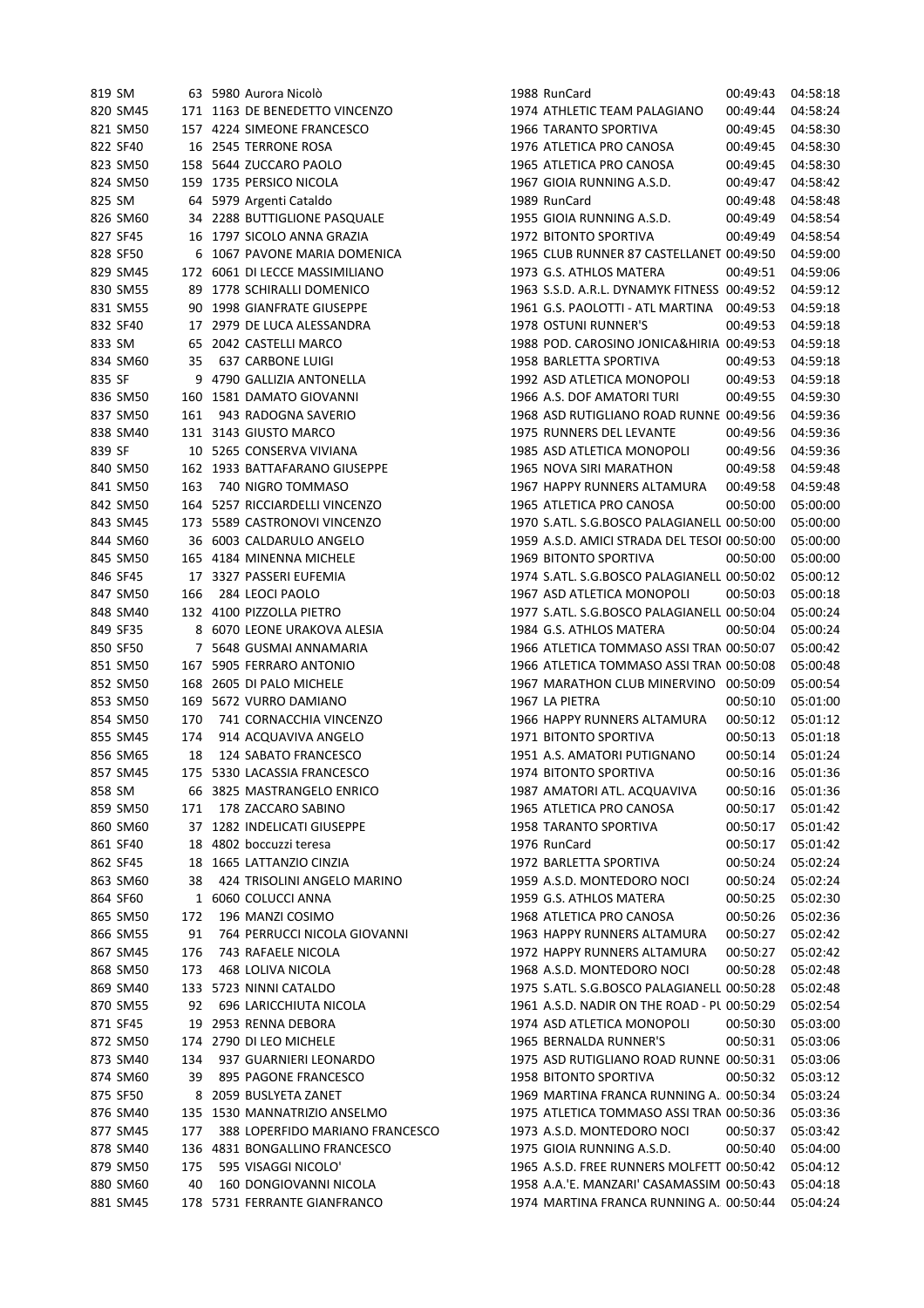| | | | | | | | | | |
|---|---|---|---|---|---|---|---|---|---|
| 819 | SM | 63 | 5980 | Aurora Nicolò | 1988 | RunCard | 00:49:43 | 04:58:18 |
| 820 | SM45 | 171 | 1163 | DE BENEDETTO VINCENZO | 1974 | ATHLETIC TEAM PALAGIANO | 00:49:44 | 04:58:24 |
| 821 | SM50 | 157 | 4224 | SIMEONE FRANCESCO | 1966 | TARANTO SPORTIVA | 00:49:45 | 04:58:30 |
| 822 | SF40 | 16 | 2545 | TERRONE ROSA | 1976 | ATLETICA PRO CANOSA | 00:49:45 | 04:58:30 |
| 823 | SM50 | 158 | 5644 | ZUCCARO PAOLO | 1965 | ATLETICA PRO CANOSA | 00:49:45 | 04:58:30 |
| 824 | SM50 | 159 | 1735 | PERSICO NICOLA | 1967 | GIOIA RUNNING A.S.D. | 00:49:47 | 04:58:42 |
| 825 | SM | 64 | 5979 | Argenti Cataldo | 1989 | RunCard | 00:49:48 | 04:58:48 |
| 826 | SM60 | 34 | 2288 | BUTTIGLIONE PASQUALE | 1955 | GIOIA RUNNING A.S.D. | 00:49:49 | 04:58:54 |
| 827 | SF45 | 16 | 1797 | SICOLO ANNA GRAZIA | 1972 | BITONTO SPORTIVA | 00:49:49 | 04:58:54 |
| 828 | SF50 | 6 | 1067 | PAVONE MARIA DOMENICA | 1965 | CLUB RUNNER 87 CASTELLANET | 00:49:50 | 04:59:00 |
| 829 | SM45 | 172 | 6061 | DI LECCE MASSIMILIANO | 1973 | G.S. ATHLOS MATERA | 00:49:51 | 04:59:06 |
| 830 | SM55 | 89 | 1778 | SCHIRALLI DOMENICO | 1963 | S.S.D. A.R.L. DYNAMYK FITNESS | 00:49:52 | 04:59:12 |
| 831 | SM55 | 90 | 1998 | GIANFRATE GIUSEPPE | 1961 | G.S. PAOLOTTI - ATL MARTINA | 00:49:53 | 04:59:18 |
| 832 | SF40 | 17 | 2979 | DE LUCA ALESSANDRA | 1978 | OSTUNI RUNNER'S | 00:49:53 | 04:59:18 |
| 833 | SM | 65 | 2042 | CASTELLI MARCO | 1988 | POD. CAROSINO JONICA&HIRIA | 00:49:53 | 04:59:18 |
| 834 | SM60 | 35 | 637 | CARBONE LUIGI | 1958 | BARLETTA SPORTIVA | 00:49:53 | 04:59:18 |
| 835 | SF | 9 | 4790 | GALLIZIA ANTONELLA | 1992 | ASD ATLETICA MONOPOLI | 00:49:53 | 04:59:18 |
| 836 | SM50 | 160 | 1581 | DAMATO GIOVANNI | 1966 | A.S. DOF AMATORI TURI | 00:49:55 | 04:59:30 |
| 837 | SM50 | 161 | 943 | RADOGNA SAVERIO | 1968 | ASD RUTIGLIANO ROAD RUNNE | 00:49:56 | 04:59:36 |
| 838 | SM40 | 131 | 3143 | GIUSTO MARCO | 1975 | RUNNERS DEL LEVANTE | 00:49:56 | 04:59:36 |
| 839 | SF | 10 | 5265 | CONSERVA VIVIANA | 1985 | ASD ATLETICA MONOPOLI | 00:49:56 | 04:59:36 |
| 840 | SM50 | 162 | 1933 | BATTAFARANO GIUSEPPE | 1965 | NOVA SIRI MARATHON | 00:49:58 | 04:59:48 |
| 841 | SM50 | 163 | 740 | NIGRO TOMMASO | 1967 | HAPPY RUNNERS ALTAMURA | 00:49:58 | 04:59:48 |
| 842 | SM50 | 164 | 5257 | RICCIARDELLI VINCENZO | 1965 | ATLETICA PRO CANOSA | 00:50:00 | 05:00:00 |
| 843 | SM45 | 173 | 5589 | CASTRONOVI VINCENZO | 1970 | S.ATL. S.G.BOSCO PALAGIANELL | 00:50:00 | 05:00:00 |
| 844 | SM60 | 36 | 6003 | CALDARULO ANGELO | 1959 | A.S.D. AMICI STRADA DEL TESOI | 00:50:00 | 05:00:00 |
| 845 | SM50 | 165 | 4184 | MINENNA MICHELE | 1969 | BITONTO SPORTIVA | 00:50:00 | 05:00:00 |
| 846 | SF45 | 17 | 3327 | PASSERI EUFEMIA | 1974 | S.ATL. S.G.BOSCO PALAGIANELL | 00:50:02 | 05:00:12 |
| 847 | SM50 | 166 | 284 | LEOCI PAOLO | 1967 | ASD ATLETICA MONOPOLI | 00:50:03 | 05:00:18 |
| 848 | SM40 | 132 | 4100 | PIZZOLLA PIETRO | 1977 | S.ATL. S.G.BOSCO PALAGIANELL | 00:50:04 | 05:00:24 |
| 849 | SF35 | 8 | 6070 | LEONE URAKOVA ALESIA | 1984 | G.S. ATHLOS MATERA | 00:50:04 | 05:00:24 |
| 850 | SF50 | 7 | 5648 | GUSMAI ANNAMARIA | 1966 | ATLETICA TOMMASO ASSI TRAN | 00:50:07 | 05:00:42 |
| 851 | SM50 | 167 | 5905 | FERRARO ANTONIO | 1966 | ATLETICA TOMMASO ASSI TRAN | 00:50:08 | 05:00:48 |
| 852 | SM50 | 168 | 2605 | DI PALO MICHELE | 1967 | MARATHON CLUB MINERVINO | 00:50:09 | 05:00:54 |
| 853 | SM50 | 169 | 5672 | VURRO DAMIANO | 1967 | LA PIETRA | 00:50:10 | 05:01:00 |
| 854 | SM50 | 170 | 741 | CORNACCHIA VINCENZO | 1966 | HAPPY RUNNERS ALTAMURA | 00:50:12 | 05:01:12 |
| 855 | SM45 | 174 | 914 | ACQUAVIVA ANGELO | 1971 | BITONTO SPORTIVA | 00:50:13 | 05:01:18 |
| 856 | SM65 | 18 | 124 | SABATO FRANCESCO | 1951 | A.S. AMATORI PUTIGNANO | 00:50:14 | 05:01:24 |
| 857 | SM45 | 175 | 5330 | LACASSIA FRANCESCO | 1974 | BITONTO SPORTIVA | 00:50:16 | 05:01:36 |
| 858 | SM | 66 | 3825 | MASTRANGELO ENRICO | 1987 | AMATORI ATL. ACQUAVIVA | 00:50:16 | 05:01:36 |
| 859 | SM50 | 171 | 178 | ZACCARO SABINO | 1965 | ATLETICA PRO CANOSA | 00:50:17 | 05:01:42 |
| 860 | SM60 | 37 | 1282 | INDELICATI GIUSEPPE | 1958 | TARANTO SPORTIVA | 00:50:17 | 05:01:42 |
| 861 | SF40 | 18 | 4802 | boccuzzi teresa | 1976 | RunCard | 00:50:17 | 05:01:42 |
| 862 | SF45 | 18 | 1665 | LATTANZIO CINZIA | 1972 | BARLETTA SPORTIVA | 00:50:24 | 05:02:24 |
| 863 | SM60 | 38 | 424 | TRISOLINI ANGELO MARINO | 1959 | A.S.D. MONTEDORO NOCI | 00:50:24 | 05:02:24 |
| 864 | SF60 | 1 | 6060 | COLUCCI ANNA | 1959 | G.S. ATHLOS MATERA | 00:50:25 | 05:02:30 |
| 865 | SM50 | 172 | 196 | MANZI COSIMO | 1968 | ATLETICA PRO CANOSA | 00:50:26 | 05:02:36 |
| 866 | SM55 | 91 | 764 | PERRUCCI NICOLA GIOVANNI | 1963 | HAPPY RUNNERS ALTAMURA | 00:50:27 | 05:02:42 |
| 867 | SM45 | 176 | 743 | RAFAELE NICOLA | 1972 | HAPPY RUNNERS ALTAMURA | 00:50:27 | 05:02:42 |
| 868 | SM50 | 173 | 468 | LOLIVA NICOLA | 1968 | A.S.D. MONTEDORO NOCI | 00:50:28 | 05:02:48 |
| 869 | SM40 | 133 | 5723 | NINNI CATALDO | 1975 | S.ATL. S.G.BOSCO PALAGIANELL | 00:50:28 | 05:02:48 |
| 870 | SM55 | 92 | 696 | LARICCHIUTA NICOLA | 1961 | A.S.D. NADIR ON THE ROAD - PU | 00:50:29 | 05:02:54 |
| 871 | SF45 | 19 | 2953 | RENNA DEBORA | 1974 | ASD ATLETICA MONOPOLI | 00:50:30 | 05:03:00 |
| 872 | SM50 | 174 | 2790 | DI LEO MICHELE | 1965 | BERNALDA RUNNER'S | 00:50:31 | 05:03:06 |
| 873 | SM40 | 134 | 937 | GUARNIERI LEONARDO | 1975 | ASD RUTIGLIANO ROAD RUNNE | 00:50:31 | 05:03:06 |
| 874 | SM60 | 39 | 895 | PAGONE FRANCESCO | 1958 | BITONTO SPORTIVA | 00:50:32 | 05:03:12 |
| 875 | SF50 | 8 | 2059 | BUSLYETA ZANET | 1969 | MARTINA FRANCA RUNNING A. | 00:50:34 | 05:03:24 |
| 876 | SM40 | 135 | 1530 | MANNATRIZIO ANSELMO | 1975 | ATLETICA TOMMASO ASSI TRAN | 00:50:36 | 05:03:36 |
| 877 | SM45 | 177 | 388 | LOPERFIDO MARIANO FRANCESCO | 1973 | A.S.D. MONTEDORO NOCI | 00:50:37 | 05:03:42 |
| 878 | SM40 | 136 | 4831 | BONGALLINO FRANCESCO | 1975 | GIOIA RUNNING A.S.D. | 00:50:40 | 05:04:00 |
| 879 | SM50 | 175 | 595 | VISAGGI NICOLO' | 1965 | A.S.D. FREE RUNNERS MOLFETT | 00:50:42 | 05:04:12 |
| 880 | SM60 | 40 | 160 | DONGIOVANNI NICOLA | 1958 | A.A.'E. MANZARI' CASAMASSIM | 00:50:43 | 05:04:18 |
| 881 | SM45 | 178 | 5731 | FERRANTE GIANFRANCO | 1974 | MARTINA FRANCA RUNNING A. | 00:50:44 | 05:04:24 |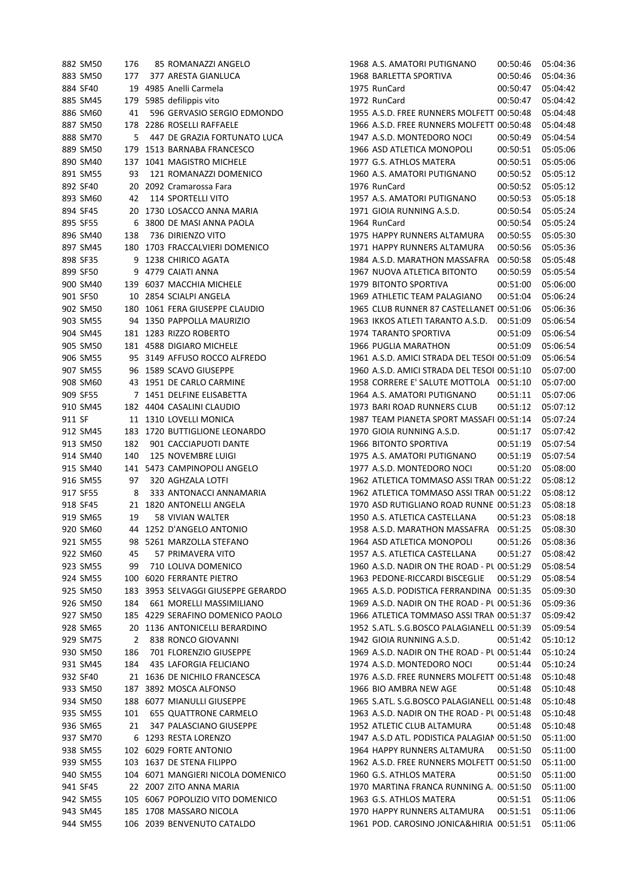| | | | | | | | | |
|---|---|---|---|---|---|---|---|---|
| 882 | SM50 | 176 | 85 | ROMANAZZI ANGELO | 1968 | A.S. AMATORI PUTIGNANO | 00:50:46 | 05:04:36 |
| 883 | SM50 | 177 | 377 | ARESTA GIANLUCA | 1968 | BARLETTA SPORTIVA | 00:50:46 | 05:04:36 |
| 884 | SF40 | 19 | 4985 | Anelli Carmela | 1975 | RunCard | 00:50:47 | 05:04:42 |
| 885 | SM45 | 179 | 5985 | defilippis vito | 1972 | RunCard | 00:50:47 | 05:04:42 |
| 886 | SM60 | 41 | 596 | GERVASIO SERGIO EDMONDO | 1955 | A.S.D. FREE RUNNERS MOLFETT | 00:50:48 | 05:04:48 |
| 887 | SM50 | 178 | 2286 | ROSELLI RAFFAELE | 1966 | A.S.D. FREE RUNNERS MOLFETT | 00:50:48 | 05:04:48 |
| 888 | SM70 | 5 | 447 | DE GRAZIA FORTUNATO LUCA | 1947 | A.S.D. MONTEDORO NOCI | 00:50:49 | 05:04:54 |
| 889 | SM50 | 179 | 1513 | BARNABA FRANCESCO | 1966 | ASD ATLETICA MONOPOLI | 00:50:51 | 05:05:06 |
| 890 | SM40 | 137 | 1041 | MAGISTRO MICHELE | 1977 | G.S. ATHLOS MATERA | 00:50:51 | 05:05:06 |
| 891 | SM55 | 93 | 121 | ROMANAZZI DOMENICO | 1960 | A.S. AMATORI PUTIGNANO | 00:50:52 | 05:05:12 |
| 892 | SF40 | 20 | 2092 | Cramarossa Fara | 1976 | RunCard | 00:50:52 | 05:05:12 |
| 893 | SM60 | 42 | 114 | SPORTELLI VITO | 1957 | A.S. AMATORI PUTIGNANO | 00:50:53 | 05:05:18 |
| 894 | SF45 | 20 | 1730 | LOSACCO ANNA MARIA | 1971 | GIOIA RUNNING A.S.D. | 00:50:54 | 05:05:24 |
| 895 | SF55 | 6 | 3800 | DE MASI ANNA PAOLA | 1964 | RunCard | 00:50:54 | 05:05:24 |
| 896 | SM40 | 138 | 736 | DIRIENZO VITO | 1975 | HAPPY RUNNERS ALTAMURA | 00:50:55 | 05:05:30 |
| 897 | SM45 | 180 | 1703 | FRACCALVIERI DOMENICO | 1971 | HAPPY RUNNERS ALTAMURA | 00:50:56 | 05:05:36 |
| 898 | SF35 | 9 | 1238 | CHIRICO AGATA | 1984 | A.S.D. MARATHON MASSAFRA | 00:50:58 | 05:05:48 |
| 899 | SF50 | 9 | 4779 | CAIATI ANNA | 1967 | NUOVA ATLETICA BITONTO | 00:50:59 | 05:05:54 |
| 900 | SM40 | 139 | 6037 | MACCHIA MICHELE | 1979 | BITONTO SPORTIVA | 00:51:00 | 05:06:00 |
| 901 | SF50 | 10 | 2854 | SCIALPI ANGELA | 1969 | ATHLETIC TEAM PALAGIANO | 00:51:04 | 05:06:24 |
| 902 | SM50 | 180 | 1061 | FERA GIUSEPPE CLAUDIO | 1965 | CLUB RUNNER 87 CASTELLANET | 00:51:06 | 05:06:36 |
| 903 | SM55 | 94 | 1350 | PAPPOLLA MAURIZIO | 1963 | IKKOS ATLETI TARANTO A.S.D. | 00:51:09 | 05:06:54 |
| 904 | SM45 | 181 | 1283 | RIZZO ROBERTO | 1974 | TARANTO SPORTIVA | 00:51:09 | 05:06:54 |
| 905 | SM50 | 181 | 4588 | DIGIARO MICHELE | 1966 | PUGLIA MARATHON | 00:51:09 | 05:06:54 |
| 906 | SM55 | 95 | 3149 | AFFUSO ROCCO ALFREDO | 1961 | A.S.D. AMICI STRADA DEL TESOI | 00:51:09 | 05:06:54 |
| 907 | SM55 | 96 | 1589 | SCAVO GIUSEPPE | 1960 | A.S.D. AMICI STRADA DEL TESOI | 00:51:10 | 05:07:00 |
| 908 | SM60 | 43 | 1951 | DE CARLO CARMINE | 1958 | CORRERE E' SALUTE MOTTOLA | 00:51:10 | 05:07:00 |
| 909 | SF55 | 7 | 1451 | DELFINE ELISABETTA | 1964 | A.S. AMATORI PUTIGNANO | 00:51:11 | 05:07:06 |
| 910 | SM45 | 182 | 4404 | CASALINI CLAUDIO | 1973 | BARI ROAD RUNNERS CLUB | 00:51:12 | 05:07:12 |
| 911 | SF | 11 | 1310 | LOVELLI MONICA | 1987 | TEAM PIANETA SPORT MASSAFI | 00:51:14 | 05:07:24 |
| 912 | SM45 | 183 | 1720 | BUTTIGLIONE LEONARDO | 1970 | GIOIA RUNNING A.S.D. | 00:51:17 | 05:07:42 |
| 913 | SM50 | 182 | 901 | CACCIAPUOTI DANTE | 1966 | BITONTO SPORTIVA | 00:51:19 | 05:07:54 |
| 914 | SM40 | 140 | 125 | NOVEMBRE LUIGI | 1975 | A.S. AMATORI PUTIGNANO | 00:51:19 | 05:07:54 |
| 915 | SM40 | 141 | 5473 | CAMPINOPOLI ANGELO | 1977 | A.S.D. MONTEDORO NOCI | 00:51:20 | 05:08:00 |
| 916 | SM55 | 97 | 320 | AGHZALA LOTFI | 1962 | ATLETICA TOMMASO ASSI TRAN | 00:51:22 | 05:08:12 |
| 917 | SF55 | 8 | 333 | ANTONACCI ANNAMARIA | 1962 | ATLETICA TOMMASO ASSI TRAN | 00:51:22 | 05:08:12 |
| 918 | SF45 | 21 | 1820 | ANTONELLI ANGELA | 1970 | ASD RUTIGLIANO ROAD RUNNE | 00:51:23 | 05:08:18 |
| 919 | SM65 | 19 | 58 | VIVIAN WALTER | 1950 | A.S. ATLETICA CASTELLANA | 00:51:23 | 05:08:18 |
| 920 | SM60 | 44 | 1252 | D'ANGELO ANTONIO | 1958 | A.S.D. MARATHON MASSAFRA | 00:51:25 | 05:08:30 |
| 921 | SM55 | 98 | 5261 | MARZOLLA STEFANO | 1964 | ASD ATLETICA MONOPOLI | 00:51:26 | 05:08:36 |
| 922 | SM60 | 45 | 57 | PRIMAVERA VITO | 1957 | A.S. ATLETICA CASTELLANA | 00:51:27 | 05:08:42 |
| 923 | SM55 | 99 | 710 | LOLIVA DOMENICO | 1960 | A.S.D. NADIR ON THE ROAD - PU | 00:51:29 | 05:08:54 |
| 924 | SM55 | 100 | 6020 | FERRANTE PIETRO | 1963 | PEDONE-RICCARDI BISCEGLIE | 00:51:29 | 05:08:54 |
| 925 | SM50 | 183 | 3953 | SELVAGGI GIUSEPPE GERARDO | 1965 | A.S.D. PODISTICA FERRANDINA | 00:51:35 | 05:09:30 |
| 926 | SM50 | 184 | 661 | MORELLI MASSIMILIANO | 1969 | A.S.D. NADIR ON THE ROAD - PU | 00:51:36 | 05:09:36 |
| 927 | SM50 | 185 | 4229 | SERAFINO DOMENICO PAOLO | 1966 | ATLETICA TOMMASO ASSI TRAN | 00:51:37 | 05:09:42 |
| 928 | SM65 | 20 | 1136 | ANTONICELLI BERARDINO | 1952 | S.ATL. S.G.BOSCO PALAGIANELL | 00:51:39 | 05:09:54 |
| 929 | SM75 | 2 | 838 | RONCO GIOVANNI | 1942 | GIOIA RUNNING A.S.D. | 00:51:42 | 05:10:12 |
| 930 | SM50 | 186 | 701 | FLORENZIO GIUSEPPE | 1969 | A.S.D. NADIR ON THE ROAD - PU | 00:51:44 | 05:10:24 |
| 931 | SM45 | 184 | 435 | LAFORGIA FELICIANO | 1974 | A.S.D. MONTEDORO NOCI | 00:51:44 | 05:10:24 |
| 932 | SF40 | 21 | 1636 | DE NICHILO FRANCESCA | 1976 | A.S.D. FREE RUNNERS MOLFETT | 00:51:48 | 05:10:48 |
| 933 | SM50 | 187 | 3892 | MOSCA ALFONSO | 1966 | BIO AMBRA NEW AGE | 00:51:48 | 05:10:48 |
| 934 | SM50 | 188 | 6077 | MIANULLI GIUSEPPE | 1965 | S.ATL. S.G.BOSCO PALAGIANELL | 00:51:48 | 05:10:48 |
| 935 | SM55 | 101 | 655 | QUATTRONE CARMELO | 1963 | A.S.D. NADIR ON THE ROAD - PU | 00:51:48 | 05:10:48 |
| 936 | SM65 | 21 | 347 | PALASCIANO GIUSEPPE | 1952 | ATLETIC CLUB ALTAMURA | 00:51:48 | 05:10:48 |
| 937 | SM70 | 6 | 1293 | RESTA LORENZO | 1947 | A.S.D ATL. PODISTICA PALAGIAN | 00:51:50 | 05:11:00 |
| 938 | SM55 | 102 | 6029 | FORTE ANTONIO | 1964 | HAPPY RUNNERS ALTAMURA | 00:51:50 | 05:11:00 |
| 939 | SM55 | 103 | 1637 | DE STENA FILIPPO | 1962 | A.S.D. FREE RUNNERS MOLFETT | 00:51:50 | 05:11:00 |
| 940 | SM55 | 104 | 6071 | MANGIERI NICOLA DOMENICO | 1960 | G.S. ATHLOS MATERA | 00:51:50 | 05:11:00 |
| 941 | SF45 | 22 | 2007 | ZITO ANNA MARIA | 1970 | MARTINA FRANCA RUNNING A. | 00:51:50 | 05:11:00 |
| 942 | SM55 | 105 | 6067 | POPOLIZIO VITO DOMENICO | 1963 | G.S. ATHLOS MATERA | 00:51:51 | 05:11:06 |
| 943 | SM45 | 185 | 1708 | MASSARO NICOLA | 1970 | HAPPY RUNNERS ALTAMURA | 00:51:51 | 05:11:06 |
| 944 | SM55 | 106 | 2039 | BENVENUTO CATALDO | 1961 | POD. CAROSINO JONICA&HIRIA | 00:51:51 | 05:11:06 |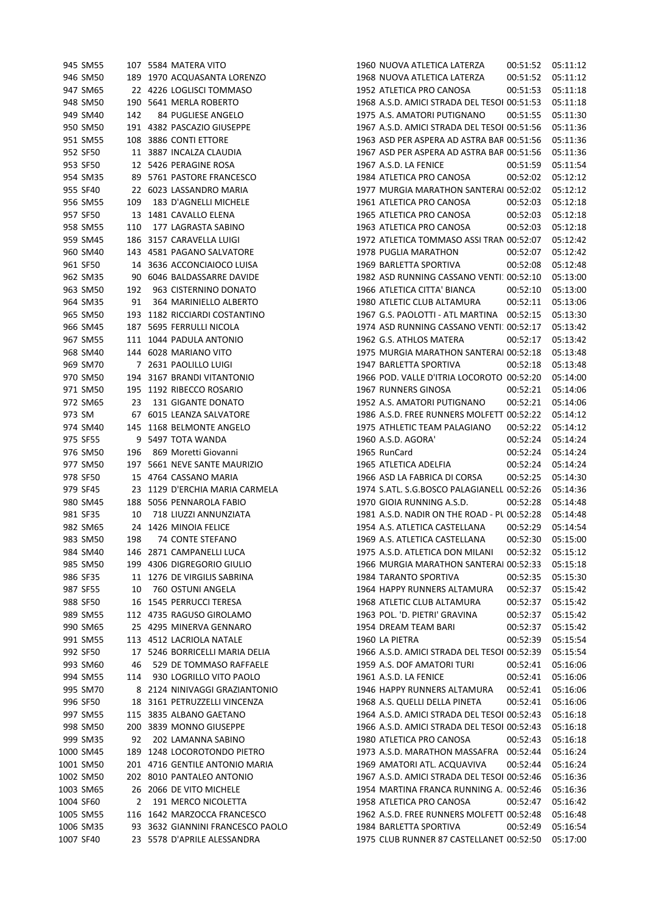| | | | | | | | | |
|---|---|---|---|---|---|---|---|---|
| 945 | SM55 | 107 | 5584 | MATERA VITO | 1960 | NUOVA ATLETICA LATERZA | 00:51:52 | 05:11:12 |
| 946 | SM50 | 189 | 1970 | ACQUASANTA LORENZO | 1968 | NUOVA ATLETICA LATERZA | 00:51:52 | 05:11:12 |
| 947 | SM65 | 22 | 4226 | LOGLISCI TOMMASO | 1952 | ATLETICA PRO CANOSA | 00:51:53 | 05:11:18 |
| 948 | SM50 | 190 | 5641 | MERLA ROBERTO | 1968 | A.S.D. AMICI STRADA DEL TESOI | 00:51:53 | 05:11:18 |
| 949 | SM40 | 142 | 84 | PUGLIESE ANGELO | 1975 | A.S. AMATORI PUTIGNANO | 00:51:55 | 05:11:30 |
| 950 | SM50 | 191 | 4382 | PASCAZIO GIUSEPPE | 1967 | A.S.D. AMICI STRADA DEL TESOI | 00:51:56 | 05:11:36 |
| 951 | SM55 | 108 | 3886 | CONTI ETTORE | 1963 | ASD PER ASPERA AD ASTRA BAR | 00:51:56 | 05:11:36 |
| 952 | SF50 | 11 | 3887 | INCALZA CLAUDIA | 1967 | ASD PER ASPERA AD ASTRA BAR | 00:51:56 | 05:11:36 |
| 953 | SF50 | 12 | 5426 | PERAGINE ROSA | 1967 | A.S.D. LA FENICE | 00:51:59 | 05:11:54 |
| 954 | SM35 | 89 | 5761 | PASTORE FRANCESCO | 1984 | ATLETICA PRO CANOSA | 00:52:02 | 05:12:12 |
| 955 | SF40 | 22 | 6023 | LASSANDRO MARIA | 1977 | MURGIA MARATHON SANTERAI | 00:52:02 | 05:12:12 |
| 956 | SM55 | 109 | 183 | D'AGNELLI MICHELE | 1961 | ATLETICA PRO CANOSA | 00:52:03 | 05:12:18 |
| 957 | SF50 | 13 | 1481 | CAVALLO ELENA | 1965 | ATLETICA PRO CANOSA | 00:52:03 | 05:12:18 |
| 958 | SM55 | 110 | 177 | LAGRASTA SABINO | 1963 | ATLETICA PRO CANOSA | 00:52:03 | 05:12:18 |
| 959 | SM45 | 186 | 3157 | CARAVELLA LUIGI | 1972 | ATLETICA TOMMASO ASSI TRAN | 00:52:07 | 05:12:42 |
| 960 | SM40 | 143 | 4581 | PAGANO SALVATORE | 1978 | PUGLIA MARATHON | 00:52:07 | 05:12:42 |
| 961 | SF50 | 14 | 3636 | ACCONCIAIOCO LUISA | 1969 | BARLETTA SPORTIVA | 00:52:08 | 05:12:48 |
| 962 | SM35 | 90 | 6046 | BALDASSARRE DAVIDE | 1982 | ASD RUNNING CASSANO VENTI | 00:52:10 | 05:13:00 |
| 963 | SM50 | 192 | 963 | CISTERNINO DONATO | 1966 | ATLETICA CITTA' BIANCA | 00:52:10 | 05:13:00 |
| 964 | SM35 | 91 | 364 | MARINIELLO ALBERTO | 1980 | ATLETIC CLUB ALTAMURA | 00:52:11 | 05:13:06 |
| 965 | SM50 | 193 | 1182 | RICCIARDI COSTANTINO | 1967 | G.S. PAOLOTTI - ATL MARTINA | 00:52:15 | 05:13:30 |
| 966 | SM45 | 187 | 5695 | FERRULLI NICOLA | 1974 | ASD RUNNING CASSANO VENTI | 00:52:17 | 05:13:42 |
| 967 | SM55 | 111 | 1044 | PADULA ANTONIO | 1962 | G.S. ATHLOS MATERA | 00:52:17 | 05:13:42 |
| 968 | SM40 | 144 | 6028 | MARIANO VITO | 1975 | MURGIA MARATHON SANTERAI | 00:52:18 | 05:13:48 |
| 969 | SM70 | 7 | 2631 | PAOLILLO LUIGI | 1947 | BARLETTA SPORTIVA | 00:52:18 | 05:13:48 |
| 970 | SM50 | 194 | 3167 | BRANDI VITANTONIO | 1966 | POD. VALLE D'ITRIA LOCOROTO | 00:52:20 | 05:14:00 |
| 971 | SM50 | 195 | 1192 | RIBECCO ROSARIO | 1967 | RUNNERS GINOSA | 00:52:21 | 05:14:06 |
| 972 | SM65 | 23 | 131 | GIGANTE DONATO | 1952 | A.S. AMATORI PUTIGNANO | 00:52:21 | 05:14:06 |
| 973 | SM | 67 | 6015 | LEANZA SALVATORE | 1986 | A.S.D. FREE RUNNERS MOLFETT | 00:52:22 | 05:14:12 |
| 974 | SM40 | 145 | 1168 | BELMONTE ANGELO | 1975 | ATHLETIC TEAM PALAGIANO | 00:52:22 | 05:14:12 |
| 975 | SF55 | 9 | 5497 | TOTA WANDA | 1960 | A.S.D. AGORA' | 00:52:24 | 05:14:24 |
| 976 | SM50 | 196 | 869 | Moretti Giovanni | 1965 | RunCard | 00:52:24 | 05:14:24 |
| 977 | SM50 | 197 | 5661 | NEVE SANTE MAURIZIO | 1965 | ATLETICA ADELFIA | 00:52:24 | 05:14:24 |
| 978 | SF50 | 15 | 4764 | CASSANO MARIA | 1966 | ASD LA FABRICA DI CORSA | 00:52:25 | 05:14:30 |
| 979 | SF45 | 23 | 1129 | D'ERCHIA MARIA CARMELA | 1974 | S.ATL. S.G.BOSCO PALAGIANELL | 00:52:26 | 05:14:36 |
| 980 | SM45 | 188 | 5056 | PENNAROLA FABIO | 1970 | GIOIA RUNNING A.S.D. | 00:52:28 | 05:14:48 |
| 981 | SF35 | 10 | 718 | LIUZZI ANNUNZIATA | 1981 | A.S.D. NADIR ON THE ROAD - PL | 00:52:28 | 05:14:48 |
| 982 | SM65 | 24 | 1426 | MINOIA FELICE | 1954 | A.S. ATLETICA CASTELLANA | 00:52:29 | 05:14:54 |
| 983 | SM50 | 198 | 74 | CONTE STEFANO | 1969 | A.S. ATLETICA CASTELLANA | 00:52:30 | 05:15:00 |
| 984 | SM40 | 146 | 2871 | CAMPANELLI LUCA | 1975 | A.S.D. ATLETICA DON MILANI | 00:52:32 | 05:15:12 |
| 985 | SM50 | 199 | 4306 | DIGREGORIO GIULIO | 1966 | MURGIA MARATHON SANTERAI | 00:52:33 | 05:15:18 |
| 986 | SF35 | 11 | 1276 | DE VIRGILIS SABRINA | 1984 | TARANTO SPORTIVA | 00:52:35 | 05:15:30 |
| 987 | SF55 | 10 | 760 | OSTUNI ANGELA | 1964 | HAPPY RUNNERS ALTAMURA | 00:52:37 | 05:15:42 |
| 988 | SF50 | 16 | 1545 | PERRUCCI TERESA | 1968 | ATLETIC CLUB ALTAMURA | 00:52:37 | 05:15:42 |
| 989 | SM55 | 112 | 4735 | RAGUSO GIROLAMO | 1963 | POL. 'D. PIETRI' GRAVINA | 00:52:37 | 05:15:42 |
| 990 | SM65 | 25 | 4295 | MINERVA GENNARO | 1954 | DREAM TEAM BARI | 00:52:37 | 05:15:42 |
| 991 | SM55 | 113 | 4512 | LACRIOLA NATALE | 1960 | LA PIETRA | 00:52:39 | 05:15:54 |
| 992 | SF50 | 17 | 5246 | BORRICELLI MARIA DELIA | 1966 | A.S.D. AMICI STRADA DEL TESOI | 00:52:39 | 05:15:54 |
| 993 | SM60 | 46 | 529 | DE TOMMASO RAFFAELE | 1959 | A.S. DOF AMATORI TURI | 00:52:41 | 05:16:06 |
| 994 | SM55 | 114 | 930 | LOGRILLO VITO PAOLO | 1961 | A.S.D. LA FENICE | 00:52:41 | 05:16:06 |
| 995 | SM70 | 8 | 2124 | NINIVAGGI GRAZIANTONIO | 1946 | HAPPY RUNNERS ALTAMURA | 00:52:41 | 05:16:06 |
| 996 | SF50 | 18 | 3161 | PETRUZZELLI VINCENZA | 1968 | A.S. QUELLI DELLA PINETA | 00:52:41 | 05:16:06 |
| 997 | SM55 | 115 | 3835 | ALBANO GAETANO | 1964 | A.S.D. AMICI STRADA DEL TESOI | 00:52:43 | 05:16:18 |
| 998 | SM50 | 200 | 3839 | MONNO GIUSEPPE | 1966 | A.S.D. AMICI STRADA DEL TESOI | 00:52:43 | 05:16:18 |
| 999 | SM35 | 92 | 202 | LAMANNA SABINO | 1980 | ATLETICA PRO CANOSA | 00:52:43 | 05:16:18 |
| 1000 | SM45 | 189 | 1248 | LOCOROTONDO PIETRO | 1973 | A.S.D. MARATHON MASSAFRA | 00:52:44 | 05:16:24 |
| 1001 | SM50 | 201 | 4716 | GENTILE ANTONIO MARIA | 1969 | AMATORI ATL. ACQUAVIVA | 00:52:44 | 05:16:24 |
| 1002 | SM50 | 202 | 8010 | PANTALEO ANTONIO | 1967 | A.S.D. AMICI STRADA DEL TESOI | 00:52:46 | 05:16:36 |
| 1003 | SM65 | 26 | 2066 | DE VITO MICHELE | 1954 | MARTINA FRANCA RUNNING A. | 00:52:46 | 05:16:36 |
| 1004 | SF60 | 2 | 191 | MERCO NICOLETTA | 1958 | ATLETICA PRO CANOSA | 00:52:47 | 05:16:42 |
| 1005 | SM55 | 116 | 1642 | MARZOCCA FRANCESCO | 1962 | A.S.D. FREE RUNNERS MOLFETT | 00:52:48 | 05:16:48 |
| 1006 | SM35 | 93 | 3632 | GIANNINI FRANCESCO PAOLO | 1984 | BARLETTA SPORTIVA | 00:52:49 | 05:16:54 |
| 1007 | SF40 | 23 | 5578 | D'APRILE ALESSANDRA | 1975 | CLUB RUNNER 87 CASTELLANET | 00:52:50 | 05:17:00 |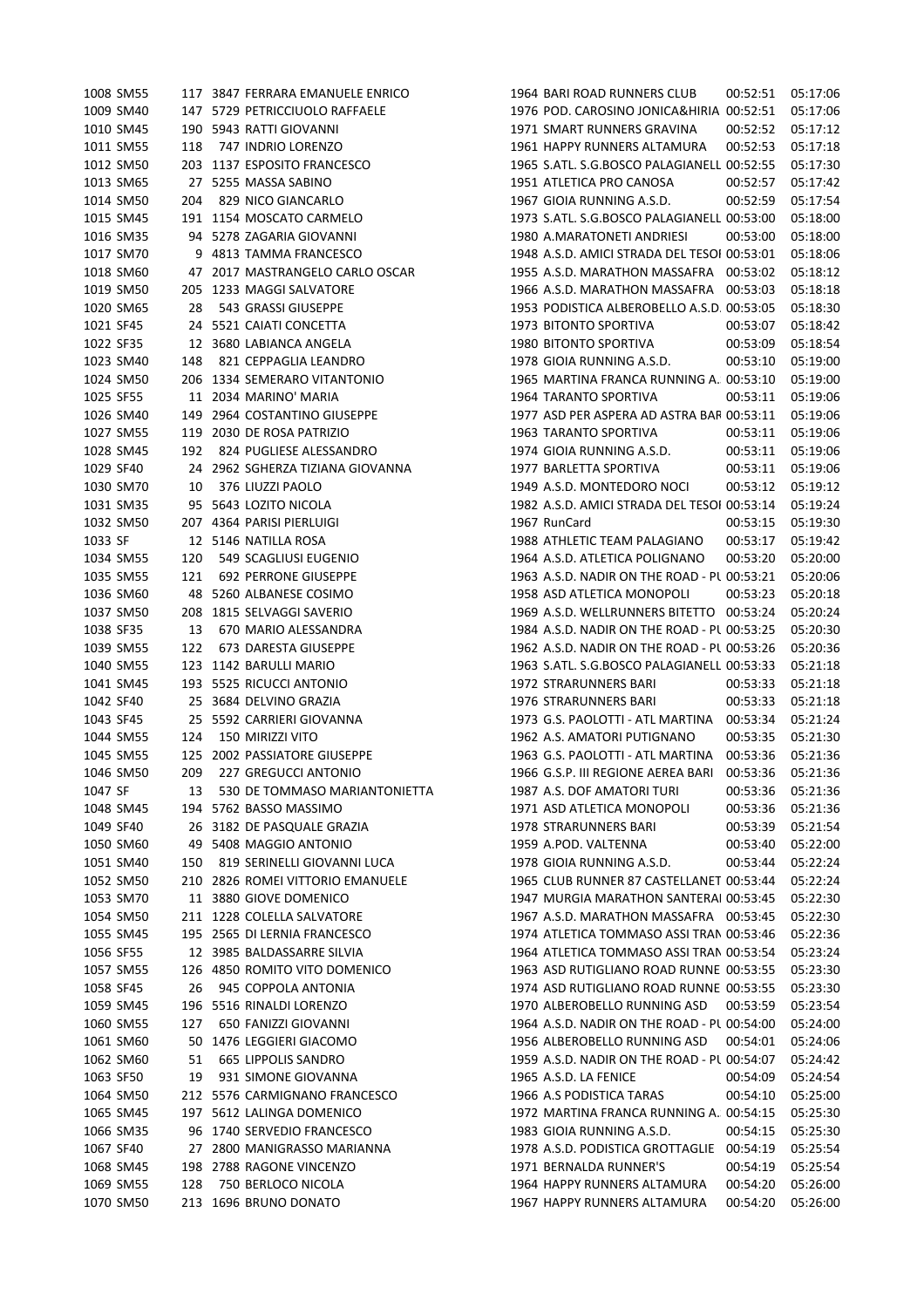| | | | | | | | | |
|---|---|---|---|---|---|---|---|---|
| 1008 | SM55 | 117 | 3847 | FERRARA EMANUELE ENRICO | 1964 | BARI ROAD RUNNERS CLUB | 00:52:51 | 05:17:06 |
| 1009 | SM40 | 147 | 5729 | PETRICCIUOLO RAFFAELE | 1976 | POD. CAROSINO JONICA&HIRIA | 00:52:51 | 05:17:06 |
| 1010 | SM45 | 190 | 5943 | RATTI GIOVANNI | 1971 | SMART RUNNERS GRAVINA | 00:52:52 | 05:17:12 |
| 1011 | SM55 | 118 | 747 | INDRIO LORENZO | 1961 | HAPPY RUNNERS ALTAMURA | 00:52:53 | 05:17:18 |
| 1012 | SM50 | 203 | 1137 | ESPOSITO FRANCESCO | 1965 | S.ATL. S.G.BOSCO PALAGIANELL | 00:52:55 | 05:17:30 |
| 1013 | SM65 | 27 | 5255 | MASSA SABINO | 1951 | ATLETICA PRO CANOSA | 00:52:57 | 05:17:42 |
| 1014 | SM50 | 204 | 829 | NICO GIANCARLO | 1967 | GIOIA RUNNING A.S.D. | 00:52:59 | 05:17:54 |
| 1015 | SM45 | 191 | 1154 | MOSCATO CARMELO | 1973 | S.ATL. S.G.BOSCO PALAGIANELL | 00:53:00 | 05:18:00 |
| 1016 | SM35 | 94 | 5278 | ZAGARIA GIOVANNI | 1980 | A.MARATONETI ANDRIESI | 00:53:00 | 05:18:00 |
| 1017 | SM70 | 9 | 4813 | TAMMA FRANCESCO | 1948 | A.S.D. AMICI STRADA DEL TESOI | 00:53:01 | 05:18:06 |
| 1018 | SM60 | 47 | 2017 | MASTRANGELO CARLO OSCAR | 1955 | A.S.D. MARATHON MASSAFRA | 00:53:02 | 05:18:12 |
| 1019 | SM50 | 205 | 1233 | MAGGI SALVATORE | 1966 | A.S.D. MARATHON MASSAFRA | 00:53:03 | 05:18:18 |
| 1020 | SM65 | 28 | 543 | GRASSI GIUSEPPE | 1953 | PODISTICA ALBEROBELLO A.S.D. | 00:53:05 | 05:18:30 |
| 1021 | SF45 | 24 | 5521 | CAIATI CONCETTA | 1973 | BITONTO SPORTIVA | 00:53:07 | 05:18:42 |
| 1022 | SF35 | 12 | 3680 | LABIANCA ANGELA | 1980 | BITONTO SPORTIVA | 00:53:09 | 05:18:54 |
| 1023 | SM40 | 148 | 821 | CEPPAGLIA LEANDRO | 1978 | GIOIA RUNNING A.S.D. | 00:53:10 | 05:19:00 |
| 1024 | SM50 | 206 | 1334 | SEMERARO VITANTONIO | 1965 | MARTINA FRANCA RUNNING A. | 00:53:10 | 05:19:00 |
| 1025 | SF55 | 11 | 2034 | MARINO' MARIA | 1964 | TARANTO SPORTIVA | 00:53:11 | 05:19:06 |
| 1026 | SM40 | 149 | 2964 | COSTANTINO GIUSEPPE | 1977 | ASD PER ASPERA AD ASTRA BAR | 00:53:11 | 05:19:06 |
| 1027 | SM55 | 119 | 2030 | DE ROSA PATRIZIO | 1963 | TARANTO SPORTIVA | 00:53:11 | 05:19:06 |
| 1028 | SM45 | 192 | 824 | PUGLIESE ALESSANDRO | 1974 | GIOIA RUNNING A.S.D. | 00:53:11 | 05:19:06 |
| 1029 | SF40 | 24 | 2962 | SGHERZA TIZIANA GIOVANNA | 1977 | BARLETTA SPORTIVA | 00:53:11 | 05:19:06 |
| 1030 | SM70 | 10 | 376 | LIUZZI PAOLO | 1949 | A.S.D. MONTEDORO NOCI | 00:53:12 | 05:19:12 |
| 1031 | SM35 | 95 | 5643 | LOZITO NICOLA | 1982 | A.S.D. AMICI STRADA DEL TESOI | 00:53:14 | 05:19:24 |
| 1032 | SM50 | 207 | 4364 | PARISI PIERLUIGI | 1967 | RunCard | 00:53:15 | 05:19:30 |
| 1033 | SF | 12 | 5146 | NATILLA ROSA | 1988 | ATHLETIC TEAM PALAGIANO | 00:53:17 | 05:19:42 |
| 1034 | SM55 | 120 | 549 | SCAGLIUSI EUGENIO | 1964 | A.S.D. ATLETICA POLIGNANO | 00:53:20 | 05:20:00 |
| 1035 | SM55 | 121 | 692 | PERRONE GIUSEPPE | 1963 | A.S.D. NADIR ON THE ROAD - PU | 00:53:21 | 05:20:06 |
| 1036 | SM60 | 48 | 5260 | ALBANESE COSIMO | 1958 | ASD ATLETICA MONOPOLI | 00:53:23 | 05:20:18 |
| 1037 | SM50 | 208 | 1815 | SELVAGGI SAVERIO | 1969 | A.S.D. WELLRUNNERS BITETTO | 00:53:24 | 05:20:24 |
| 1038 | SF35 | 13 | 670 | MARIO ALESSANDRA | 1984 | A.S.D. NADIR ON THE ROAD - PU | 00:53:25 | 05:20:30 |
| 1039 | SM55 | 122 | 673 | DARESTA GIUSEPPE | 1962 | A.S.D. NADIR ON THE ROAD - PU | 00:53:26 | 05:20:36 |
| 1040 | SM55 | 123 | 1142 | BARULLI MARIO | 1963 | S.ATL. S.G.BOSCO PALAGIANELL | 00:53:33 | 05:21:18 |
| 1041 | SM45 | 193 | 5525 | RICUCCI ANTONIO | 1972 | STRARUNNERS BARI | 00:53:33 | 05:21:18 |
| 1042 | SF40 | 25 | 3684 | DELVINO GRAZIA | 1976 | STRARUNNERS BARI | 00:53:33 | 05:21:18 |
| 1043 | SF45 | 25 | 5592 | CARRIERI GIOVANNA | 1973 | G.S. PAOLOTTI - ATL MARTINA | 00:53:34 | 05:21:24 |
| 1044 | SM55 | 124 | 150 | MIRIZZI VITO | 1962 | A.S. AMATORI PUTIGNANO | 00:53:35 | 05:21:30 |
| 1045 | SM55 | 125 | 2002 | PASSIATORE GIUSEPPE | 1963 | G.S. PAOLOTTI - ATL MARTINA | 00:53:36 | 05:21:36 |
| 1046 | SM50 | 209 | 227 | GREGUCCI ANTONIO | 1966 | G.S.P. III REGIONE AEREA BARI | 00:53:36 | 05:21:36 |
| 1047 | SF | 13 | 530 | DE TOMMASO MARIANTONIETTA | 1987 | A.S. DOF AMATORI TURI | 00:53:36 | 05:21:36 |
| 1048 | SM45 | 194 | 5762 | BASSO MASSIMO | 1971 | ASD ATLETICA MONOPOLI | 00:53:36 | 05:21:36 |
| 1049 | SF40 | 26 | 3182 | DE PASQUALE GRAZIA | 1978 | STRARUNNERS BARI | 00:53:39 | 05:21:54 |
| 1050 | SM60 | 49 | 5408 | MAGGIO ANTONIO | 1959 | A.POD. VALTENNA | 00:53:40 | 05:22:00 |
| 1051 | SM40 | 150 | 819 | SERINELLI GIOVANNI LUCA | 1978 | GIOIA RUNNING A.S.D. | 00:53:44 | 05:22:24 |
| 1052 | SM50 | 210 | 2826 | ROMEI VITTORIO EMANUELE | 1965 | CLUB RUNNER 87 CASTELLANET | 00:53:44 | 05:22:24 |
| 1053 | SM70 | 11 | 3880 | GIOVE DOMENICO | 1947 | MURGIA MARATHON SANTERAI | 00:53:45 | 05:22:30 |
| 1054 | SM50 | 211 | 1228 | COLELLA SALVATORE | 1967 | A.S.D. MARATHON MASSAFRA | 00:53:45 | 05:22:30 |
| 1055 | SM45 | 195 | 2565 | DI LERNIA FRANCESCO | 1974 | ATLETICA TOMMASO ASSI TRAN | 00:53:46 | 05:22:36 |
| 1056 | SF55 | 12 | 3985 | BALDASSARRE SILVIA | 1964 | ATLETICA TOMMASO ASSI TRAN | 00:53:54 | 05:23:24 |
| 1057 | SM55 | 126 | 4850 | ROMITO VITO DOMENICO | 1963 | ASD RUTIGLIANO ROAD RUNNE | 00:53:55 | 05:23:30 |
| 1058 | SF45 | 26 | 945 | COPPOLA ANTONIA | 1974 | ASD RUTIGLIANO ROAD RUNNE | 00:53:55 | 05:23:30 |
| 1059 | SM45 | 196 | 5516 | RINALDI LORENZO | 1970 | ALBEROBELLO RUNNING ASD | 00:53:59 | 05:23:54 |
| 1060 | SM55 | 127 | 650 | FANIZZI GIOVANNI | 1964 | A.S.D. NADIR ON THE ROAD - PU | 00:54:00 | 05:24:00 |
| 1061 | SM60 | 50 | 1476 | LEGGIERI GIACOMO | 1956 | ALBEROBELLO RUNNING ASD | 00:54:01 | 05:24:06 |
| 1062 | SM60 | 51 | 665 | LIPPOLIS SANDRO | 1959 | A.S.D. NADIR ON THE ROAD - PU | 00:54:07 | 05:24:42 |
| 1063 | SF50 | 19 | 931 | SIMONE GIOVANNA | 1965 | A.S.D. LA FENICE | 00:54:09 | 05:24:54 |
| 1064 | SM50 | 212 | 5576 | CARMIGNANO FRANCESCO | 1966 | A.S PODISTICA TARAS | 00:54:10 | 05:25:00 |
| 1065 | SM45 | 197 | 5612 | LALINGA DOMENICO | 1972 | MARTINA FRANCA RUNNING A. | 00:54:15 | 05:25:30 |
| 1066 | SM35 | 96 | 1740 | SERVEDIO FRANCESCO | 1983 | GIOIA RUNNING A.S.D. | 00:54:15 | 05:25:30 |
| 1067 | SF40 | 27 | 2800 | MANIGRASSO MARIANNA | 1978 | A.S.D. PODISTICA GROTTAGLIE | 00:54:19 | 05:25:54 |
| 1068 | SM45 | 198 | 2788 | RAGONE VINCENZO | 1971 | BERNALDA RUNNER'S | 00:54:19 | 05:25:54 |
| 1069 | SM55 | 128 | 750 | BERLOCO NICOLA | 1964 | HAPPY RUNNERS ALTAMURA | 00:54:20 | 05:26:00 |
| 1070 | SM50 | 213 | 1696 | BRUNO DONATO | 1967 | HAPPY RUNNERS ALTAMURA | 00:54:20 | 05:26:00 |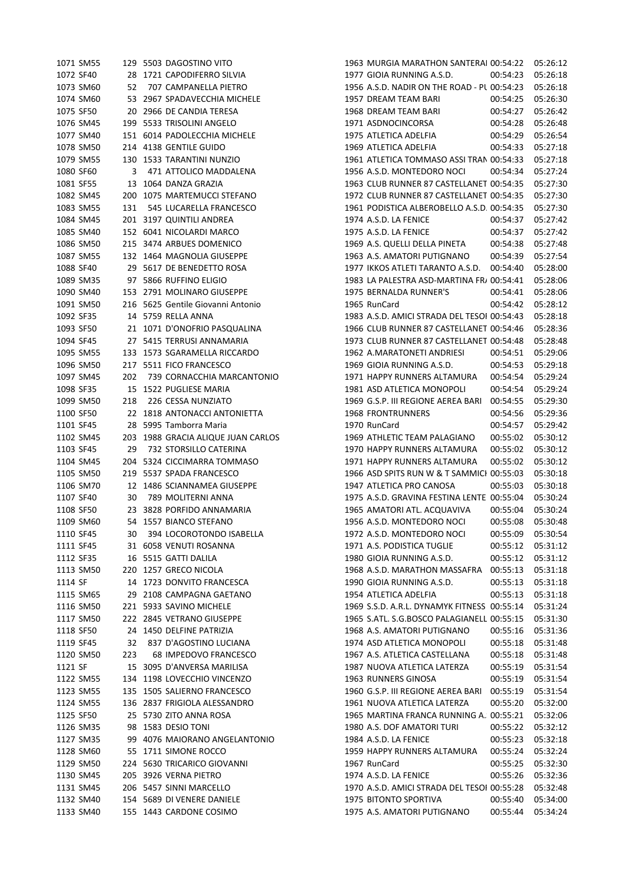| | | | | | | | | |
|---|---|---|---|---|---|---|---|---|
| 1071 | SM55 | 129 | 5503 | DAGOSTINO VITO | 1963 | MURGIA MARATHON SANTERAI | 00:54:22 | 05:26:12 |
| 1072 | SF40 | 28 | 1721 | CAPODIFERRO SILVIA | 1977 | GIOIA RUNNING A.S.D. | 00:54:23 | 05:26:18 |
| 1073 | SM60 | 52 | 707 | CAMPANELLA PIETRO | 1956 | A.S.D. NADIR ON THE ROAD - PL | 00:54:23 | 05:26:18 |
| 1074 | SM60 | 53 | 2967 | SPADAVECCHIA MICHELE | 1957 | DREAM TEAM BARI | 00:54:25 | 05:26:30 |
| 1075 | SF50 | 20 | 2966 | DE CANDIA TERESA | 1968 | DREAM TEAM BARI | 00:54:27 | 05:26:42 |
| 1076 | SM45 | 199 | 5533 | TRISOLINI ANGELO | 1971 | ASDNOCINCORSA | 00:54:28 | 05:26:48 |
| 1077 | SM40 | 151 | 6014 | PADOLECCHIA MICHELE | 1975 | ATLETICA ADELFIA | 00:54:29 | 05:26:54 |
| 1078 | SM50 | 214 | 4138 | GENTILE GUIDO | 1969 | ATLETICA ADELFIA | 00:54:33 | 05:27:18 |
| 1079 | SM55 | 130 | 1533 | TARANTINI NUNZIO | 1961 | ATLETICA TOMMASO ASSI TRAN | 00:54:33 | 05:27:18 |
| 1080 | SF60 | 3 | 471 | ATTOLICO MADDALENA | 1956 | A.S.D. MONTEDORO NOCI | 00:54:34 | 05:27:24 |
| 1081 | SF55 | 13 | 1064 | DANZA GRAZIA | 1963 | CLUB RUNNER 87 CASTELLANET | 00:54:35 | 05:27:30 |
| 1082 | SM45 | 200 | 1075 | MARTEMUCCI STEFANO | 1972 | CLUB RUNNER 87 CASTELLANET | 00:54:35 | 05:27:30 |
| 1083 | SM55 | 131 | 545 | LUCARELLA FRANCESCO | 1961 | PODISTICA ALBEROBELLO A.S.D. | 00:54:35 | 05:27:30 |
| 1084 | SM45 | 201 | 3197 | QUINTILI ANDREA | 1974 | A.S.D. LA FENICE | 00:54:37 | 05:27:42 |
| 1085 | SM40 | 152 | 6041 | NICOLARDI MARCO | 1975 | A.S.D. LA FENICE | 00:54:37 | 05:27:42 |
| 1086 | SM50 | 215 | 3474 | ARBUES DOMENICO | 1969 | A.S. QUELLI DELLA PINETA | 00:54:38 | 05:27:48 |
| 1087 | SM55 | 132 | 1464 | MAGNOLIA GIUSEPPE | 1963 | A.S. AMATORI PUTIGNANO | 00:54:39 | 05:27:54 |
| 1088 | SF40 | 29 | 5617 | DE BENEDETTO ROSA | 1977 | IKKOS ATLETI TARANTO A.S.D. | 00:54:40 | 05:28:00 |
| 1089 | SM35 | 97 | 5866 | RUFFINO ELIGIO | 1983 | LA PALESTRA ASD-MARTINA FR/ | 00:54:41 | 05:28:06 |
| 1090 | SM40 | 153 | 2791 | MOLINARO GIUSEPPE | 1975 | BERNALDA RUNNER'S | 00:54:41 | 05:28:06 |
| 1091 | SM50 | 216 | 5625 | Gentile Giovanni Antonio | 1965 | RunCard | 00:54:42 | 05:28:12 |
| 1092 | SF35 | 14 | 5759 | RELLA ANNA | 1983 | A.S.D. AMICI STRADA DEL TESOI | 00:54:43 | 05:28:18 |
| 1093 | SF50 | 21 | 1071 | D'ONOFRIO PASQUALINA | 1966 | CLUB RUNNER 87 CASTELLANET | 00:54:46 | 05:28:36 |
| 1094 | SF45 | 27 | 5415 | TERRUSI ANNAMARIA | 1973 | CLUB RUNNER 87 CASTELLANET | 00:54:48 | 05:28:48 |
| 1095 | SM55 | 133 | 1573 | SGARAMELLA RICCARDO | 1962 | A.MARATONETI ANDRIESI | 00:54:51 | 05:29:06 |
| 1096 | SM50 | 217 | 5511 | FICO FRANCESCO | 1969 | GIOIA RUNNING A.S.D. | 00:54:53 | 05:29:18 |
| 1097 | SM45 | 202 | 739 | CORNACCHIA MARCANTONIO | 1971 | HAPPY RUNNERS ALTAMURA | 00:54:54 | 05:29:24 |
| 1098 | SF35 | 15 | 1522 | PUGLIESE MARIA | 1981 | ASD ATLETICA MONOPOLI | 00:54:54 | 05:29:24 |
| 1099 | SM50 | 218 | 226 | CESSA NUNZIATO | 1969 | G.S.P. III REGIONE AEREA BARI | 00:54:55 | 05:29:30 |
| 1100 | SF50 | 22 | 1818 | ANTONACCI ANTONIETTA | 1968 | FRONTRUNNERS | 00:54:56 | 05:29:36 |
| 1101 | SF45 | 28 | 5995 | Tamborra Maria | 1970 | RunCard | 00:54:57 | 05:29:42 |
| 1102 | SM45 | 203 | 1988 | GRACIA ALIQUE JUAN CARLOS | 1969 | ATHLETIC TEAM PALAGIANO | 00:55:02 | 05:30:12 |
| 1103 | SF45 | 29 | 732 | STORSILLO CATERINA | 1970 | HAPPY RUNNERS ALTAMURA | 00:55:02 | 05:30:12 |
| 1104 | SM45 | 204 | 5324 | CICCIMARRA TOMMASO | 1971 | HAPPY RUNNERS ALTAMURA | 00:55:02 | 05:30:12 |
| 1105 | SM50 | 219 | 5537 | SPADA FRANCESCO | 1966 | ASD SPITS RUN W & T SAMMICI | 00:55:03 | 05:30:18 |
| 1106 | SM70 | 12 | 1486 | SCIANNAMEA GIUSEPPE | 1947 | ATLETICA PRO CANOSA | 00:55:03 | 05:30:18 |
| 1107 | SF40 | 30 | 789 | MOLITERNI ANNA | 1975 | A.S.D. GRAVINA FESTINA LENTE | 00:55:04 | 05:30:24 |
| 1108 | SF50 | 23 | 3828 | PORFIDO ANNAMARIA | 1965 | AMATORI ATL. ACQUAVIVA | 00:55:04 | 05:30:24 |
| 1109 | SM60 | 54 | 1557 | BIANCO STEFANO | 1956 | A.S.D. MONTEDORO NOCI | 00:55:08 | 05:30:48 |
| 1110 | SF45 | 30 | 394 | LOCOROTONDO ISABELLA | 1972 | A.S.D. MONTEDORO NOCI | 00:55:09 | 05:30:54 |
| 1111 | SF45 | 31 | 6058 | VENUTI ROSANNA | 1971 | A.S. PODISTICA TUGLIE | 00:55:12 | 05:31:12 |
| 1112 | SF35 | 16 | 5515 | GATTI DALILA | 1980 | GIOIA RUNNING A.S.D. | 00:55:12 | 05:31:12 |
| 1113 | SM50 | 220 | 1257 | GRECO NICOLA | 1968 | A.S.D. MARATHON MASSAFRA | 00:55:13 | 05:31:18 |
| 1114 | SF | 14 | 1723 | DONVITO FRANCESCA | 1990 | GIOIA RUNNING A.S.D. | 00:55:13 | 05:31:18 |
| 1115 | SM65 | 29 | 2108 | CAMPAGNA GAETANO | 1954 | ATLETICA ADELFIA | 00:55:13 | 05:31:18 |
| 1116 | SM50 | 221 | 5933 | SAVINO MICHELE | 1969 | S.S.D. A.R.L. DYNAMYK FITNESS | 00:55:14 | 05:31:24 |
| 1117 | SM50 | 222 | 2845 | VETRANO GIUSEPPE | 1965 | S.ATL. S.G.BOSCO PALAGIANELL | 00:55:15 | 05:31:30 |
| 1118 | SF50 | 24 | 1450 | DELFINE PATRIZIA | 1968 | A.S. AMATORI PUTIGNANO | 00:55:16 | 05:31:36 |
| 1119 | SF45 | 32 | 837 | D'AGOSTINO LUCIANA | 1974 | ASD ATLETICA MONOPOLI | 00:55:18 | 05:31:48 |
| 1120 | SM50 | 223 | 68 | IMPEDOVO FRANCESCO | 1967 | A.S. ATLETICA CASTELLANA | 00:55:18 | 05:31:48 |
| 1121 | SF | 15 | 3095 | D'ANVERSA MARILISA | 1987 | NUOVA ATLETICA LATERZA | 00:55:19 | 05:31:54 |
| 1122 | SM55 | 134 | 1198 | LOVECCHIO VINCENZO | 1963 | RUNNERS GINOSA | 00:55:19 | 05:31:54 |
| 1123 | SM55 | 135 | 1505 | SALIERNO FRANCESCO | 1960 | G.S.P. III REGIONE AEREA BARI | 00:55:19 | 05:31:54 |
| 1124 | SM55 | 136 | 2837 | FRIGIOLA ALESSANDRO | 1961 | NUOVA ATLETICA LATERZA | 00:55:20 | 05:32:00 |
| 1125 | SF50 | 25 | 5730 | ZITO ANNA ROSA | 1965 | MARTINA FRANCA RUNNING A. | 00:55:21 | 05:32:06 |
| 1126 | SM35 | 98 | 1583 | DESIO TONI | 1980 | A.S. DOF AMATORI TURI | 00:55:22 | 05:32:12 |
| 1127 | SM35 | 99 | 4076 | MAIORANO ANGELANTONIO | 1984 | A.S.D. LA FENICE | 00:55:23 | 05:32:18 |
| 1128 | SM60 | 55 | 1711 | SIMONE ROCCO | 1959 | HAPPY RUNNERS ALTAMURA | 00:55:24 | 05:32:24 |
| 1129 | SM50 | 224 | 5630 | TRICARICO GIOVANNI | 1967 | RunCard | 00:55:25 | 05:32:30 |
| 1130 | SM45 | 205 | 3926 | VERNA PIETRO | 1974 | A.S.D. LA FENICE | 00:55:26 | 05:32:36 |
| 1131 | SM45 | 206 | 5457 | SINNI MARCELLO | 1970 | A.S.D. AMICI STRADA DEL TESOI | 00:55:28 | 05:32:48 |
| 1132 | SM40 | 154 | 5689 | DI VENERE DANIELE | 1975 | BITONTO SPORTIVA | 00:55:40 | 05:34:00 |
| 1133 | SM40 | 155 | 1443 | CARDONE COSIMO | 1975 | A.S. AMATORI PUTIGNANO | 00:55:44 | 05:34:24 |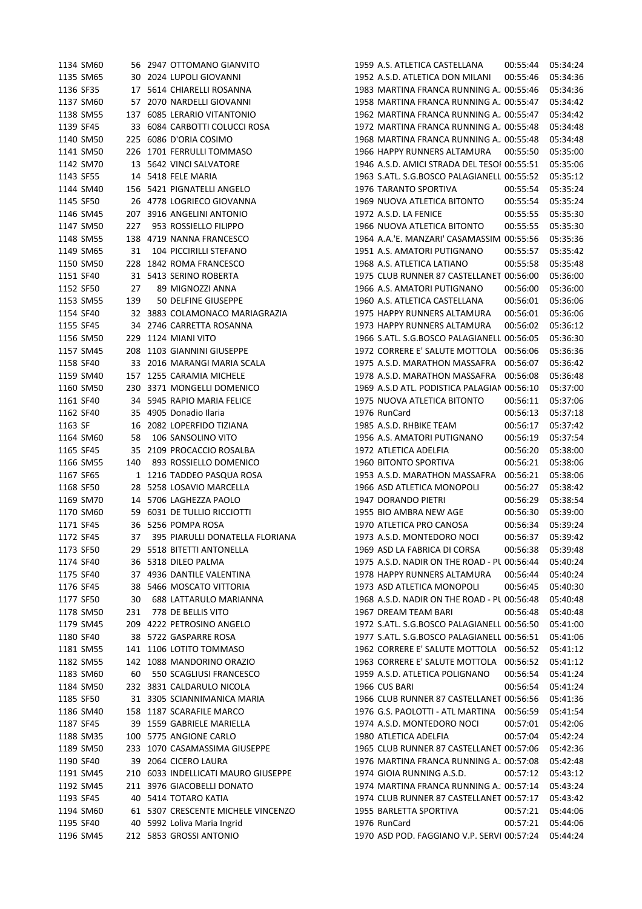| | | | | | | | | |
|---|---|---|---|---|---|---|---|---|
| 1134 | SM60 | 56 | 2947 | OTTOMANO GIANVITO | 1959 | A.S. ATLETICA CASTELLANA | 00:55:44 | 05:34:24 |
| 1135 | SM65 | 30 | 2024 | LUPOLI GIOVANNI | 1952 | A.S.D. ATLETICA DON MILANI | 00:55:46 | 05:34:36 |
| 1136 | SF35 | 17 | 5614 | CHIARELLI ROSANNA | 1983 | MARTINA FRANCA RUNNING A. | 00:55:46 | 05:34:36 |
| 1137 | SM60 | 57 | 2070 | NARDELLI GIOVANNI | 1958 | MARTINA FRANCA RUNNING A. | 00:55:47 | 05:34:42 |
| 1138 | SM55 | 137 | 6085 | LERARIO VITANTONIO | 1962 | MARTINA FRANCA RUNNING A. | 00:55:47 | 05:34:42 |
| 1139 | SF45 | 33 | 6084 | CARBOTTI COLUCCI ROSA | 1972 | MARTINA FRANCA RUNNING A. | 00:55:48 | 05:34:48 |
| 1140 | SM50 | 225 | 6086 | D'ORIA COSIMO | 1968 | MARTINA FRANCA RUNNING A. | 00:55:48 | 05:34:48 |
| 1141 | SM50 | 226 | 1701 | FERRULLI TOMMASO | 1966 | HAPPY RUNNERS ALTAMURA | 00:55:50 | 05:35:00 |
| 1142 | SM70 | 13 | 5642 | VINCI SALVATORE | 1946 | A.S.D. AMICI STRADA DEL TESOI | 00:55:51 | 05:35:06 |
| 1143 | SF55 | 14 | 5418 | FELE MARIA | 1963 | S.ATL. S.G.BOSCO PALAGIANELL | 00:55:52 | 05:35:12 |
| 1144 | SM40 | 156 | 5421 | PIGNATELLI ANGELO | 1976 | TARANTO SPORTIVA | 00:55:54 | 05:35:24 |
| 1145 | SF50 | 26 | 4778 | LOGRIECO GIOVANNA | 1969 | NUOVA ATLETICA BITONTO | 00:55:54 | 05:35:24 |
| 1146 | SM45 | 207 | 3916 | ANGELINI ANTONIO | 1972 | A.S.D. LA FENICE | 00:55:55 | 05:35:30 |
| 1147 | SM50 | 227 | 953 | ROSSIELLO FILIPPO | 1966 | NUOVA ATLETICA BITONTO | 00:55:55 | 05:35:30 |
| 1148 | SM55 | 138 | 4719 | NANNA FRANCESCO | 1964 | A.A.'E. MANZARI' CASAMASSIM | 00:55:56 | 05:35:36 |
| 1149 | SM65 | 31 | 104 | PICCIRILLI STEFANO | 1951 | A.S. AMATORI PUTIGNANO | 00:55:57 | 05:35:42 |
| 1150 | SM50 | 228 | 1842 | ROMA FRANCESCO | 1968 | A.S. ATLETICA LATIANO | 00:55:58 | 05:35:48 |
| 1151 | SF40 | 31 | 5413 | SERINO ROBERTA | 1975 | CLUB RUNNER 87 CASTELLANET | 00:56:00 | 05:36:00 |
| 1152 | SF50 | 27 | 89 | MIGNOZZI ANNA | 1966 | A.S. AMATORI PUTIGNANO | 00:56:00 | 05:36:00 |
| 1153 | SM55 | 139 | 50 | DELFINE GIUSEPPE | 1960 | A.S. ATLETICA CASTELLANA | 00:56:01 | 05:36:06 |
| 1154 | SF40 | 32 | 3883 | COLAMONACO MARIAGRAZIA | 1975 | HAPPY RUNNERS ALTAMURA | 00:56:01 | 05:36:06 |
| 1155 | SF45 | 34 | 2746 | CARRETTA ROSANNA | 1973 | HAPPY RUNNERS ALTAMURA | 00:56:02 | 05:36:12 |
| 1156 | SM50 | 229 | 1124 | MIANI VITO | 1966 | S.ATL. S.G.BOSCO PALAGIANELL | 00:56:05 | 05:36:30 |
| 1157 | SM45 | 208 | 1103 | GIANNINI GIUSEPPE | 1972 | CORRERE E' SALUTE MOTTOLA | 00:56:06 | 05:36:36 |
| 1158 | SF40 | 33 | 2016 | MARANGI MARIA SCALA | 1975 | A.S.D. MARATHON MASSAFRA | 00:56:07 | 05:36:42 |
| 1159 | SM40 | 157 | 1255 | CARAMIA MICHELE | 1978 | A.S.D. MARATHON MASSAFRA | 00:56:08 | 05:36:48 |
| 1160 | SM50 | 230 | 3371 | MONGELLI DOMENICO | 1969 | A.S.D ATL. PODISTICA PALAGIAN | 00:56:10 | 05:37:00 |
| 1161 | SF40 | 34 | 5945 | RAPIO MARIA FELICE | 1975 | NUOVA ATLETICA BITONTO | 00:56:11 | 05:37:06 |
| 1162 | SF40 | 35 | 4905 | Donadio Ilaria | 1976 | RunCard | 00:56:13 | 05:37:18 |
| 1163 | SF | 16 | 2082 | LOPERFIDO TIZIANA | 1985 | A.S.D. RHBIKE TEAM | 00:56:17 | 05:37:42 |
| 1164 | SM60 | 58 | 106 | SANSOLINO VITO | 1956 | A.S. AMATORI PUTIGNANO | 00:56:19 | 05:37:54 |
| 1165 | SF45 | 35 | 2109 | PROCACCIO ROSALBA | 1972 | ATLETICA ADELFIA | 00:56:20 | 05:38:00 |
| 1166 | SM55 | 140 | 893 | ROSSIELLO DOMENICO | 1960 | BITONTO SPORTIVA | 00:56:21 | 05:38:06 |
| 1167 | SF65 | 1 | 1216 | TADDEO PASQUA ROSA | 1953 | A.S.D. MARATHON MASSAFRA | 00:56:21 | 05:38:06 |
| 1168 | SF50 | 28 | 5258 | LOSAVIO MARCELLA | 1966 | ASD ATLETICA MONOPOLI | 00:56:27 | 05:38:42 |
| 1169 | SM70 | 14 | 5706 | LAGHEZZA PAOLO | 1947 | DORANDO PIETRI | 00:56:29 | 05:38:54 |
| 1170 | SM60 | 59 | 6031 | DE TULLIO RICCIOTTI | 1955 | BIO AMBRA NEW AGE | 00:56:30 | 05:39:00 |
| 1171 | SF45 | 36 | 5256 | POMPA ROSA | 1970 | ATLETICA PRO CANOSA | 00:56:34 | 05:39:24 |
| 1172 | SF45 | 37 | 395 | PIARULLI DONATELLA FLORIANA | 1973 | A.S.D. MONTEDORO NOCI | 00:56:37 | 05:39:42 |
| 1173 | SF50 | 29 | 5518 | BITETTI ANTONELLA | 1969 | ASD LA FABRICA DI CORSA | 00:56:38 | 05:39:48 |
| 1174 | SF40 | 36 | 5318 | DILEO PALMA | 1975 | A.S.D. NADIR ON THE ROAD - PU | 00:56:44 | 05:40:24 |
| 1175 | SF40 | 37 | 4936 | DANTILE VALENTINA | 1978 | HAPPY RUNNERS ALTAMURA | 00:56:44 | 05:40:24 |
| 1176 | SF45 | 38 | 5466 | MOSCATO VITTORIA | 1973 | ASD ATLETICA MONOPOLI | 00:56:45 | 05:40:30 |
| 1177 | SF50 | 30 | 688 | LATTARULO MARIANNA | 1968 | A.S.D. NADIR ON THE ROAD - PU | 00:56:48 | 05:40:48 |
| 1178 | SM50 | 231 | 778 | DE BELLIS VITO | 1967 | DREAM TEAM BARI | 00:56:48 | 05:40:48 |
| 1179 | SM45 | 209 | 4222 | PETROSINO ANGELO | 1972 | S.ATL. S.G.BOSCO PALAGIANELL | 00:56:50 | 05:41:00 |
| 1180 | SF40 | 38 | 5722 | GASPARRE ROSA | 1977 | S.ATL. S.G.BOSCO PALAGIANELL | 00:56:51 | 05:41:06 |
| 1181 | SM55 | 141 | 1106 | LOTITO TOMMASO | 1962 | CORRERE E' SALUTE MOTTOLA | 00:56:52 | 05:41:12 |
| 1182 | SM55 | 142 | 1088 | MANDORINO ORAZIO | 1963 | CORRERE E' SALUTE MOTTOLA | 00:56:52 | 05:41:12 |
| 1183 | SM60 | 60 | 550 | SCAGLIUSI FRANCESCO | 1959 | A.S.D. ATLETICA POLIGNANO | 00:56:54 | 05:41:24 |
| 1184 | SM50 | 232 | 3831 | CALDARULO NICOLA | 1966 | CUS BARI | 00:56:54 | 05:41:24 |
| 1185 | SF50 | 31 | 3305 | SCIANNIMANICA MARIA | 1966 | CLUB RUNNER 87 CASTELLANET | 00:56:56 | 05:41:36 |
| 1186 | SM40 | 158 | 1187 | SCARAFILE MARCO | 1976 | G.S. PAOLOTTI - ATL MARTINA | 00:56:59 | 05:41:54 |
| 1187 | SF45 | 39 | 1559 | GABRIELE MARIELLA | 1974 | A.S.D. MONTEDORO NOCI | 00:57:01 | 05:42:06 |
| 1188 | SM35 | 100 | 5775 | ANGIONE CARLO | 1980 | ATLETICA ADELFIA | 00:57:04 | 05:42:24 |
| 1189 | SM50 | 233 | 1070 | CASAMASSIMA GIUSEPPE | 1965 | CLUB RUNNER 87 CASTELLANET | 00:57:06 | 05:42:36 |
| 1190 | SF40 | 39 | 2064 | CICERO LAURA | 1976 | MARTINA FRANCA RUNNING A. | 00:57:08 | 05:42:48 |
| 1191 | SM45 | 210 | 6033 | INDELLICATI MAURO GIUSEPPE | 1974 | GIOIA RUNNING A.S.D. | 00:57:12 | 05:43:12 |
| 1192 | SM45 | 211 | 3976 | GIACOBELLI DONATO | 1974 | MARTINA FRANCA RUNNING A. | 00:57:14 | 05:43:24 |
| 1193 | SF45 | 40 | 5414 | TOTARO KATIA | 1974 | CLUB RUNNER 87 CASTELLANET | 00:57:17 | 05:43:42 |
| 1194 | SM60 | 61 | 5307 | CRESCENTE MICHELE VINCENZO | 1955 | BARLETTA SPORTIVA | 00:57:21 | 05:44:06 |
| 1195 | SF40 | 40 | 5992 | Loliva Maria Ingrid | 1976 | RunCard | 00:57:21 | 05:44:06 |
| 1196 | SM45 | 212 | 5853 | GROSSI ANTONIO | 1970 | ASD POD. FAGGIANO V.P. SERVI | 00:57:24 | 05:44:24 |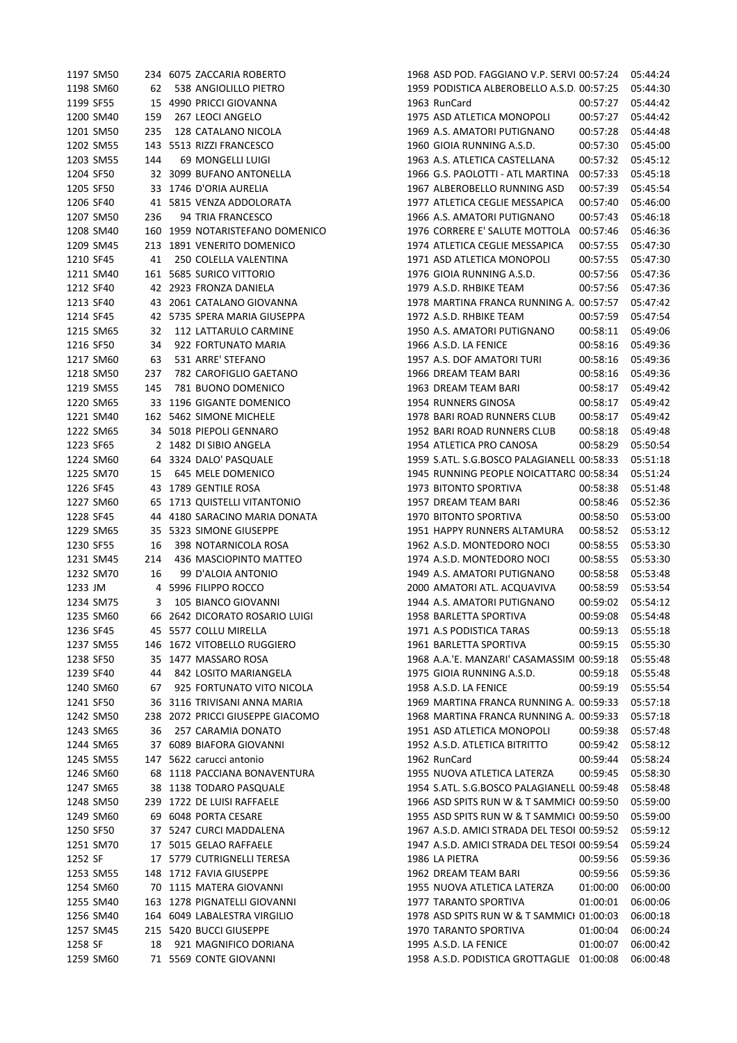| | | | | | | | | |
|---|---|---|---|---|---|---|---|---|
| 1197 | SM50 | 234 | 6075 | ZACCARIA ROBERTO | 1968 | ASD POD. FAGGIANO V.P. SERVI | 00:57:24 | 05:44:24 |
| 1198 | SM60 | 62 | 538 | ANGIOLILLO PIETRO | 1959 | PODISTICA ALBEROBELLO A.S.D. | 00:57:25 | 05:44:30 |
| 1199 | SF55 | 15 | 4990 | PRICCI GIOVANNA | 1963 | RunCard | 00:57:27 | 05:44:42 |
| 1200 | SM40 | 159 | 267 | LEOCI ANGELO | 1975 | ASD ATLETICA MONOPOLI | 00:57:27 | 05:44:42 |
| 1201 | SM50 | 235 | 128 | CATALANO NICOLA | 1969 | A.S. AMATORI PUTIGNANO | 00:57:28 | 05:44:48 |
| 1202 | SM55 | 143 | 5513 | RIZZI FRANCESCO | 1960 | GIOIA RUNNING A.S.D. | 00:57:30 | 05:45:00 |
| 1203 | SM55 | 144 | 69 | MONGELLI LUIGI | 1963 | A.S. ATLETICA CASTELLANA | 00:57:32 | 05:45:12 |
| 1204 | SF50 | 32 | 3099 | BUFANO ANTONELLA | 1966 | G.S. PAOLOTTI - ATL MARTINA | 00:57:33 | 05:45:18 |
| 1205 | SF50 | 33 | 1746 | D'ORIA AURELIA | 1967 | ALBEROBELLO RUNNING ASD | 00:57:39 | 05:45:54 |
| 1206 | SF40 | 41 | 5815 | VENZA ADDOLORATA | 1977 | ATLETICA CEGLIE MESSAPICA | 00:57:40 | 05:46:00 |
| 1207 | SM50 | 236 | 94 | TRIA FRANCESCO | 1966 | A.S. AMATORI PUTIGNANO | 00:57:43 | 05:46:18 |
| 1208 | SM40 | 160 | 1959 | NOTARISTEFANO DOMENICO | 1976 | CORRERE E' SALUTE MOTTOLA | 00:57:46 | 05:46:36 |
| 1209 | SM45 | 213 | 1891 | VENERITO DOMENICO | 1974 | ATLETICA CEGLIE MESSAPICA | 00:57:55 | 05:47:30 |
| 1210 | SF45 | 41 | 250 | COLELLA VALENTINA | 1971 | ASD ATLETICA MONOPOLI | 00:57:55 | 05:47:30 |
| 1211 | SM40 | 161 | 5685 | SURICO VITTORIO | 1976 | GIOIA RUNNING A.S.D. | 00:57:56 | 05:47:36 |
| 1212 | SF40 | 42 | 2923 | FRONZA DANIELA | 1979 | A.S.D. RHBIKE TEAM | 00:57:56 | 05:47:36 |
| 1213 | SF40 | 43 | 2061 | CATALANO GIOVANNA | 1978 | MARTINA FRANCA RUNNING A. | 00:57:57 | 05:47:42 |
| 1214 | SF45 | 42 | 5735 | SPERA MARIA GIUSEPPA | 1972 | A.S.D. RHBIKE TEAM | 00:57:59 | 05:47:54 |
| 1215 | SM65 | 32 | 112 | LATTARULO CARMINE | 1950 | A.S. AMATORI PUTIGNANO | 00:58:11 | 05:49:06 |
| 1216 | SF50 | 34 | 922 | FORTUNATO MARIA | 1966 | A.S.D. LA FENICE | 00:58:16 | 05:49:36 |
| 1217 | SM60 | 63 | 531 | ARRE' STEFANO | 1957 | A.S. DOF AMATORI TURI | 00:58:16 | 05:49:36 |
| 1218 | SM50 | 237 | 782 | CAROFIGLIO GAETANO | 1966 | DREAM TEAM BARI | 00:58:16 | 05:49:36 |
| 1219 | SM55 | 145 | 781 | BUONO DOMENICO | 1963 | DREAM TEAM BARI | 00:58:17 | 05:49:42 |
| 1220 | SM65 | 33 | 1196 | GIGANTE DOMENICO | 1954 | RUNNERS GINOSA | 00:58:17 | 05:49:42 |
| 1221 | SM40 | 162 | 5462 | SIMONE MICHELE | 1978 | BARI ROAD RUNNERS CLUB | 00:58:17 | 05:49:42 |
| 1222 | SM65 | 34 | 5018 | PIEPOLI GENNARO | 1952 | BARI ROAD RUNNERS CLUB | 00:58:18 | 05:49:48 |
| 1223 | SF65 | 2 | 1482 | DI SIBIO ANGELA | 1954 | ATLETICA PRO CANOSA | 00:58:29 | 05:50:54 |
| 1224 | SM60 | 64 | 3324 | DALO' PASQUALE | 1959 | S.ATL. S.G.BOSCO PALAGIANELL | 00:58:33 | 05:51:18 |
| 1225 | SM70 | 15 | 645 | MELE DOMENICO | 1945 | RUNNING PEOPLE NOICATTARO | 00:58:34 | 05:51:24 |
| 1226 | SF45 | 43 | 1789 | GENTILE ROSA | 1973 | BITONTO SPORTIVA | 00:58:38 | 05:51:48 |
| 1227 | SM60 | 65 | 1713 | QUISTELLI VITANTONIO | 1957 | DREAM TEAM BARI | 00:58:46 | 05:52:36 |
| 1228 | SF45 | 44 | 4180 | SARACINO MARIA DONATA | 1970 | BITONTO SPORTIVA | 00:58:50 | 05:53:00 |
| 1229 | SM65 | 35 | 5323 | SIMONE GIUSEPPE | 1951 | HAPPY RUNNERS ALTAMURA | 00:58:52 | 05:53:12 |
| 1230 | SF55 | 16 | 398 | NOTARNICOLA ROSA | 1962 | A.S.D. MONTEDORO NOCI | 00:58:55 | 05:53:30 |
| 1231 | SM45 | 214 | 436 | MASCIOPINTO MATTEO | 1974 | A.S.D. MONTEDORO NOCI | 00:58:55 | 05:53:30 |
| 1232 | SM70 | 16 | 99 | D'ALOIA ANTONIO | 1949 | A.S. AMATORI PUTIGNANO | 00:58:58 | 05:53:48 |
| 1233 | JM | 4 | 5996 | FILIPPO ROCCO | 2000 | AMATORI ATL. ACQUAVIVA | 00:58:59 | 05:53:54 |
| 1234 | SM75 | 3 | 105 | BIANCO GIOVANNI | 1944 | A.S. AMATORI PUTIGNANO | 00:59:02 | 05:54:12 |
| 1235 | SM60 | 66 | 2642 | DICORATO ROSARIO LUIGI | 1958 | BARLETTA SPORTIVA | 00:59:08 | 05:54:48 |
| 1236 | SF45 | 45 | 5577 | COLLU MIRELLA | 1971 | A.S PODISTICA TARAS | 00:59:13 | 05:55:18 |
| 1237 | SM55 | 146 | 1672 | VITOBELLO RUGGIERO | 1961 | BARLETTA SPORTIVA | 00:59:15 | 05:55:30 |
| 1238 | SF50 | 35 | 1477 | MASSARO ROSA | 1968 | A.A.'E. MANZARI' CASAMASSIM | 00:59:18 | 05:55:48 |
| 1239 | SF40 | 44 | 842 | LOSITO MARIANGELA | 1975 | GIOIA RUNNING A.S.D. | 00:59:18 | 05:55:48 |
| 1240 | SM60 | 67 | 925 | FORTUNATO VITO NICOLA | 1958 | A.S.D. LA FENICE | 00:59:19 | 05:55:54 |
| 1241 | SF50 | 36 | 3116 | TRIVISANI ANNA MARIA | 1969 | MARTINA FRANCA RUNNING A. | 00:59:33 | 05:57:18 |
| 1242 | SM50 | 238 | 2072 | PRICCI GIUSEPPE GIACOMO | 1968 | MARTINA FRANCA RUNNING A. | 00:59:33 | 05:57:18 |
| 1243 | SM65 | 36 | 257 | CARAMIA DONATO | 1951 | ASD ATLETICA MONOPOLI | 00:59:38 | 05:57:48 |
| 1244 | SM65 | 37 | 6089 | BIAFORA GIOVANNI | 1952 | A.S.D. ATLETICA BITRITTO | 00:59:42 | 05:58:12 |
| 1245 | SM55 | 147 | 5622 | carucci antonio | 1962 | RunCard | 00:59:44 | 05:58:24 |
| 1246 | SM60 | 68 | 1118 | PACCIANA BONAVENTURA | 1955 | NUOVA ATLETICA LATERZA | 00:59:45 | 05:58:30 |
| 1247 | SM65 | 38 | 1138 | TODARO PASQUALE | 1954 | S.ATL. S.G.BOSCO PALAGIANELL | 00:59:48 | 05:58:48 |
| 1248 | SM50 | 239 | 1722 | DE LUISI RAFFAELE | 1966 | ASD SPITS RUN W & T SAMMICH | 00:59:50 | 05:59:00 |
| 1249 | SM60 | 69 | 6048 | PORTA CESARE | 1955 | ASD SPITS RUN W & T SAMMICH | 00:59:50 | 05:59:00 |
| 1250 | SF50 | 37 | 5247 | CURCI MADDALENA | 1967 | A.S.D. AMICI STRADA DEL TESOI | 00:59:52 | 05:59:12 |
| 1251 | SM70 | 17 | 5015 | GELAO RAFFAELE | 1947 | A.S.D. AMICI STRADA DEL TESOI | 00:59:54 | 05:59:24 |
| 1252 | SF | 17 | 5779 | CUTRIGNELLI TERESA | 1986 | LA PIETRA | 00:59:56 | 05:59:36 |
| 1253 | SM55 | 148 | 1712 | FAVIA GIUSEPPE | 1962 | DREAM TEAM BARI | 00:59:56 | 05:59:36 |
| 1254 | SM60 | 70 | 1115 | MATERA GIOVANNI | 1955 | NUOVA ATLETICA LATERZA | 01:00:00 | 06:00:00 |
| 1255 | SM40 | 163 | 1278 | PIGNATELLI GIOVANNI | 1977 | TARANTO SPORTIVA | 01:00:01 | 06:00:06 |
| 1256 | SM40 | 164 | 6049 | LABALESTRA VIRGILIO | 1978 | ASD SPITS RUN W & T SAMMICH | 01:00:03 | 06:00:18 |
| 1257 | SM45 | 215 | 5420 | BUCCI GIUSEPPE | 1970 | TARANTO SPORTIVA | 01:00:04 | 06:00:24 |
| 1258 | SF | 18 | 921 | MAGNIFICO DORIANA | 1995 | A.S.D. LA FENICE | 01:00:07 | 06:00:42 |
| 1259 | SM60 | 71 | 5569 | CONTE GIOVANNI | 1958 | A.S.D. PODISTICA GROTTAGLIE | 01:00:08 | 06:00:48 |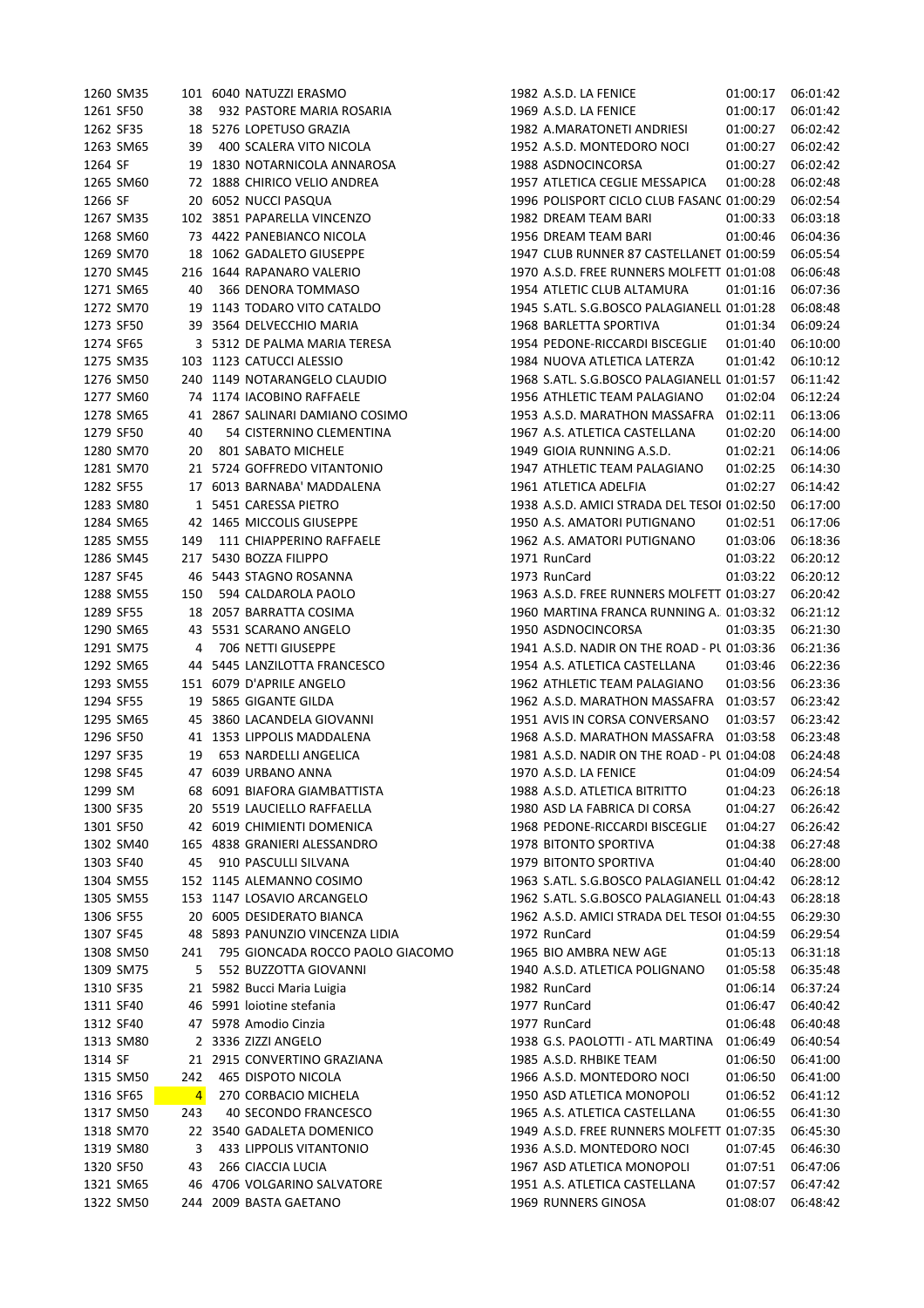| | | | | | | | | |
|---|---|---|---|---|---|---|---|---|
| 1260 | SM35 | 101 | 6040 | NATUZZI ERASMO | 1982 | A.S.D. LA FENICE | 01:00:17 | 06:01:42 |
| 1261 | SF50 | 38 | 932 | PASTORE MARIA ROSARIA | 1969 | A.S.D. LA FENICE | 01:00:17 | 06:01:42 |
| 1262 | SF35 | 18 | 5276 | LOPETUSO GRAZIA | 1982 | A.MARATONETI ANDRIESI | 01:00:27 | 06:02:42 |
| 1263 | SM65 | 39 | 400 | SCALERA VITO NICOLA | 1952 | A.S.D. MONTEDORO NOCI | 01:00:27 | 06:02:42 |
| 1264 | SF | 19 | 1830 | NOTARNICOLA ANNAROSA | 1988 | ASDNOCINCORSA | 01:00:27 | 06:02:42 |
| 1265 | SM60 | 72 | 1888 | CHIRICO VELIO ANDREA | 1957 | ATLETICA CEGLIE MESSAPICA | 01:00:28 | 06:02:48 |
| 1266 | SF | 20 | 6052 | NUCCI PASQUA | 1996 | POLISPORT CICLO CLUB FASANC | 01:00:29 | 06:02:54 |
| 1267 | SM35 | 102 | 3851 | PAPARELLA VINCENZO | 1982 | DREAM TEAM BARI | 01:00:33 | 06:03:18 |
| 1268 | SM60 | 73 | 4422 | PANEBIANCO NICOLA | 1956 | DREAM TEAM BARI | 01:00:46 | 06:04:36 |
| 1269 | SM70 | 18 | 1062 | GADALETO GIUSEPPE | 1947 | CLUB RUNNER 87 CASTELLANET | 01:00:59 | 06:05:54 |
| 1270 | SM45 | 216 | 1644 | RAPANARO VALERIO | 1970 | A.S.D. FREE RUNNERS MOLFETT | 01:01:08 | 06:06:48 |
| 1271 | SM65 | 40 | 366 | DENORA TOMMASO | 1954 | ATLETIC CLUB ALTAMURA | 01:01:16 | 06:07:36 |
| 1272 | SM70 | 19 | 1143 | TODARO VITO CATALDO | 1945 | S.ATL. S.G.BOSCO PALAGIANELL | 01:01:28 | 06:08:48 |
| 1273 | SF50 | 39 | 3564 | DELVECCHIO MARIA | 1968 | BARLETTA SPORTIVA | 01:01:34 | 06:09:24 |
| 1274 | SF65 | 3 | 5312 | DE PALMA MARIA TERESA | 1954 | PEDONE-RICCARDI BISCEGLIE | 01:01:40 | 06:10:00 |
| 1275 | SM35 | 103 | 1123 | CATUCCI ALESSIO | 1984 | NUOVA ATLETICA LATERZA | 01:01:42 | 06:10:12 |
| 1276 | SM50 | 240 | 1149 | NOTARANGELO CLAUDIO | 1968 | S.ATL. S.G.BOSCO PALAGIANELL | 01:01:57 | 06:11:42 |
| 1277 | SM60 | 74 | 1174 | IACOBINO RAFFAELE | 1956 | ATHLETIC TEAM PALAGIANO | 01:02:04 | 06:12:24 |
| 1278 | SM65 | 41 | 2867 | SALINARI DAMIANO COSIMO | 1953 | A.S.D. MARATHON MASSAFRA | 01:02:11 | 06:13:06 |
| 1279 | SF50 | 40 | 54 | CISTERNINO CLEMENTINA | 1967 | A.S. ATLETICA CASTELLANA | 01:02:20 | 06:14:00 |
| 1280 | SM70 | 20 | 801 | SABATO MICHELE | 1949 | GIOIA RUNNING A.S.D. | 01:02:21 | 06:14:06 |
| 1281 | SM70 | 21 | 5724 | GOFFREDO VITANTONIO | 1947 | ATHLETIC TEAM PALAGIANO | 01:02:25 | 06:14:30 |
| 1282 | SF55 | 17 | 6013 | BARNABA' MADDALENA | 1961 | ATLETICA ADELFIA | 01:02:27 | 06:14:42 |
| 1283 | SM80 | 1 | 5451 | CARESSA PIETRO | 1938 | A.S.D. AMICI STRADA DEL TESOI | 01:02:50 | 06:17:00 |
| 1284 | SM65 | 42 | 1465 | MICCOLIS GIUSEPPE | 1950 | A.S. AMATORI PUTIGNANO | 01:02:51 | 06:17:06 |
| 1285 | SM55 | 149 | 111 | CHIAPPERINO RAFFAELE | 1962 | A.S. AMATORI PUTIGNANO | 01:03:06 | 06:18:36 |
| 1286 | SM45 | 217 | 5430 | BOZZA FILIPPO | 1971 | RunCard | 01:03:22 | 06:20:12 |
| 1287 | SF45 | 46 | 5443 | STAGNO ROSANNA | 1973 | RunCard | 01:03:22 | 06:20:12 |
| 1288 | SM55 | 150 | 594 | CALDAROLA PAOLO | 1963 | A.S.D. FREE RUNNERS MOLFETT | 01:03:27 | 06:20:42 |
| 1289 | SF55 | 18 | 2057 | BARRATTA COSIMA | 1960 | MARTINA FRANCA RUNNING A. | 01:03:32 | 06:21:12 |
| 1290 | SM65 | 43 | 5531 | SCARANO ANGELO | 1950 | ASDNOCINCORSA | 01:03:35 | 06:21:30 |
| 1291 | SM75 | 4 | 706 | NETTI GIUSEPPE | 1941 | A.S.D. NADIR ON THE ROAD - PU | 01:03:36 | 06:21:36 |
| 1292 | SM65 | 44 | 5445 | LANZILOTTA FRANCESCO | 1954 | A.S. ATLETICA CASTELLANA | 01:03:46 | 06:22:36 |
| 1293 | SM55 | 151 | 6079 | D'APRILE ANGELO | 1962 | ATHLETIC TEAM PALAGIANO | 01:03:56 | 06:23:36 |
| 1294 | SF55 | 19 | 5865 | GIGANTE GILDA | 1962 | A.S.D. MARATHON MASSAFRA | 01:03:57 | 06:23:42 |
| 1295 | SM65 | 45 | 3860 | LACANDELA GIOVANNI | 1951 | AVIS IN CORSA CONVERSANO | 01:03:57 | 06:23:42 |
| 1296 | SF50 | 41 | 1353 | LIPPOLIS MADDALENA | 1968 | A.S.D. MARATHON MASSAFRA | 01:03:58 | 06:23:48 |
| 1297 | SF35 | 19 | 653 | NARDELLI ANGELICA | 1981 | A.S.D. NADIR ON THE ROAD - PU | 01:04:08 | 06:24:48 |
| 1298 | SF45 | 47 | 6039 | URBANO ANNA | 1970 | A.S.D. LA FENICE | 01:04:09 | 06:24:54 |
| 1299 | SM | 68 | 6091 | BIAFORA GIAMBATTISTA | 1988 | A.S.D. ATLETICA BITRITTO | 01:04:23 | 06:26:18 |
| 1300 | SF35 | 20 | 5519 | LAUCIELLO RAFFAELLA | 1980 | ASD LA FABRICA DI CORSA | 01:04:27 | 06:26:42 |
| 1301 | SF50 | 42 | 6019 | CHIMIENTI DOMENICA | 1968 | PEDONE-RICCARDI BISCEGLIE | 01:04:27 | 06:26:42 |
| 1302 | SM40 | 165 | 4838 | GRANIERI ALESSANDRO | 1978 | BITONTO SPORTIVA | 01:04:38 | 06:27:48 |
| 1303 | SF40 | 45 | 910 | PASCULLI SILVANA | 1979 | BITONTO SPORTIVA | 01:04:40 | 06:28:00 |
| 1304 | SM55 | 152 | 1145 | ALEMANNO COSIMO | 1963 | S.ATL. S.G.BOSCO PALAGIANELL | 01:04:42 | 06:28:12 |
| 1305 | SM55 | 153 | 1147 | LOSAVIO ARCANGELO | 1962 | S.ATL. S.G.BOSCO PALAGIANELL | 01:04:43 | 06:28:18 |
| 1306 | SF55 | 20 | 6005 | DESIDERATO BIANCA | 1962 | A.S.D. AMICI STRADA DEL TESOI | 01:04:55 | 06:29:30 |
| 1307 | SF45 | 48 | 5893 | PANUNZIO VINCENZA LIDIA | 1972 | RunCard | 01:04:59 | 06:29:54 |
| 1308 | SM50 | 241 | 795 | GIONCADA ROCCO PAOLO GIACOMO | 1965 | BIO AMBRA NEW AGE | 01:05:13 | 06:31:18 |
| 1309 | SM75 | 5 | 552 | BUZZOTTA GIOVANNI | 1940 | A.S.D. ATLETICA POLIGNANO | 01:05:58 | 06:35:48 |
| 1310 | SF35 | 21 | 5982 | Bucci Maria Luigia | 1982 | RunCard | 01:06:14 | 06:37:24 |
| 1311 | SF40 | 46 | 5991 | loiotine stefania | 1977 | RunCard | 01:06:47 | 06:40:42 |
| 1312 | SF40 | 47 | 5978 | Amodio Cinzia | 1977 | RunCard | 01:06:48 | 06:40:48 |
| 1313 | SM80 | 2 | 3336 | ZIZZI ANGELO | 1938 | G.S. PAOLOTTI - ATL MARTINA | 01:06:49 | 06:40:54 |
| 1314 | SF | 21 | 2915 | CONVERTINO GRAZIANA | 1985 | A.S.D. RHBIKE TEAM | 01:06:50 | 06:41:00 |
| 1315 | SM50 | 242 | 465 | DISPOTO NICOLA | 1966 | A.S.D. MONTEDORO NOCI | 01:06:50 | 06:41:00 |
| 1316 | SF65 | 4 | 270 | CORBACIO MICHELA | 1950 | ASD ATLETICA MONOPOLI | 01:06:52 | 06:41:12 |
| 1317 | SM50 | 243 | 40 | SECONDO FRANCESCO | 1965 | A.S. ATLETICA CASTELLANA | 01:06:55 | 06:41:30 |
| 1318 | SM70 | 22 | 3540 | GADALETA DOMENICO | 1949 | A.S.D. FREE RUNNERS MOLFETT | 01:07:35 | 06:45:30 |
| 1319 | SM80 | 3 | 433 | LIPPOLIS VITANTONIO | 1936 | A.S.D. MONTEDORO NOCI | 01:07:45 | 06:46:30 |
| 1320 | SF50 | 43 | 266 | CIACCIA LUCIA | 1967 | ASD ATLETICA MONOPOLI | 01:07:51 | 06:47:06 |
| 1321 | SM65 | 46 | 4706 | VOLGARINO SALVATORE | 1951 | A.S. ATLETICA CASTELLANA | 01:07:57 | 06:47:42 |
| 1322 | SM50 | 244 | 2009 | BASTA GAETANO | 1969 | RUNNERS GINOSA | 01:08:07 | 06:48:42 |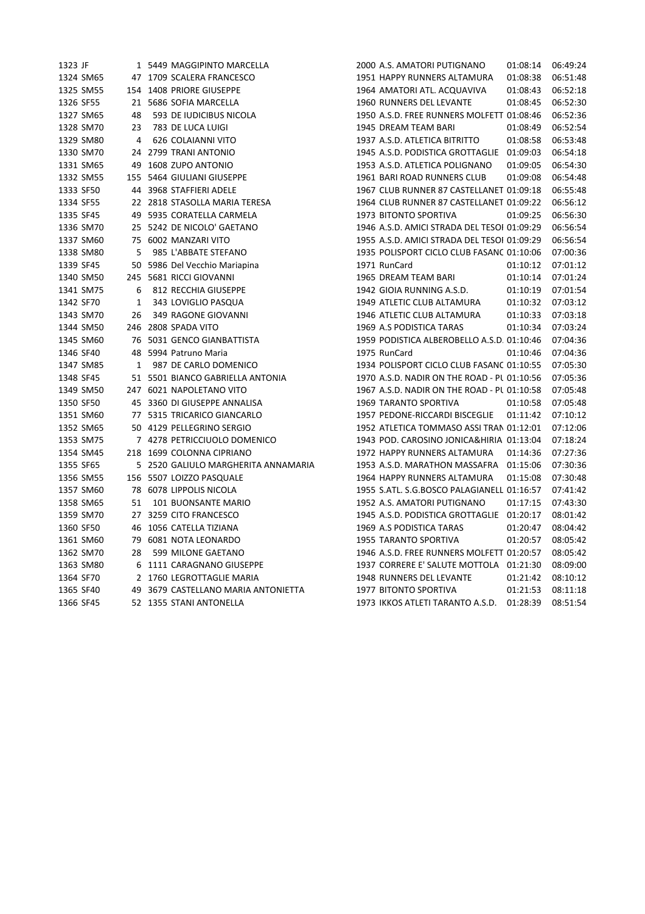| | | | | | | | | |
|---|---|---|---|---|---|---|---|---|
| 1323 | JF | 1 | 5449 | MAGGIPINTO MARCELLA | 2000 | A.S. AMATORI PUTIGNANO | 01:08:14 | 06:49:24 |
| 1324 | SM65 | 47 | 1709 | SCALERA FRANCESCO | 1951 | HAPPY RUNNERS ALTAMURA | 01:08:38 | 06:51:48 |
| 1325 | SM55 | 154 | 1408 | PRIORE GIUSEPPE | 1964 | AMATORI ATL. ACQUAVIVA | 01:08:43 | 06:52:18 |
| 1326 | SF55 | 21 | 5686 | SOFIA MARCELLA | 1960 | RUNNERS DEL LEVANTE | 01:08:45 | 06:52:30 |
| 1327 | SM65 | 48 | 593 | DE IUDICIBUS NICOLA | 1950 | A.S.D. FREE RUNNERS MOLFETT | 01:08:46 | 06:52:36 |
| 1328 | SM70 | 23 | 783 | DE LUCA LUIGI | 1945 | DREAM TEAM BARI | 01:08:49 | 06:52:54 |
| 1329 | SM80 | 4 | 626 | COLAIANNI VITO | 1937 | A.S.D. ATLETICA BITRITTO | 01:08:58 | 06:53:48 |
| 1330 | SM70 | 24 | 2799 | TRANI ANTONIO | 1945 | A.S.D. PODISTICA GROTTAGLIE | 01:09:03 | 06:54:18 |
| 1331 | SM65 | 49 | 1608 | ZUPO ANTONIO | 1953 | A.S.D. ATLETICA POLIGNANO | 01:09:05 | 06:54:30 |
| 1332 | SM55 | 155 | 5464 | GIULIANI GIUSEPPE | 1961 | BARI ROAD RUNNERS CLUB | 01:09:08 | 06:54:48 |
| 1333 | SF50 | 44 | 3968 | STAFFIERI ADELE | 1967 | CLUB RUNNER 87 CASTELLANET | 01:09:18 | 06:55:48 |
| 1334 | SF55 | 22 | 2818 | STASOLLA MARIA TERESA | 1964 | CLUB RUNNER 87 CASTELLANET | 01:09:22 | 06:56:12 |
| 1335 | SF45 | 49 | 5935 | CORATELLA CARMELA | 1973 | BITONTO SPORTIVA | 01:09:25 | 06:56:30 |
| 1336 | SM70 | 25 | 5242 | DE NICOLO' GAETANO | 1946 | A.S.D. AMICI STRADA DEL TESOI | 01:09:29 | 06:56:54 |
| 1337 | SM60 | 75 | 6002 | MANZARI VITO | 1955 | A.S.D. AMICI STRADA DEL TESOI | 01:09:29 | 06:56:54 |
| 1338 | SM80 | 5 | 985 | L'ABBATE STEFANO | 1935 | POLISPORT CICLO CLUB FASANC | 01:10:06 | 07:00:36 |
| 1339 | SF45 | 50 | 5986 | Del Vecchio Mariapina | 1971 | RunCard | 01:10:12 | 07:01:12 |
| 1340 | SM50 | 245 | 5681 | RICCI GIOVANNI | 1965 | DREAM TEAM BARI | 01:10:14 | 07:01:24 |
| 1341 | SM75 | 6 | 812 | RECCHIA GIUSEPPE | 1942 | GIOIA RUNNING A.S.D. | 01:10:19 | 07:01:54 |
| 1342 | SF70 | 1 | 343 | LOVIGLIO PASQUA | 1949 | ATLETIC CLUB ALTAMURA | 01:10:32 | 07:03:12 |
| 1343 | SM70 | 26 | 349 | RAGONE GIOVANNI | 1946 | ATLETIC CLUB ALTAMURA | 01:10:33 | 07:03:18 |
| 1344 | SM50 | 246 | 2808 | SPADA VITO | 1969 | A.S PODISTICA TARAS | 01:10:34 | 07:03:24 |
| 1345 | SM60 | 76 | 5031 | GENCO GIANBATTISTA | 1959 | PODISTICA ALBEROBELLO A.S.D. | 01:10:46 | 07:04:36 |
| 1346 | SF40 | 48 | 5994 | Patruno Maria | 1975 | RunCard | 01:10:46 | 07:04:36 |
| 1347 | SM85 | 1 | 987 | DE CARLO DOMENICO | 1934 | POLISPORT CICLO CLUB FASANC | 01:10:55 | 07:05:30 |
| 1348 | SF45 | 51 | 5501 | BIANCO GABRIELLA ANTONIA | 1970 | A.S.D. NADIR ON THE ROAD - PU | 01:10:56 | 07:05:36 |
| 1349 | SM50 | 247 | 6021 | NAPOLETANO VITO | 1967 | A.S.D. NADIR ON THE ROAD - PU | 01:10:58 | 07:05:48 |
| 1350 | SF50 | 45 | 3360 | DI GIUSEPPE ANNALISA | 1969 | TARANTO SPORTIVA | 01:10:58 | 07:05:48 |
| 1351 | SM60 | 77 | 5315 | TRICARICO GIANCARLO | 1957 | PEDONE-RICCARDI BISCEGLIE | 01:11:42 | 07:10:12 |
| 1352 | SM65 | 50 | 4129 | PELLEGRINO SERGIO | 1952 | ATLETICA TOMMASO ASSI TRAN | 01:12:01 | 07:12:06 |
| 1353 | SM75 | 7 | 4278 | PETRICCIUOLO DOMENICO | 1943 | POD. CAROSINO JONICA&HIRIA | 01:13:04 | 07:18:24 |
| 1354 | SM45 | 218 | 1699 | COLONNA CIPRIANO | 1972 | HAPPY RUNNERS ALTAMURA | 01:14:36 | 07:27:36 |
| 1355 | SF65 | 5 | 2520 | GALIULO MARGHERITA ANNAMARIA | 1953 | A.S.D. MARATHON MASSAFRA | 01:15:06 | 07:30:36 |
| 1356 | SM55 | 156 | 5507 | LOIZZO PASQUALE | 1964 | HAPPY RUNNERS ALTAMURA | 01:15:08 | 07:30:48 |
| 1357 | SM60 | 78 | 6078 | LIPPOLIS NICOLA | 1955 | S.ATL. S.G.BOSCO PALAGIANELL | 01:16:57 | 07:41:42 |
| 1358 | SM65 | 51 | 101 | BUONSANTE MARIO | 1952 | A.S. AMATORI PUTIGNANO | 01:17:15 | 07:43:30 |
| 1359 | SM70 | 27 | 3259 | CITO FRANCESCO | 1945 | A.S.D. PODISTICA GROTTAGLIE | 01:20:17 | 08:01:42 |
| 1360 | SF50 | 46 | 1056 | CATELLA TIZIANA | 1969 | A.S PODISTICA TARAS | 01:20:47 | 08:04:42 |
| 1361 | SM60 | 79 | 6081 | NOTA LEONARDO | 1955 | TARANTO SPORTIVA | 01:20:57 | 08:05:42 |
| 1362 | SM70 | 28 | 599 | MILONE GAETANO | 1946 | A.S.D. FREE RUNNERS MOLFETT | 01:20:57 | 08:05:42 |
| 1363 | SM80 | 6 | 1111 | CARAGNANO GIUSEPPE | 1937 | CORRERE E' SALUTE MOTTOLA | 01:21:30 | 08:09:00 |
| 1364 | SF70 | 2 | 1760 | LEGROTTAGLIE MARIA | 1948 | RUNNERS DEL LEVANTE | 01:21:42 | 08:10:12 |
| 1365 | SF40 | 49 | 3679 | CASTELLANO MARIA ANTONIETTA | 1977 | BITONTO SPORTIVA | 01:21:53 | 08:11:18 |
| 1366 | SF45 | 52 | 1355 | STANI ANTONELLA | 1973 | IKKOS ATLETI TARANTO A.S.D. | 01:28:39 | 08:51:54 |